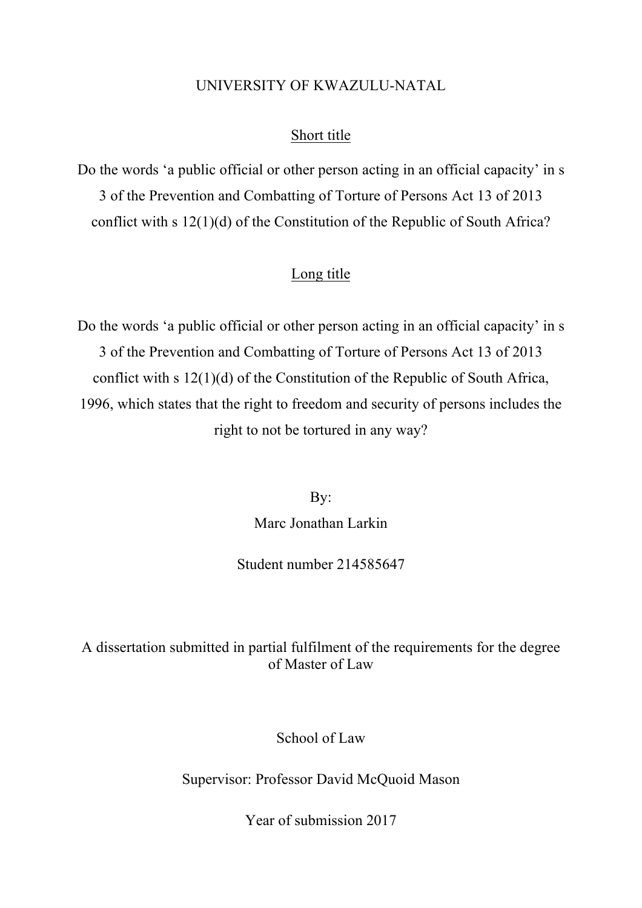# UNIVERSITY OF KWAZULU-NATAL

## Short title

Do the words 'a public official or other person acting in an official capacity' in s 3 of the Prevention and Combatting of Torture of Persons Act 13 of 2013 conflict with s 12(1)(d) of the Constitution of the Republic of South Africa?

## Long title

Do the words 'a public official or other person acting in an official capacity' in s 3 of the Prevention and Combatting of Torture of Persons Act 13 of 2013 conflict with s 12(1)(d) of the Constitution of the Republic of South Africa, 1996, which states that the right to freedom and security of persons includes the right to not be tortured in any way?

By:

Marc Jonathan Larkin

Student number 214585647

A dissertation submitted in partial fulfilment of the requirements for the degree of Master of Law

School of Law

Supervisor: Professor David McQuoid Mason

Year of submission 2017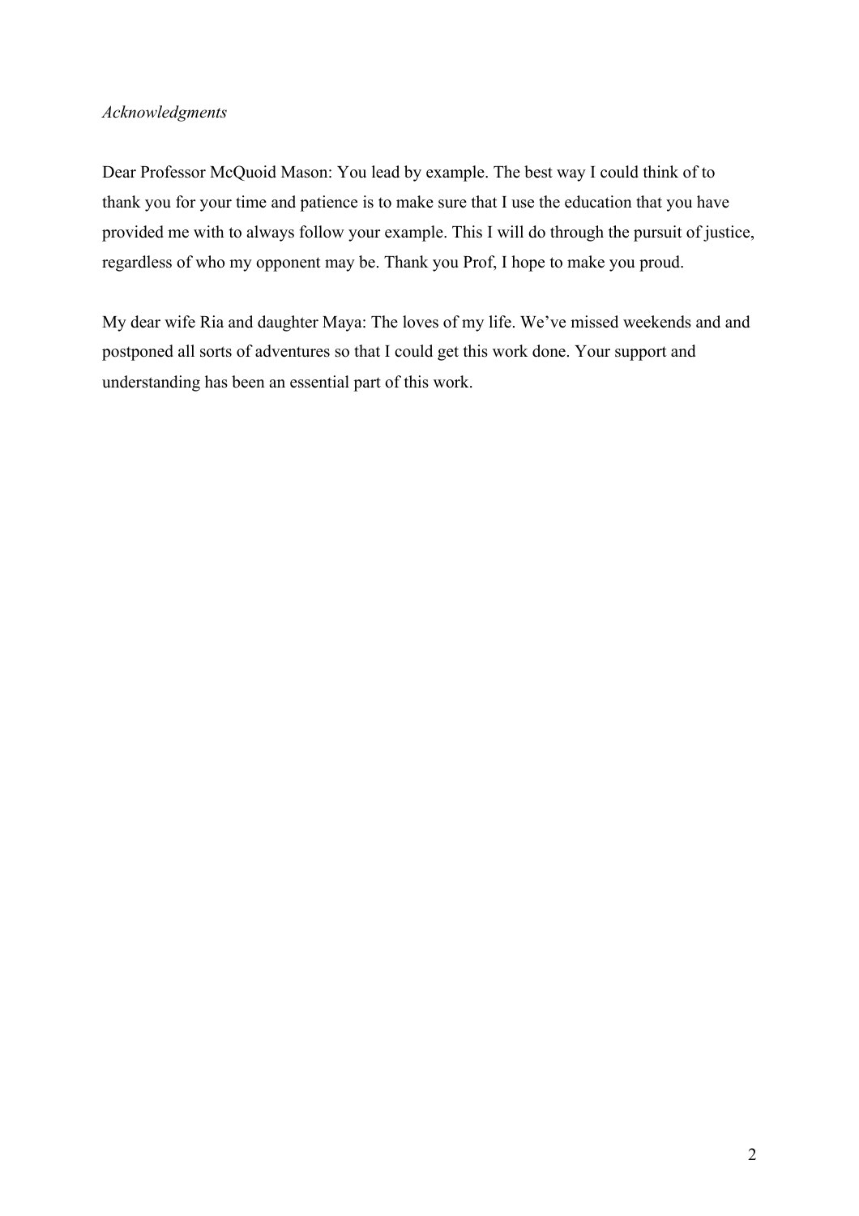*Acknowledgments*

Dear Professor McQuoid Mason: You lead by example. The best way I could think of to thank you for your time and patience is to make sure that I use the education that you have provided me with to always follow your example. This I will do through the pursuit of justice, regardless of who my opponent may be. Thank you Prof, I hope to make you proud.

My dear wife Ria and daughter Maya: The loves of my life. We've missed weekends and and postponed all sorts of adventures so that I could get this work done. Your support and understanding has been an essential part of this work.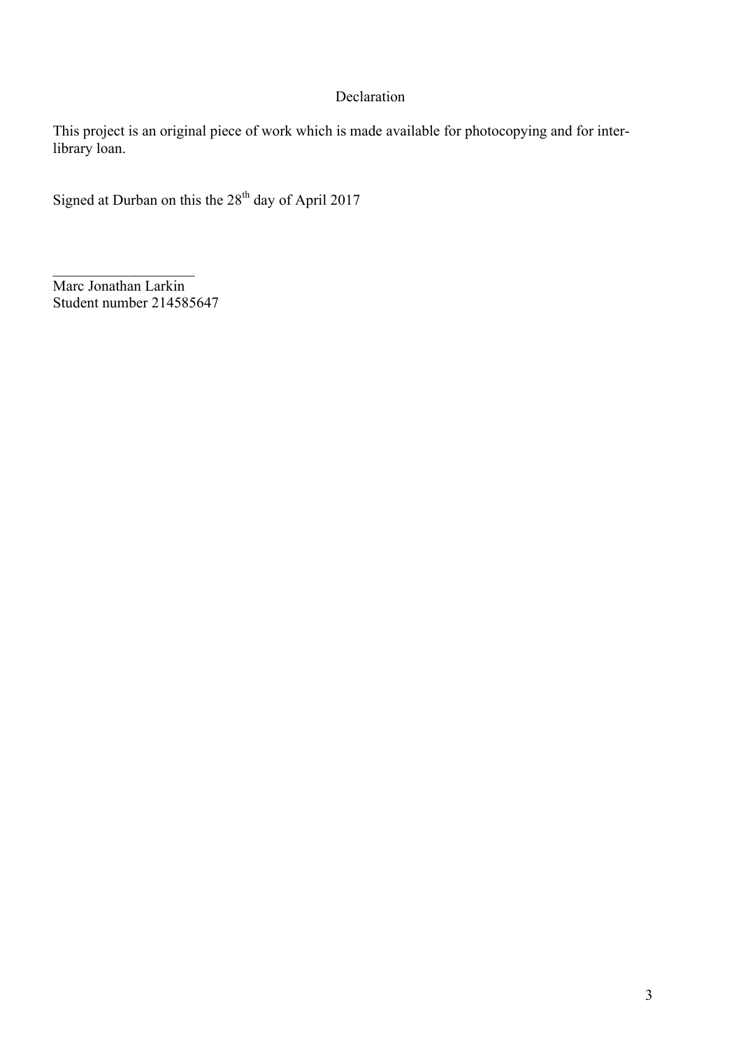# Declaration

This project is an original piece of work which is made available for photocopying and for inter-library loan.

Signed at Durban on this the 28th day of April 2017

\_\_\_\_\_\_\_\_\_\_\_\_\_\_\_\_\_\_\_

Marc Jonathan Larkin
Student number 214585647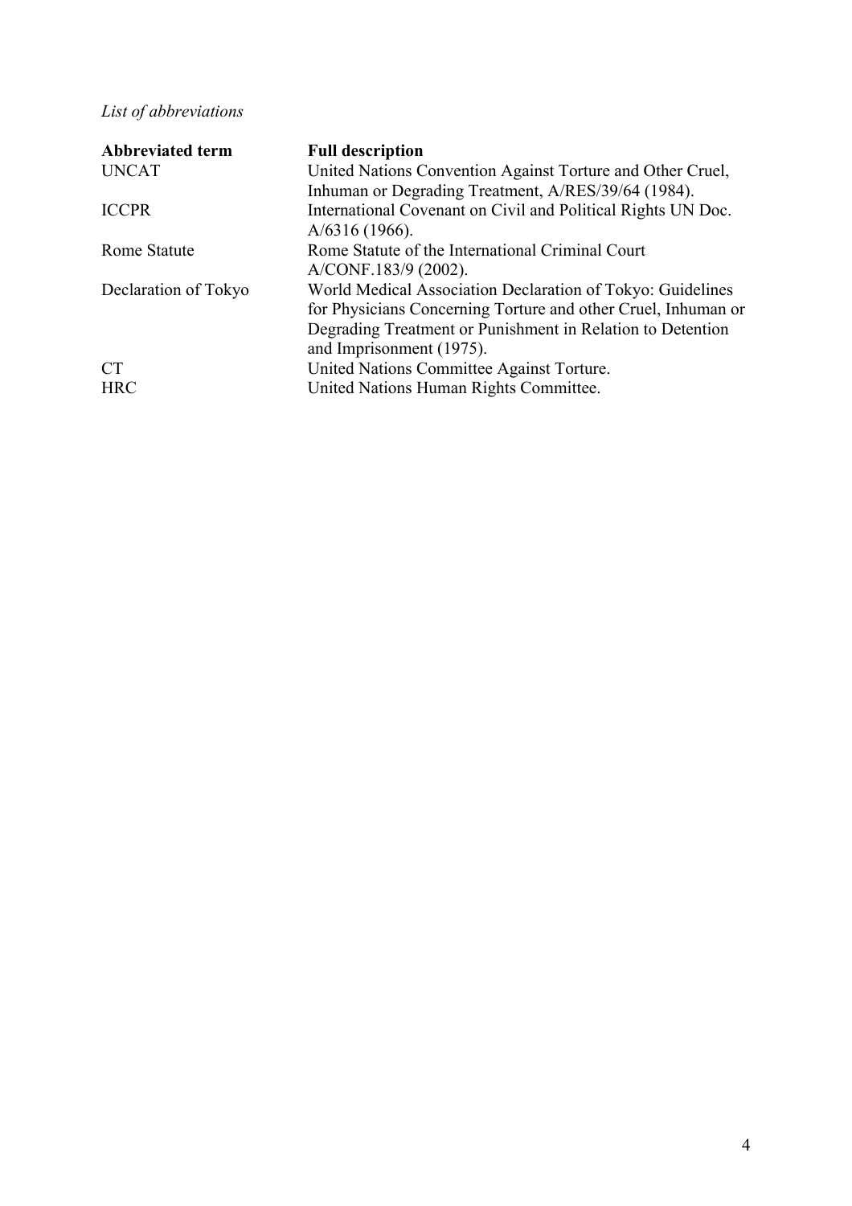*List of abbreviations*

| **Abbreviated term** | **Full description** |
| --- | --- |
| UNCAT | United Nations Convention Against Torture and Other Cruel, Inhuman or Degrading Treatment, A/RES/39/64 (1984). |
| ICCPR | International Covenant on Civil and Political Rights UN Doc. A/6316 (1966). |
| Rome Statute | Rome Statute of the International Criminal Court A/CONF.183/9 (2002). |
| Declaration of Tokyo | World Medical Association Declaration of Tokyo: Guidelines for Physicians Concerning Torture and other Cruel, Inhuman or Degrading Treatment or Punishment in Relation to Detention and Imprisonment (1975). |
| CT | United Nations Committee Against Torture. |
| HRC | United Nations Human Rights Committee. |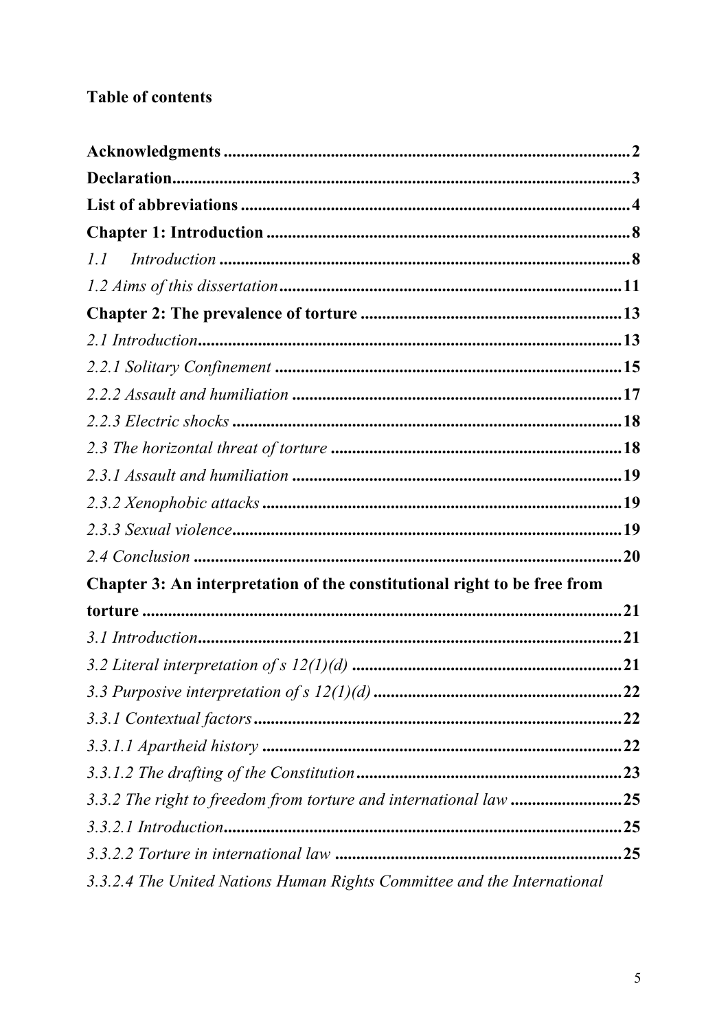**Table of contents**

**Acknowledgments** .......... **2**
**Declaration** .......... **3**
**List of abbreviations** .......... **4**
**Chapter 1: Introduction** .......... **8**
*1.1 Introduction* .......... **8**
*1.2 Aims of this dissertation* .......... **11**
**Chapter 2: The prevalence of torture** .......... **13**
*2.1 Introduction* .......... **13**
*2.2.1 Solitary Confinement* .......... **15**
*2.2.2 Assault and humiliation* .......... **17**
*2.2.3 Electric shocks* .......... **18**
*2.3 The horizontal threat of torture* .......... **18**
*2.3.1 Assault and humiliation* .......... **19**
*2.3.2 Xenophobic attacks* .......... **19**
*2.3.3 Sexual violence* .......... **19**
*2.4 Conclusion* .......... **20**
**Chapter 3: An interpretation of the constitutional right to be free from torture** .......... **21**
*3.1 Introduction* .......... **21**
*3.2 Literal interpretation of s 12(1)(d)* .......... **21**
*3.3 Purposive interpretation of s 12(1)(d)* .......... **22**
*3.3.1 Contextual factors* .......... **22**
*3.3.1.1 Apartheid history* .......... **22**
*3.3.1.2 The drafting of the Constitution* .......... **23**
*3.3.2 The right to freedom from torture and international law* .......... **25**
*3.3.2.1 Introduction* .......... **25**
*3.3.2.2 Torture in international law* .......... **25**
*3.3.2.4 The United Nations Human Rights Committee and the International*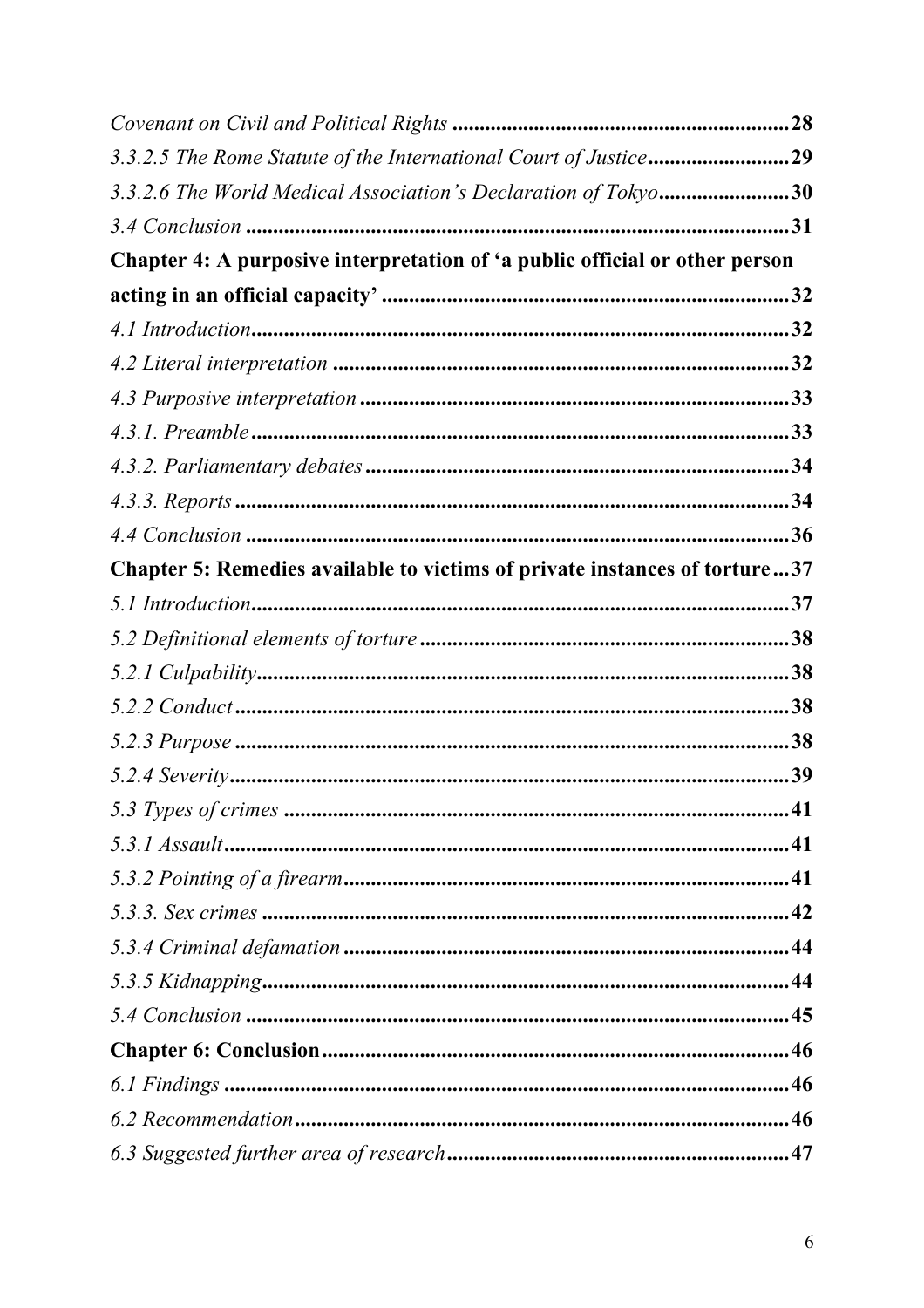*Covenant on Civil and Political Rights* ............................................................ **28**

*3.3.2.5 The Rome Statute of the International Court of Justice* .......................... **29**

*3.3.2.6 The World Medical Association's Declaration of Tokyo* ........................ **30**

*3.4 Conclusion* ..................................................................................................... **31**

**Chapter 4: A purposive interpretation of 'a public official or other person acting in an official capacity'** ............................................................................ **32**

*4.1 Introduction* ...................................................................................................... **32**

*4.2 Literal interpretation* ......................................................................................... **32**

*4.3 Purposive interpretation* ................................................................................... **33**

*4.3.1. Preamble* ......................................................................................................... **33**

*4.3.2. Parliamentary debates* ...................................................................................... **34**

*4.3.3. Reports* ............................................................................................................. **34**

*4.4 Conclusion* ........................................................................................................ **36**

**Chapter 5: Remedies available to victims of private instances of torture** ... **37**

*5.1 Introduction* ....................................................................................................... **37**

*5.2 Definitional elements of torture* ........................................................................ **38**

*5.2.1 Culpability* ....................................................................................................... **38**

*5.2.2 Conduct* ........................................................................................................... **38**

*5.2.3 Purpose* ........................................................................................................... **38**

*5.2.4 Severity* ............................................................................................................ **39**

*5.3 Types of crimes* ................................................................................................. **41**

*5.3.1 Assault* ............................................................................................................. **41**

*5.3.2 Pointing of a firearm* ........................................................................................ **41**

*5.3.3. Sex crimes* ....................................................................................................... **42**

*5.3.4 Criminal defamation* ........................................................................................ **44**

*5.3.5 Kidnapping* ...................................................................................................... **44**

*5.4 Conclusion* ........................................................................................................ **45**

**Chapter 6: Conclusion** ......................................................................................... **46**

*6.1 Findings* ............................................................................................................. **46**

*6.2 Recommendation* ............................................................................................... **46**

*6.3 Suggested further area of research* .................................................................. **47**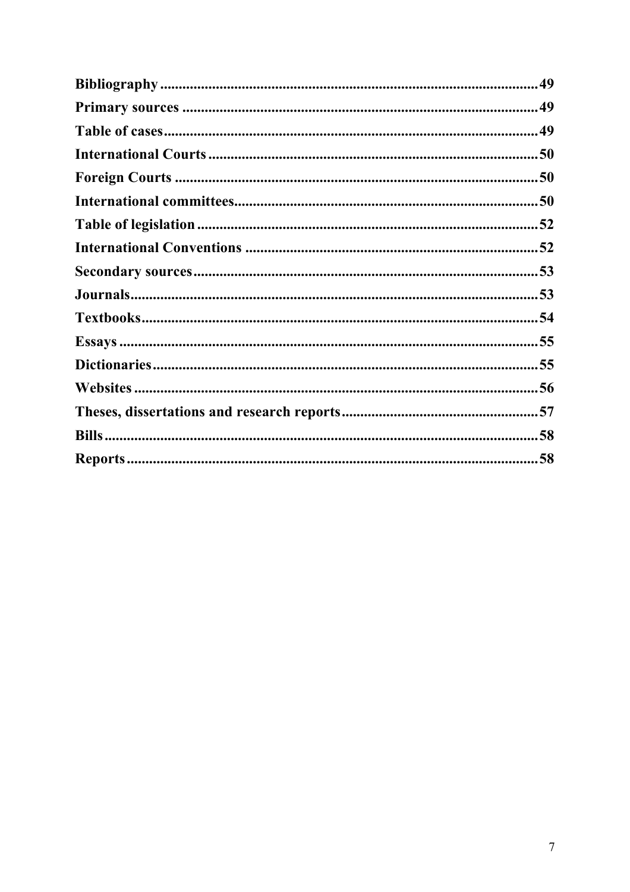**Bibliography** .......................................................................................... 49

**Primary sources** .................................................................................... 49

**Table of cases** ......................................................................................... 49

**International Courts** .............................................................................. 50

**Foreign Courts** ....................................................................................... 50

**International committees** ....................................................................... 50

**Table of legislation** ................................................................................. 52

**International Conventions** ..................................................................... 52

**Secondary sources** .................................................................................. 53

**Journals** ................................................................................................... 53

**Textbooks** ................................................................................................ 54

**Essays** ...................................................................................................... 55

**Dictionaries** ............................................................................................. 55

**Websites** .................................................................................................. 56

**Theses, dissertations and research reports** ............................................ 57

**Bills** .......................................................................................................... 58

**Reports** .................................................................................................... 58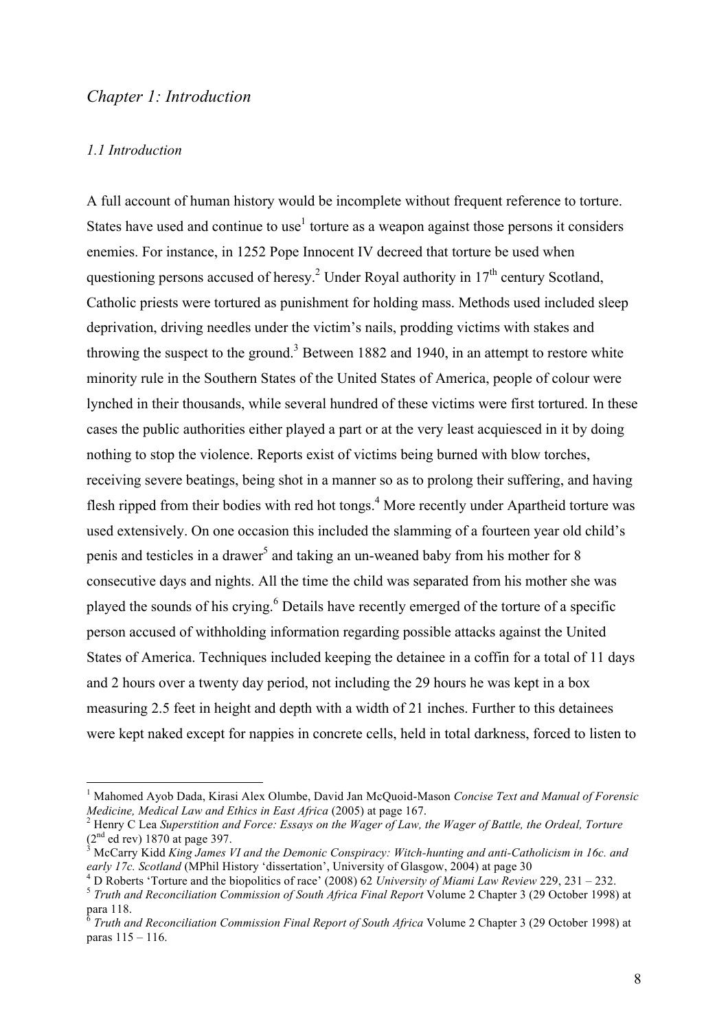## *Chapter 1: Introduction*

### *1.1 Introduction*

A full account of human history would be incomplete without frequent reference to torture. States have used and continue to use[1] torture as a weapon against those persons it considers enemies. For instance, in 1252 Pope Innocent IV decreed that torture be used when questioning persons accused of heresy.[2] Under Royal authority in 17th century Scotland, Catholic priests were tortured as punishment for holding mass. Methods used included sleep deprivation, driving needles under the victim's nails, prodding victims with stakes and throwing the suspect to the ground.[3] Between 1882 and 1940, in an attempt to restore white minority rule in the Southern States of the United States of America, people of colour were lynched in their thousands, while several hundred of these victims were first tortured. In these cases the public authorities either played a part or at the very least acquiesced in it by doing nothing to stop the violence. Reports exist of victims being burned with blow torches, receiving severe beatings, being shot in a manner so as to prolong their suffering, and having flesh ripped from their bodies with red hot tongs.[4] More recently under Apartheid torture was used extensively. On one occasion this included the slamming of a fourteen year old child's penis and testicles in a drawer[5] and taking an un-weaned baby from his mother for 8 consecutive days and nights. All the time the child was separated from his mother she was played the sounds of his crying.[6] Details have recently emerged of the torture of a specific person accused of withholding information regarding possible attacks against the United States of America. Techniques included keeping the detainee in a coffin for a total of 11 days and 2 hours over a twenty day period, not including the 29 hours he was kept in a box measuring 2.5 feet in height and depth with a width of 21 inches. Further to this detainees were kept naked except for nappies in concrete cells, held in total darkness, forced to listen to

---

[1] Mahomed Ayob Dada, Kirasi Alex Olumbe, David Jan McQuoid-Mason *Concise Text and Manual of Forensic Medicine, Medical Law and Ethics in East Africa* (2005) at page 167.

[2] Henry C Lea *Superstition and Force: Essays on the Wager of Law, the Wager of Battle, the Ordeal, Torture* (2nd ed rev) 1870 at page 397.

[3] McCarry Kidd *King James VI and the Demonic Conspiracy: Witch-hunting and anti-Catholicism in 16c. and early 17c. Scotland* (MPhil History 'dissertation', University of Glasgow, 2004) at page 30

[4] D Roberts 'Torture and the biopolitics of race' (2008) 62 *University of Miami Law Review* 229, 231 – 232.

[5] *Truth and Reconciliation Commission of South Africa Final Report* Volume 2 Chapter 3 (29 October 1998) at para 118.

[6] *Truth and Reconciliation Commission Final Report of South Africa* Volume 2 Chapter 3 (29 October 1998) at paras 115 – 116.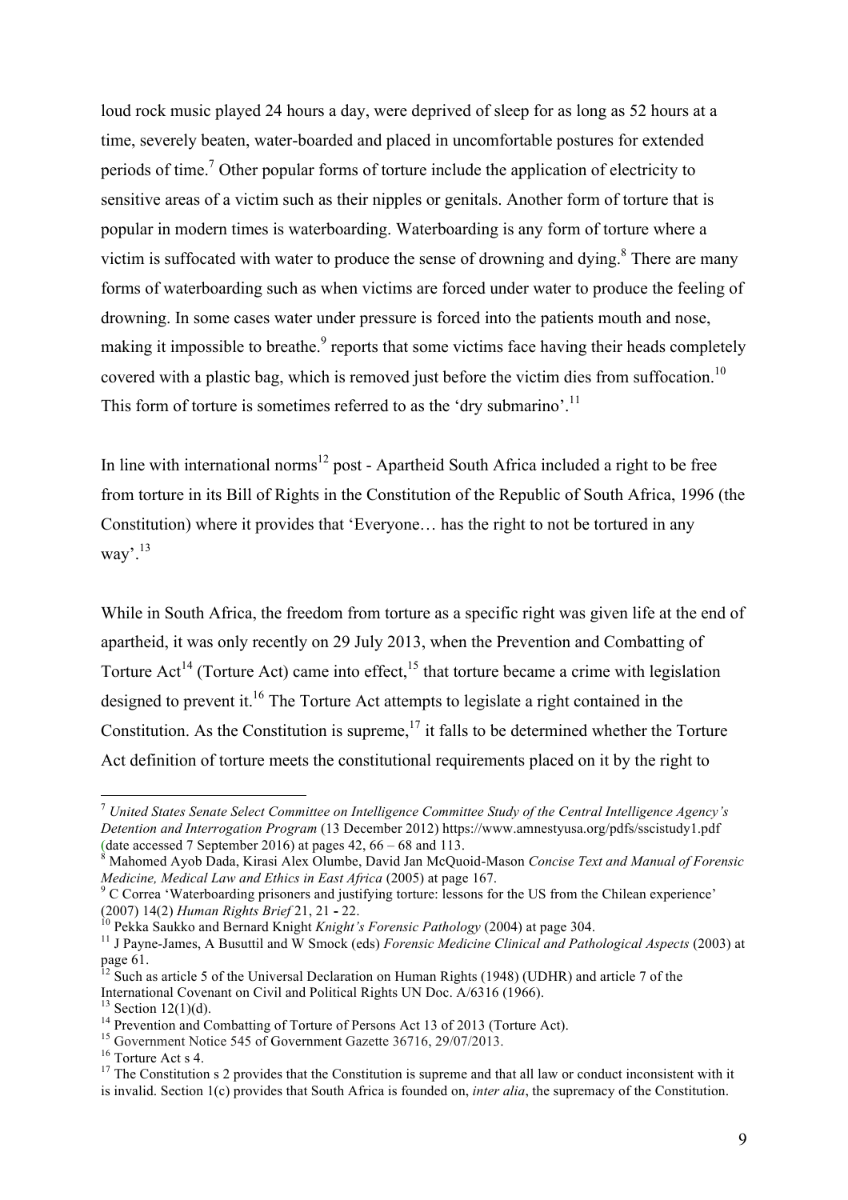loud rock music played 24 hours a day, were deprived of sleep for as long as 52 hours at a time, severely beaten, water-boarded and placed in uncomfortable postures for extended periods of time.[7] Other popular forms of torture include the application of electricity to sensitive areas of a victim such as their nipples or genitals. Another form of torture that is popular in modern times is waterboarding. Waterboarding is any form of torture where a victim is suffocated with water to produce the sense of drowning and dying.[8] There are many forms of waterboarding such as when victims are forced under water to produce the feeling of drowning. In some cases water under pressure is forced into the patients mouth and nose, making it impossible to breathe.[9] reports that some victims face having their heads completely covered with a plastic bag, which is removed just before the victim dies from suffocation.[10] This form of torture is sometimes referred to as the 'dry submarino'.[11]

In line with international norms[12] post - Apartheid South Africa included a right to be free from torture in its Bill of Rights in the Constitution of the Republic of South Africa, 1996 (the Constitution) where it provides that 'Everyone… has the right to not be tortured in any way'.[13]

While in South Africa, the freedom from torture as a specific right was given life at the end of apartheid, it was only recently on 29 July 2013, when the Prevention and Combatting of Torture Act[14] (Torture Act) came into effect,[15] that torture became a crime with legislation designed to prevent it.[16] The Torture Act attempts to legislate a right contained in the Constitution. As the Constitution is supreme,[17] it falls to be determined whether the Torture Act definition of torture meets the constitutional requirements placed on it by the right to

---

[7] *United States Senate Select Committee on Intelligence Committee Study of the Central Intelligence Agency's Detention and Interrogation Program* (13 December 2012) https://www.amnestyusa.org/pdfs/sscistudy1.pdf (date accessed 7 September 2016) at pages 42, 66 – 68 and 113.

[8] Mahomed Ayob Dada, Kirasi Alex Olumbe, David Jan McQuoid-Mason *Concise Text and Manual of Forensic Medicine, Medical Law and Ethics in East Africa* (2005) at page 167.

[9] C Correa 'Waterboarding prisoners and justifying torture: lessons for the US from the Chilean experience' (2007) 14(2) *Human Rights Brief* 21, 21 - 22.

[10] Pekka Saukko and Bernard Knight *Knight's Forensic Pathology* (2004) at page 304.

[11] J Payne-James, A Busuttil and W Smock (eds) *Forensic Medicine Clinical and Pathological Aspects* (2003) at page 61.

[12] Such as article 5 of the Universal Declaration on Human Rights (1948) (UDHR) and article 7 of the International Covenant on Civil and Political Rights UN Doc. A/6316 (1966).

[13] Section 12(1)(d).

[14] Prevention and Combatting of Torture of Persons Act 13 of 2013 (Torture Act).

[15] Government Notice 545 of Government Gazette 36716, 29/07/2013.

[16] Torture Act s 4.

[17] The Constitution s 2 provides that the Constitution is supreme and that all law or conduct inconsistent with it is invalid. Section 1(c) provides that South Africa is founded on, *inter alia*, the supremacy of the Constitution.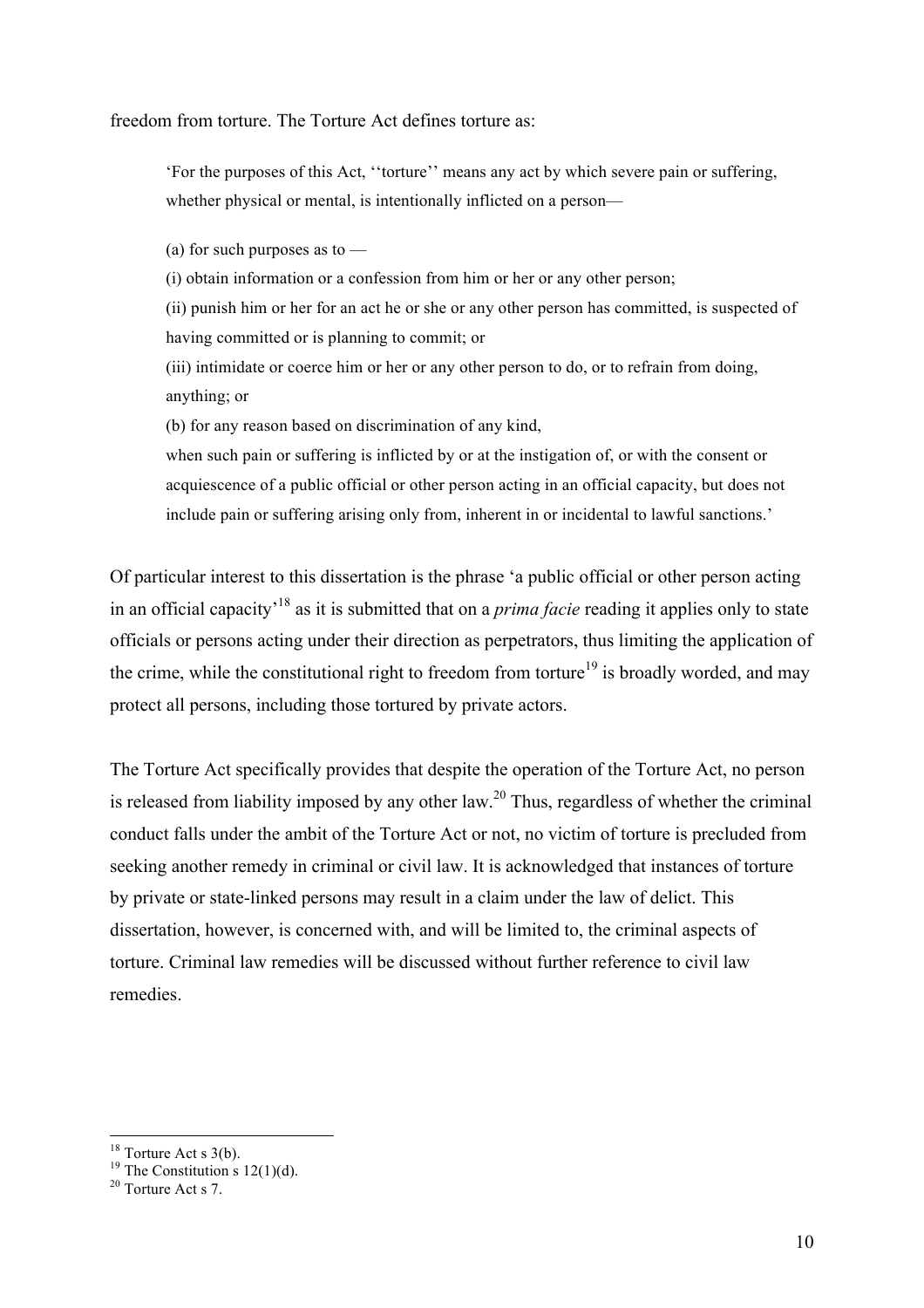freedom from torture. The Torture Act defines torture as:

> 'For the purposes of this Act, ''torture'' means any act by which severe pain or suffering, whether physical or mental, is intentionally inflicted on a person—
>
> (a) for such purposes as to —
>
> (i) obtain information or a confession from him or her or any other person;
>
> (ii) punish him or her for an act he or she or any other person has committed, is suspected of having committed or is planning to commit; or
>
> (iii) intimidate or coerce him or her or any other person to do, or to refrain from doing, anything; or
>
> (b) for any reason based on discrimination of any kind,
>
> when such pain or suffering is inflicted by or at the instigation of, or with the consent or acquiescence of a public official or other person acting in an official capacity, but does not include pain or suffering arising only from, inherent in or incidental to lawful sanctions.'

Of particular interest to this dissertation is the phrase 'a public official or other person acting in an official capacity'[18] as it is submitted that on a *prima facie* reading it applies only to state officials or persons acting under their direction as perpetrators, thus limiting the application of the crime, while the constitutional right to freedom from torture[19] is broadly worded, and may protect all persons, including those tortured by private actors.

The Torture Act specifically provides that despite the operation of the Torture Act, no person is released from liability imposed by any other law.[20] Thus, regardless of whether the criminal conduct falls under the ambit of the Torture Act or not, no victim of torture is precluded from seeking another remedy in criminal or civil law. It is acknowledged that instances of torture by private or state-linked persons may result in a claim under the law of delict. This dissertation, however, is concerned with, and will be limited to, the criminal aspects of torture. Criminal law remedies will be discussed without further reference to civil law remedies.

---

[18] Torture Act s 3(b).

[19] The Constitution s 12(1)(d).

[20] Torture Act s 7.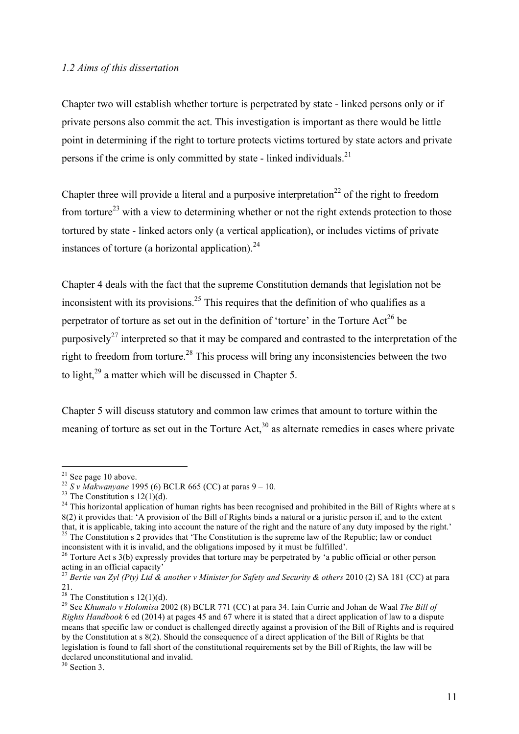*1.2 Aims of this dissertation*

Chapter two will establish whether torture is perpetrated by state - linked persons only or if private persons also commit the act. This investigation is important as there would be little point in determining if the right to torture protects victims tortured by state actors and private persons if the crime is only committed by state - linked individuals.[21]

Chapter three will provide a literal and a purposive interpretation[22] of the right to freedom from torture[23] with a view to determining whether or not the right extends protection to those tortured by state - linked actors only (a vertical application), or includes victims of private instances of torture (a horizontal application).[24]

Chapter 4 deals with the fact that the supreme Constitution demands that legislation not be inconsistent with its provisions.[25] This requires that the definition of who qualifies as a perpetrator of torture as set out in the definition of 'torture' in the Torture Act[26] be purposively[27] interpreted so that it may be compared and contrasted to the interpretation of the right to freedom from torture.[28] This process will bring any inconsistencies between the two to light,[29] a matter which will be discussed in Chapter 5.

Chapter 5 will discuss statutory and common law crimes that amount to torture within the meaning of torture as set out in the Torture Act,[30] as alternate remedies in cases where private

---

[21] See page 10 above.

[22] *S v Makwanyane* 1995 (6) BCLR 665 (CC) at paras 9 – 10.

[23] The Constitution s 12(1)(d).

[24] This horizontal application of human rights has been recognised and prohibited in the Bill of Rights where at s 8(2) it provides that: 'A provision of the Bill of Rights binds a natural or a juristic person if, and to the extent that, it is applicable, taking into account the nature of the right and the nature of any duty imposed by the right.'

[25] The Constitution s 2 provides that 'The Constitution is the supreme law of the Republic; law or conduct inconsistent with it is invalid, and the obligations imposed by it must be fulfilled'.

[26] Torture Act s 3(b) expressly provides that torture may be perpetrated by 'a public official or other person acting in an official capacity'

[27] *Bertie van Zyl (Pty) Ltd & another v Minister for Safety and Security & others* 2010 (2) SA 181 (CC) at para 21.

[28] The Constitution s 12(1)(d).

[29] See *Khumalo v Holomisa* 2002 (8) BCLR 771 (CC) at para 34. Iain Currie and Johan de Waal *The Bill of Rights Handbook* 6 ed (2014) at pages 45 and 67 where it is stated that a direct application of law to a dispute means that specific law or conduct is challenged directly against a provision of the Bill of Rights and is required by the Constitution at s 8(2). Should the consequence of a direct application of the Bill of Rights be that legislation is found to fall short of the constitutional requirements set by the Bill of Rights, the law will be declared unconstitutional and invalid.

[30] Section 3.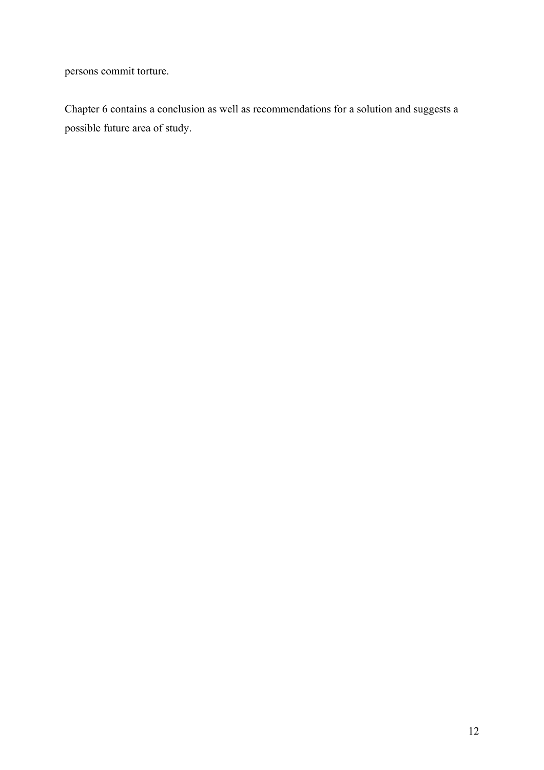persons commit torture.

Chapter 6 contains a conclusion as well as recommendations for a solution and suggests a possible future area of study.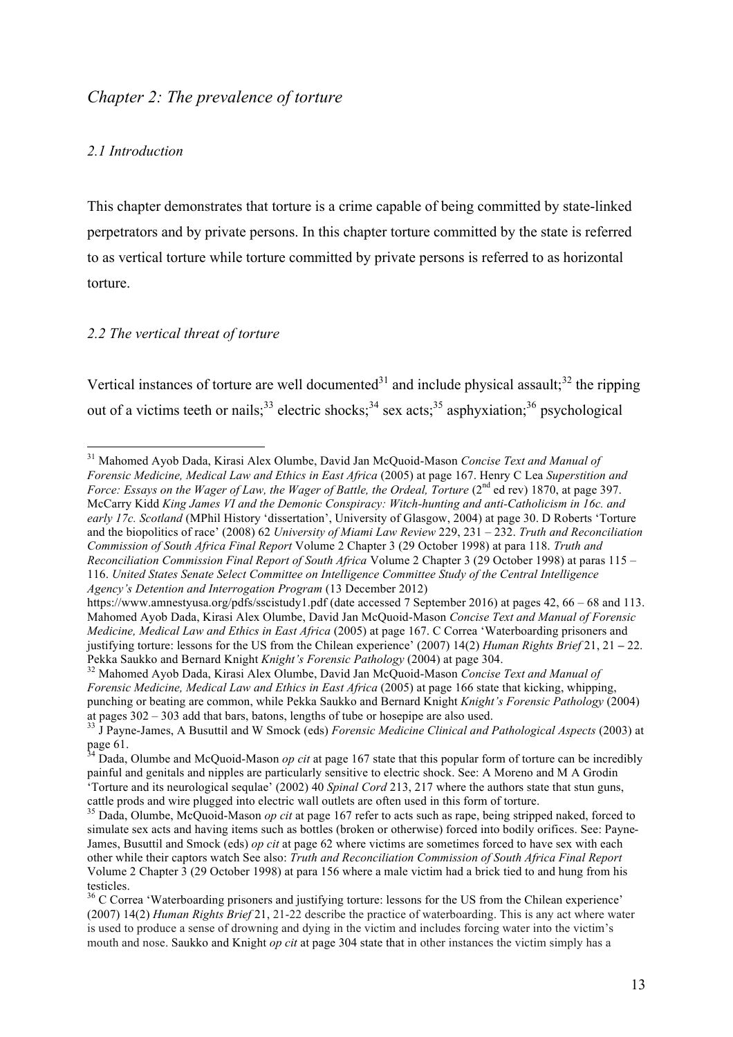## *Chapter 2: The prevalence of torture*

### *2.1 Introduction*

This chapter demonstrates that torture is a crime capable of being committed by state-linked perpetrators and by private persons. In this chapter torture committed by the state is referred to as vertical torture while torture committed by private persons is referred to as horizontal torture.

### *2.2 The vertical threat of torture*

Vertical instances of torture are well documented[31] and include physical assault;[32] the ripping out of a victims teeth or nails;[33] electric shocks;[34] sex acts;[35] asphyxiation;[36] psychological

---

[31] Mahomed Ayob Dada, Kirasi Alex Olumbe, David Jan McQuoid-Mason *Concise Text and Manual of Forensic Medicine, Medical Law and Ethics in East Africa* (2005) at page 167. Henry C Lea *Superstition and Force: Essays on the Wager of Law, the Wager of Battle, the Ordeal, Torture* (2nd ed rev) 1870, at page 397. McCarry Kidd *King James VI and the Demonic Conspiracy: Witch-hunting and anti-Catholicism in 16c. and early 17c. Scotland* (MPhil History 'dissertation', University of Glasgow, 2004) at page 30. D Roberts 'Torture and the biopolitics of race' (2008) 62 *University of Miami Law Review* 229, 231 – 232. *Truth and Reconciliation Commission of South Africa Final Report* Volume 2 Chapter 3 (29 October 1998) at para 118. *Truth and Reconciliation Commission Final Report of South Africa* Volume 2 Chapter 3 (29 October 1998) at paras 115 – 116. *United States Senate Select Committee on Intelligence Committee Study of the Central Intelligence Agency's Detention and Interrogation Program* (13 December 2012) https://www.amnestyusa.org/pdfs/sscistudy1.pdf (date accessed 7 September 2016) at pages 42, 66 – 68 and 113. Mahomed Ayob Dada, Kirasi Alex Olumbe, David Jan McQuoid-Mason *Concise Text and Manual of Forensic Medicine, Medical Law and Ethics in East Africa* (2005) at page 167. C Correa 'Waterboarding prisoners and justifying torture: lessons for the US from the Chilean experience' (2007) 14(2) *Human Rights Brief* 21, 21 – 22. Pekka Saukko and Bernard Knight *Knight's Forensic Pathology* (2004) at page 304.

[32] Mahomed Ayob Dada, Kirasi Alex Olumbe, David Jan McQuoid-Mason *Concise Text and Manual of Forensic Medicine, Medical Law and Ethics in East Africa* (2005) at page 166 state that kicking, whipping, punching or beating are common, while Pekka Saukko and Bernard Knight *Knight's Forensic Pathology* (2004) at pages 302 – 303 add that bars, batons, lengths of tube or hosepipe are also used.

[33] J Payne-James, A Busuttil and W Smock (eds) *Forensic Medicine Clinical and Pathological Aspects* (2003) at page 61.

[34] Dada, Olumbe and McQuoid-Mason *op cit* at page 167 state that this popular form of torture can be incredibly painful and genitals and nipples are particularly sensitive to electric shock. See: A Moreno and M A Grodin 'Torture and its neurological sequlae' (2002) 40 *Spinal Cord* 213, 217 where the authors state that stun guns, cattle prods and wire plugged into electric wall outlets are often used in this form of torture.

[35] Dada, Olumbe, McQuoid-Mason *op cit* at page 167 refer to acts such as rape, being stripped naked, forced to simulate sex acts and having items such as bottles (broken or otherwise) forced into bodily orifices. See: Payne-James, Busuttil and Smock (eds) *op cit* at page 62 where victims are sometimes forced to have sex with each other while their captors watch See also: *Truth and Reconciliation Commission of South Africa Final Report* Volume 2 Chapter 3 (29 October 1998) at para 156 where a male victim had a brick tied to and hung from his testicles.

[36] C Correa 'Waterboarding prisoners and justifying torture: lessons for the US from the Chilean experience' (2007) 14(2) *Human Rights Brief* 21, 21-22 describe the practice of waterboarding. This is any act where water is used to produce a sense of drowning and dying in the victim and includes forcing water into the victim's mouth and nose. Saukko and Knight *op cit* at page 304 state that in other instances the victim simply has a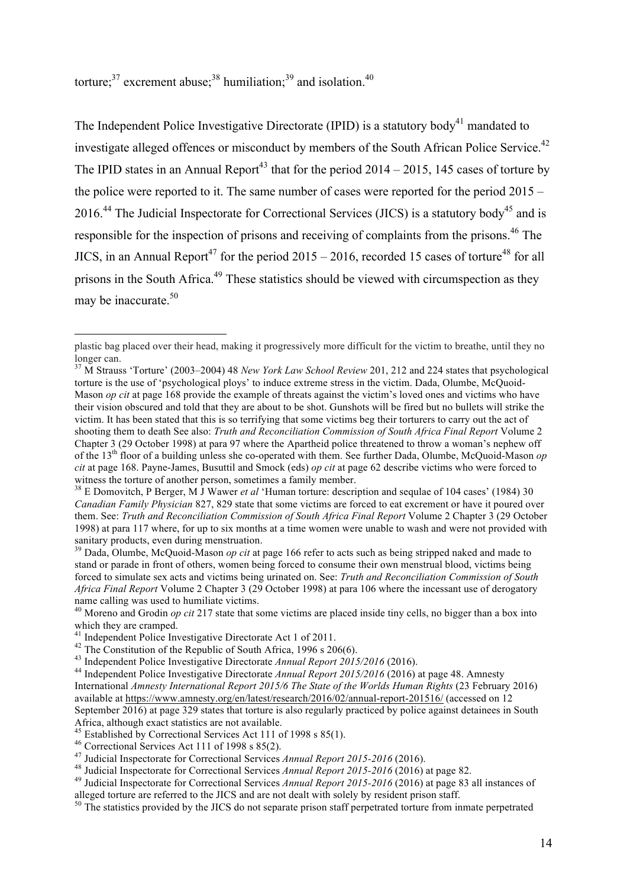torture;[37] excrement abuse;[38] humiliation;[39] and isolation.[40]

The Independent Police Investigative Directorate (IPID) is a statutory body[41] mandated to investigate alleged offences or misconduct by members of the South African Police Service.[42] The IPID states in an Annual Report[43] that for the period 2014 – 2015, 145 cases of torture by the police were reported to it. The same number of cases were reported for the period 2015 – 2016.[44] The Judicial Inspectorate for Correctional Services (JICS) is a statutory body[45] and is responsible for the inspection of prisons and receiving of complaints from the prisons.[46] The JICS, in an Annual Report[47] for the period 2015 – 2016, recorded 15 cases of torture[48] for all prisons in the South Africa.[49] These statistics should be viewed with circumspection as they may be inaccurate.[50]

---

plastic bag placed over their head, making it progressively more difficult for the victim to breathe, until they no longer can.

[37] M Strauss 'Torture' (2003–2004) 48 *New York Law School Review* 201, 212 and 224 states that psychological torture is the use of 'psychological ploys' to induce extreme stress in the victim. Dada, Olumbe, McQuoid-Mason *op cit* at page 168 provide the example of threats against the victim's loved ones and victims who have their vision obscured and told that they are about to be shot. Gunshots will be fired but no bullets will strike the victim. It has been stated that this is so terrifying that some victims beg their torturers to carry out the act of shooting them to death See also: *Truth and Reconciliation Commission of South Africa Final Report* Volume 2 Chapter 3 (29 October 1998) at para 97 where the Apartheid police threatened to throw a woman's nephew off of the 13th floor of a building unless she co-operated with them. See further Dada, Olumbe, McQuoid-Mason *op cit* at page 168. Payne-James, Busuttil and Smock (eds) *op cit* at page 62 describe victims who were forced to witness the torture of another person, sometimes a family member.

[38] E Domovitch, P Berger, M J Wawer *et al* 'Human torture: description and sequlae of 104 cases' (1984) 30 *Canadian Family Physician* 827, 829 state that some victims are forced to eat excrement or have it poured over them. See: *Truth and Reconciliation Commission of South Africa Final Report* Volume 2 Chapter 3 (29 October 1998) at para 117 where, for up to six months at a time women were unable to wash and were not provided with sanitary products, even during menstruation.

[39] Dada, Olumbe, McQuoid-Mason *op cit* at page 166 refer to acts such as being stripped naked and made to stand or parade in front of others, women being forced to consume their own menstrual blood, victims being forced to simulate sex acts and victims being urinated on. See: *Truth and Reconciliation Commission of South Africa Final Report* Volume 2 Chapter 3 (29 October 1998) at para 106 where the incessant use of derogatory name calling was used to humiliate victims.

[40] Moreno and Grodin *op cit* 217 state that some victims are placed inside tiny cells, no bigger than a box into which they are cramped.

[41] Independent Police Investigative Directorate Act 1 of 2011.

[42] The Constitution of the Republic of South Africa, 1996 s 206(6).

[43] Independent Police Investigative Directorate *Annual Report 2015/2016* (2016).

[44] Independent Police Investigative Directorate *Annual Report 2015/2016* (2016) at page 48. Amnesty International *Amnesty International Report 2015/6 The State of the Worlds Human Rights* (23 February 2016) available at https://www.amnesty.org/en/latest/research/2016/02/annual-report-201516/ (accessed on 12 September 2016) at page 329 states that torture is also regularly practiced by police against detainees in South Africa, although exact statistics are not available.

[45] Established by Correctional Services Act 111 of 1998 s 85(1).

[46] Correctional Services Act 111 of 1998 s 85(2).

[47] Judicial Inspectorate for Correctional Services *Annual Report 2015-2016* (2016).

[48] Judicial Inspectorate for Correctional Services *Annual Report 2015-2016* (2016) at page 82.

[49] Judicial Inspectorate for Correctional Services *Annual Report 2015-2016* (2016) at page 83 all instances of alleged torture are referred to the JICS and are not dealt with solely by resident prison staff.

[50] The statistics provided by the JICS do not separate prison staff perpetrated torture from inmate perpetrated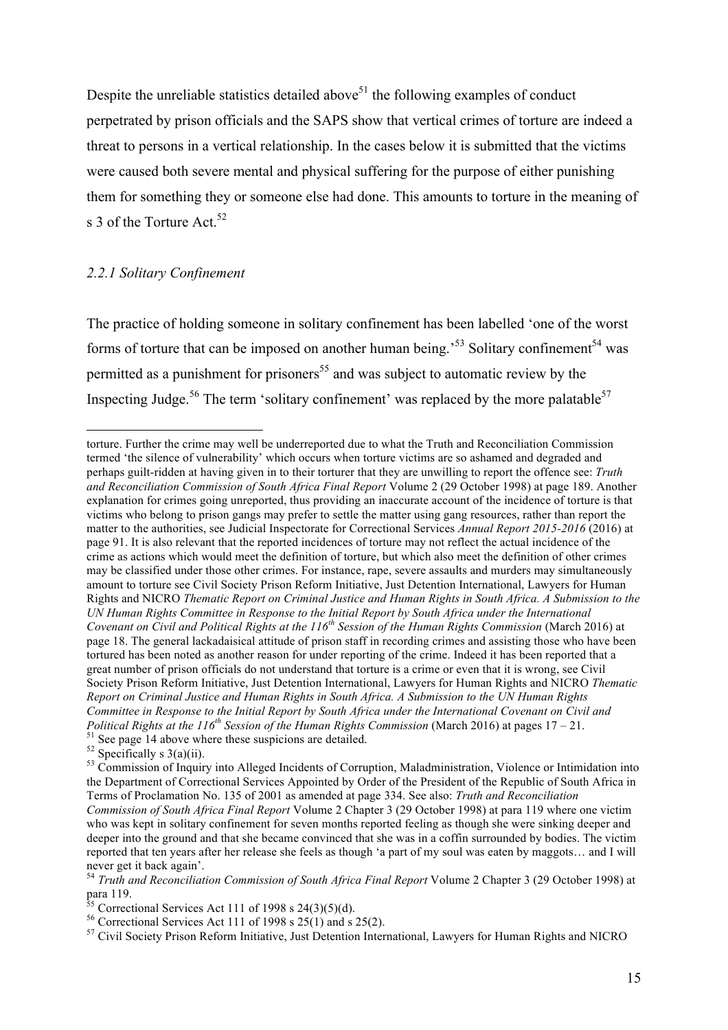Despite the unreliable statistics detailed above[51] the following examples of conduct perpetrated by prison officials and the SAPS show that vertical crimes of torture are indeed a threat to persons in a vertical relationship. In the cases below it is submitted that the victims were caused both severe mental and physical suffering for the purpose of either punishing them for something they or someone else had done. This amounts to torture in the meaning of s 3 of the Torture Act.[52]

### *2.2.1 Solitary Confinement*

The practice of holding someone in solitary confinement has been labelled 'one of the worst forms of torture that can be imposed on another human being.'[53] Solitary confinement[54] was permitted as a punishment for prisoners[55] and was subject to automatic review by the Inspecting Judge.[56] The term 'solitary confinement' was replaced by the more palatable[57]

---

torture. Further the crime may well be underreported due to what the Truth and Reconciliation Commission termed 'the silence of vulnerability' which occurs when torture victims are so ashamed and degraded and perhaps guilt-ridden at having given in to their torturer that they are unwilling to report the offence see: *Truth and Reconciliation Commission of South Africa Final Report* Volume 2 (29 October 1998) at page 189. Another explanation for crimes going unreported, thus providing an inaccurate account of the incidence of torture is that victims who belong to prison gangs may prefer to settle the matter using gang resources, rather than report the matter to the authorities, see Judicial Inspectorate for Correctional Services *Annual Report 2015-2016* (2016) at page 91. It is also relevant that the reported incidences of torture may not reflect the actual incidence of the crime as actions which would meet the definition of torture, but which also meet the definition of other crimes may be classified under those other crimes. For instance, rape, severe assaults and murders may simultaneously amount to torture see Civil Society Prison Reform Initiative, Just Detention International, Lawyers for Human Rights and NICRO *Thematic Report on Criminal Justice and Human Rights in South Africa. A Submission to the UN Human Rights Committee in Response to the Initial Report by South Africa under the International Covenant on Civil and Political Rights at the 116th Session of the Human Rights Commission* (March 2016) at page 18. The general lackadaisical attitude of prison staff in recording crimes and assisting those who have been tortured has been noted as another reason for under reporting of the crime. Indeed it has been reported that a great number of prison officials do not understand that torture is a crime or even that it is wrong, see Civil Society Prison Reform Initiative, Just Detention International, Lawyers for Human Rights and NICRO *Thematic Report on Criminal Justice and Human Rights in South Africa. A Submission to the UN Human Rights Committee in Response to the Initial Report by South Africa under the International Covenant on Civil and Political Rights at the 116th Session of the Human Rights Commission* (March 2016) at pages 17 – 21.

[51] See page 14 above where these suspicions are detailed.

[52] Specifically s 3(a)(ii).

[53] Commission of Inquiry into Alleged Incidents of Corruption, Maladministration, Violence or Intimidation into the Department of Correctional Services Appointed by Order of the President of the Republic of South Africa in Terms of Proclamation No. 135 of 2001 as amended at page 334. See also: *Truth and Reconciliation Commission of South Africa Final Report* Volume 2 Chapter 3 (29 October 1998) at para 119 where one victim who was kept in solitary confinement for seven months reported feeling as though she were sinking deeper and deeper into the ground and that she became convinced that she was in a coffin surrounded by bodies. The victim reported that ten years after her release she feels as though 'a part of my soul was eaten by maggots… and I will never get it back again'.

[54] *Truth and Reconciliation Commission of South Africa Final Report* Volume 2 Chapter 3 (29 October 1998) at para 119.

[55] Correctional Services Act 111 of 1998 s 24(3)(5)(d).

[56] Correctional Services Act 111 of 1998 s 25(1) and s 25(2).

[57] Civil Society Prison Reform Initiative, Just Detention International, Lawyers for Human Rights and NICRO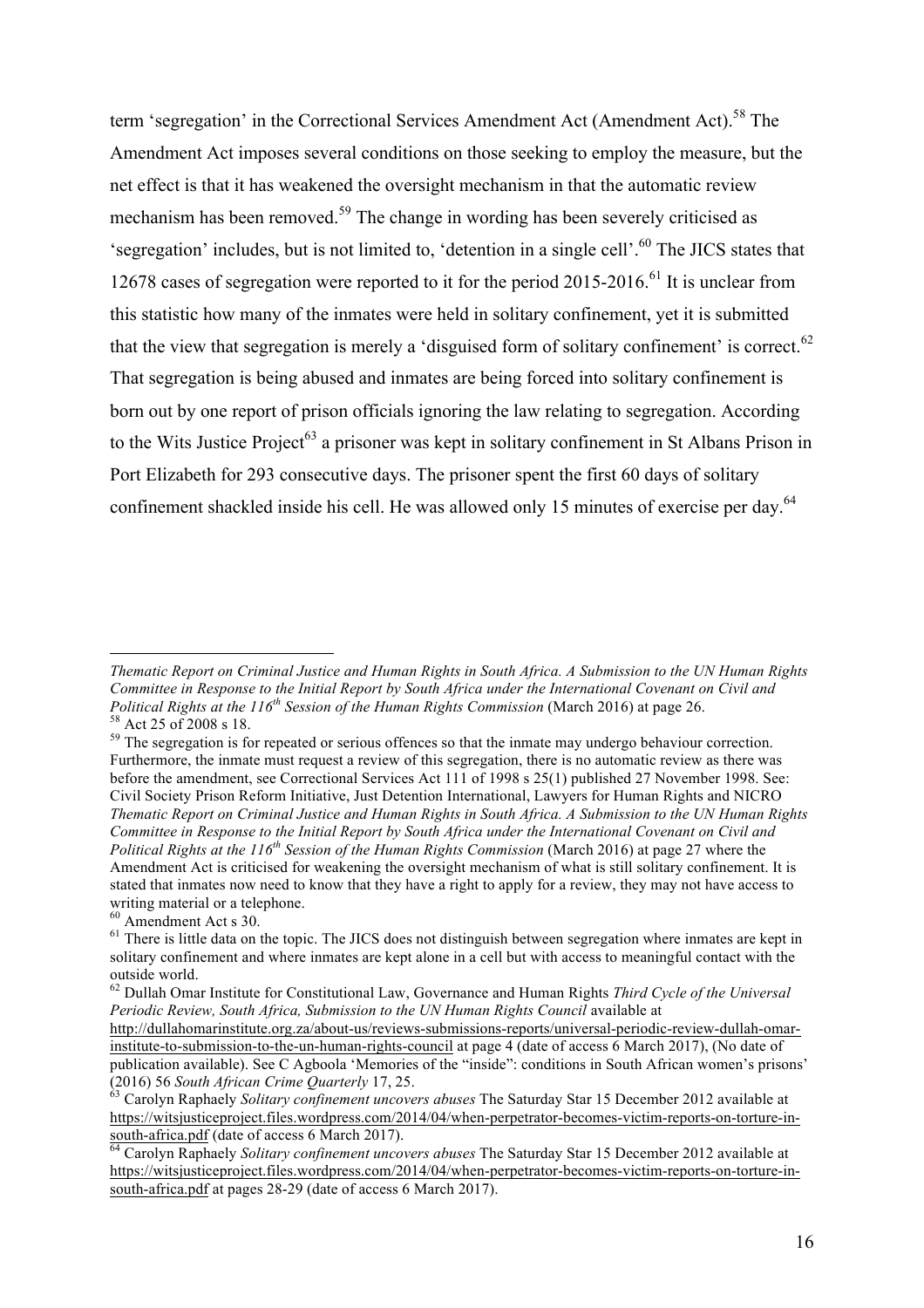term 'segregation' in the Correctional Services Amendment Act (Amendment Act).[58] The Amendment Act imposes several conditions on those seeking to employ the measure, but the net effect is that it has weakened the oversight mechanism in that the automatic review mechanism has been removed.[59] The change in wording has been severely criticised as 'segregation' includes, but is not limited to, 'detention in a single cell'.[60] The JICS states that 12678 cases of segregation were reported to it for the period 2015-2016.[61] It is unclear from this statistic how many of the inmates were held in solitary confinement, yet it is submitted that the view that segregation is merely a 'disguised form of solitary confinement' is correct.[62] That segregation is being abused and inmates are being forced into solitary confinement is born out by one report of prison officials ignoring the law relating to segregation. According to the Wits Justice Project[63] a prisoner was kept in solitary confinement in St Albans Prison in Port Elizabeth for 293 consecutive days. The prisoner spent the first 60 days of solitary confinement shackled inside his cell. He was allowed only 15 minutes of exercise per day.[64]

---

*Thematic Report on Criminal Justice and Human Rights in South Africa. A Submission to the UN Human Rights Committee in Response to the Initial Report by South Africa under the International Covenant on Civil and Political Rights at the 116th Session of the Human Rights Commission* (March 2016) at page 26.

[58] Act 25 of 2008 s 18.

[59] The segregation is for repeated or serious offences so that the inmate may undergo behaviour correction. Furthermore, the inmate must request a review of this segregation, there is no automatic review as there was before the amendment, see Correctional Services Act 111 of 1998 s 25(1) published 27 November 1998. See: Civil Society Prison Reform Initiative, Just Detention International, Lawyers for Human Rights and NICRO *Thematic Report on Criminal Justice and Human Rights in South Africa. A Submission to the UN Human Rights Committee in Response to the Initial Report by South Africa under the International Covenant on Civil and Political Rights at the 116th Session of the Human Rights Commission* (March 2016) at page 27 where the Amendment Act is criticised for weakening the oversight mechanism of what is still solitary confinement. It is stated that inmates now need to know that they have a right to apply for a review, they may not have access to writing material or a telephone.

[60] Amendment Act s 30.

[61] There is little data on the topic. The JICS does not distinguish between segregation where inmates are kept in solitary confinement and where inmates are kept alone in a cell but with access to meaningful contact with the outside world.

[62] Dullah Omar Institute for Constitutional Law, Governance and Human Rights *Third Cycle of the Universal Periodic Review, South Africa, Submission to the UN Human Rights Council* available at http://dullahomarinstitute.org.za/about-us/reviews-submissions-reports/universal-periodic-review-dullah-omar-institute-to-submission-to-the-un-human-rights-council at page 4 (date of access 6 March 2017), (No date of publication available). See C Agboola 'Memories of the "inside": conditions in South African women's prisons' (2016) 56 *South African Crime Quarterly* 17, 25.

[63] Carolyn Raphaely *Solitary confinement uncovers abuses* The Saturday Star 15 December 2012 available at https://witsjusticeproject.files.wordpress.com/2014/04/when-perpetrator-becomes-victim-reports-on-torture-in-south-africa.pdf (date of access 6 March 2017).

[64] Carolyn Raphaely *Solitary confinement uncovers abuses* The Saturday Star 15 December 2012 available at https://witsjusticeproject.files.wordpress.com/2014/04/when-perpetrator-becomes-victim-reports-on-torture-in-south-africa.pdf at pages 28-29 (date of access 6 March 2017).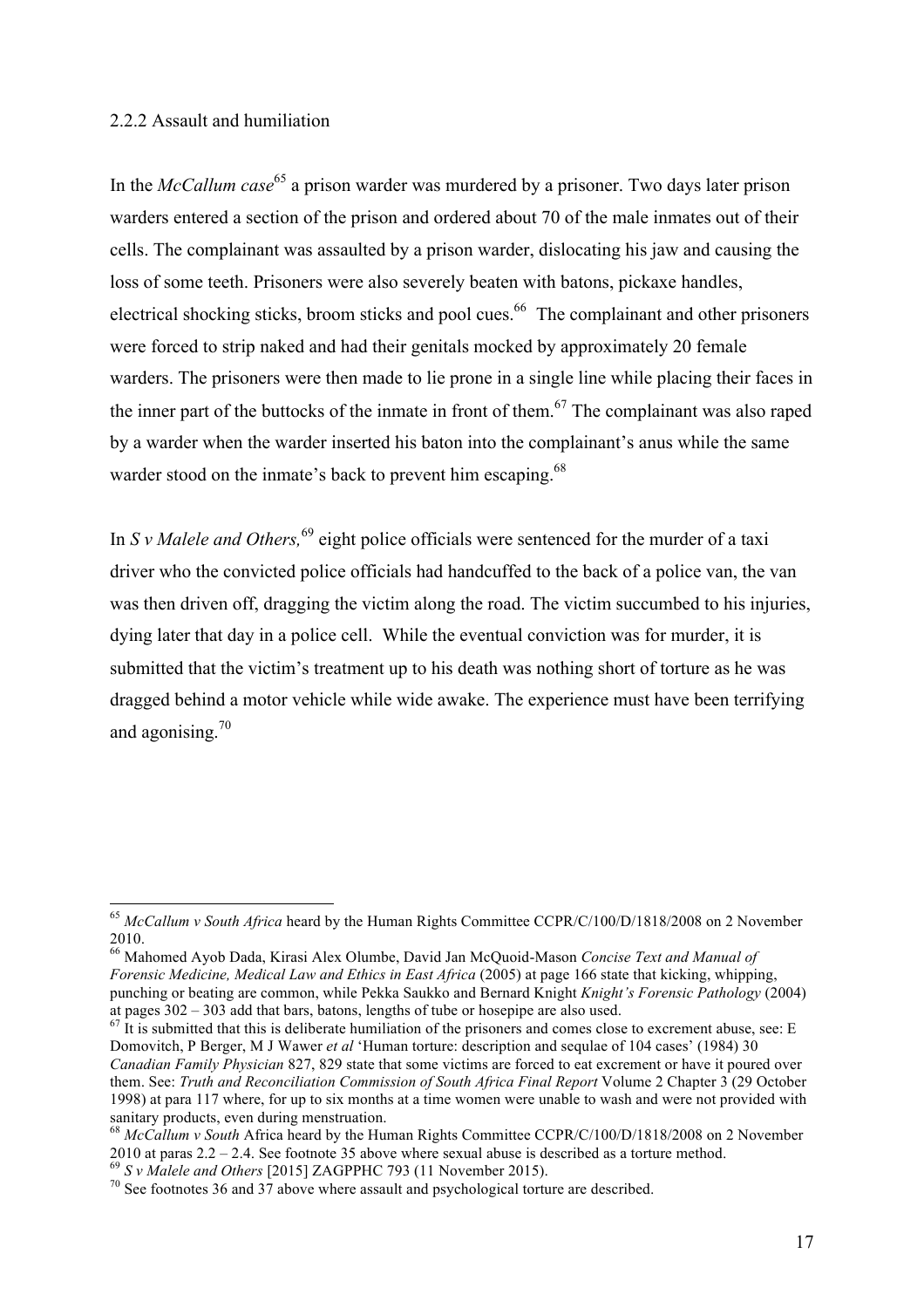### 2.2.2 Assault and humiliation

In the *McCallum case*[65] a prison warder was murdered by a prisoner. Two days later prison warders entered a section of the prison and ordered about 70 of the male inmates out of their cells. The complainant was assaulted by a prison warder, dislocating his jaw and causing the loss of some teeth. Prisoners were also severely beaten with batons, pickaxe handles, electrical shocking sticks, broom sticks and pool cues.[66] The complainant and other prisoners were forced to strip naked and had their genitals mocked by approximately 20 female warders. The prisoners were then made to lie prone in a single line while placing their faces in the inner part of the buttocks of the inmate in front of them.[67] The complainant was also raped by a warder when the warder inserted his baton into the complainant's anus while the same warder stood on the inmate's back to prevent him escaping.[68]

In *S v Malele and Others,*[69] eight police officials were sentenced for the murder of a taxi driver who the convicted police officials had handcuffed to the back of a police van, the van was then driven off, dragging the victim along the road. The victim succumbed to his injuries, dying later that day in a police cell. While the eventual conviction was for murder, it is submitted that the victim's treatment up to his death was nothing short of torture as he was dragged behind a motor vehicle while wide awake. The experience must have been terrifying and agonising.[70]

---

[65] *McCallum v South Africa* heard by the Human Rights Committee CCPR/C/100/D/1818/2008 on 2 November 2010.

[66] Mahomed Ayob Dada, Kirasi Alex Olumbe, David Jan McQuoid-Mason *Concise Text and Manual of Forensic Medicine, Medical Law and Ethics in East Africa* (2005) at page 166 state that kicking, whipping, punching or beating are common, while Pekka Saukko and Bernard Knight *Knight's Forensic Pathology* (2004) at pages 302 – 303 add that bars, batons, lengths of tube or hosepipe are also used.

[67] It is submitted that this is deliberate humiliation of the prisoners and comes close to excrement abuse, see: E Domovitch, P Berger, M J Wawer *et al* 'Human torture: description and sequlae of 104 cases' (1984) 30 *Canadian Family Physician* 827, 829 state that some victims are forced to eat excrement or have it poured over them. See: *Truth and Reconciliation Commission of South Africa Final Report* Volume 2 Chapter 3 (29 October 1998) at para 117 where, for up to six months at a time women were unable to wash and were not provided with sanitary products, even during menstruation.

[68] *McCallum v South* Africa heard by the Human Rights Committee CCPR/C/100/D/1818/2008 on 2 November 2010 at paras 2.2 – 2.4. See footnote 35 above where sexual abuse is described as a torture method.

[69] *S v Malele and Others* [2015] ZAGPPHC 793 (11 November 2015).

[70] See footnotes 36 and 37 above where assault and psychological torture are described.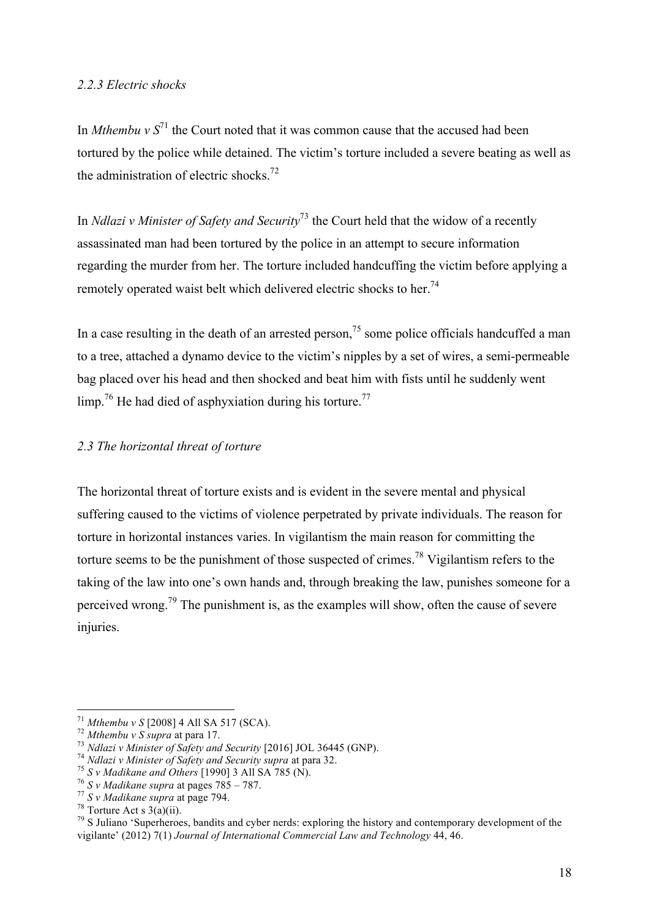### *2.2.3 Electric shocks*

In *Mthembu v S*[71] the Court noted that it was common cause that the accused had been tortured by the police while detained. The victim's torture included a severe beating as well as the administration of electric shocks.[72]

In *Ndlazi v Minister of Safety and Security*[73] the Court held that the widow of a recently assassinated man had been tortured by the police in an attempt to secure information regarding the murder from her. The torture included handcuffing the victim before applying a remotely operated waist belt which delivered electric shocks to her.[74]

In a case resulting in the death of an arrested person,[75] some police officials handcuffed a man to a tree, attached a dynamo device to the victim's nipples by a set of wires, a semi-permeable bag placed over his head and then shocked and beat him with fists until he suddenly went limp.[76] He had died of asphyxiation during his torture.[77]

## *2.3 The horizontal threat of torture*

The horizontal threat of torture exists and is evident in the severe mental and physical suffering caused to the victims of violence perpetrated by private individuals. The reason for torture in horizontal instances varies. In vigilantism the main reason for committing the torture seems to be the punishment of those suspected of crimes.[78] Vigilantism refers to the taking of the law into one's own hands and, through breaking the law, punishes someone for a perceived wrong.[79] The punishment is, as the examples will show, often the cause of severe injuries.

---

[71] *Mthembu v S* [2008] 4 All SA 517 (SCA).
[72] *Mthembu v S supra* at para 17.
[73] *Ndlazi v Minister of Safety and Security* [2016] JOL 36445 (GNP).
[74] *Ndlazi v Minister of Safety and Security supra* at para 32.
[75] *S v Madikane and Others* [1990] 3 All SA 785 (N).
[76] *S v Madikane supra* at pages 785 – 787.
[77] *S v Madikane supra* at page 794.
[78] Torture Act s 3(a)(ii).
[79] S Juliano 'Superheroes, bandits and cyber nerds: exploring the history and contemporary development of the vigilante' (2012) 7(1) *Journal of International Commercial Law and Technology* 44, 46.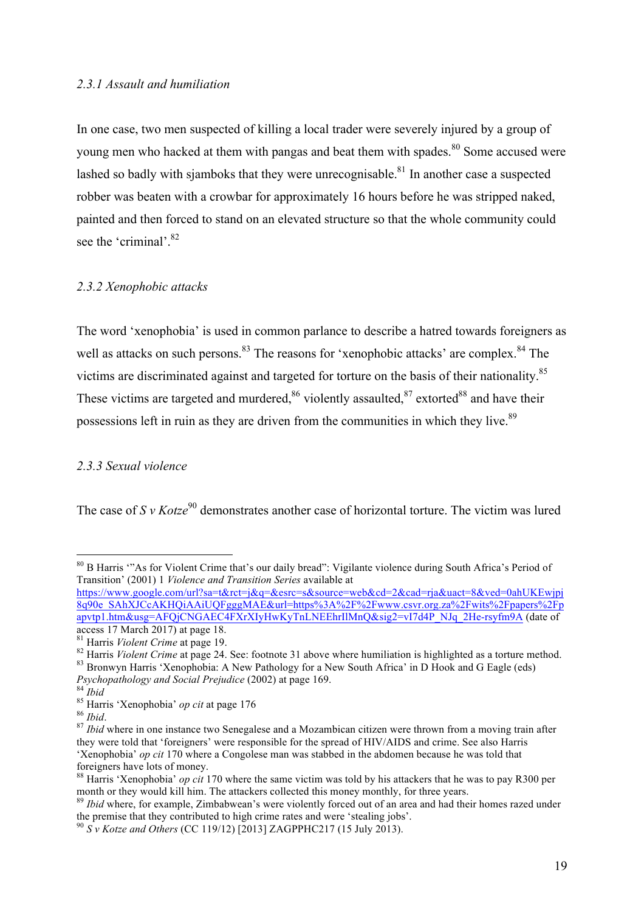*2.3.1 Assault and humiliation*

In one case, two men suspected of killing a local trader were severely injured by a group of young men who hacked at them with pangas and beat them with spades.[80] Some accused were lashed so badly with sjamboks that they were unrecognisable.[81] In another case a suspected robber was beaten with a crowbar for approximately 16 hours before he was stripped naked, painted and then forced to stand on an elevated structure so that the whole community could see the 'criminal'.[82]

*2.3.2 Xenophobic attacks*

The word 'xenophobia' is used in common parlance to describe a hatred towards foreigners as well as attacks on such persons.[83] The reasons for 'xenophobic attacks' are complex.[84] The victims are discriminated against and targeted for torture on the basis of their nationality.[85] These victims are targeted and murdered,[86] violently assaulted,[87] extorted[88] and have their possessions left in ruin as they are driven from the communities in which they live.[89]

*2.3.3 Sexual violence*

The case of *S v Kotze*[90] demonstrates another case of horizontal torture. The victim was lured

---

[80] B Harris '"As for Violent Crime that's our daily bread": Vigilante violence during South Africa's Period of Transition' (2001) 1 *Violence and Transition Series* available at https://www.google.com/url?sa=t&rct=j&q=&esrc=s&source=web&cd=2&cad=rja&uact=8&ved=0ahUKEwjpj8q90e_SAhXJCcAKHQiAAiUQFgggMAE&url=https%3A%2F%2Fwww.csvr.org.za%2Fwits%2Fpapers%2Fpapvtp1.htm&usg=AFQjCNGAEC4FXrXIyHwKyTnLNEEhrIlMnQ&sig2=vI7d4P_NJq_2He-rsyfm9A (date of access 17 March 2017) at page 18.

[81] Harris *Violent Crime* at page 19.

[82] Harris *Violent Crime* at page 24. See: footnote 31 above where humiliation is highlighted as a torture method.

[83] Bronwyn Harris 'Xenophobia: A New Pathology for a New South Africa' in D Hook and G Eagle (eds) *Psychopathology and Social Prejudice* (2002) at page 169.

[84] *Ibid*

[85] Harris 'Xenophobia' *op cit* at page 176

[86] *Ibid*.

[87] *Ibid* where in one instance two Senegalese and a Mozambican citizen were thrown from a moving train after they were told that 'foreigners' were responsible for the spread of HIV/AIDS and crime. See also Harris 'Xenophobia' *op cit* 170 where a Congolese man was stabbed in the abdomen because he was told that foreigners have lots of money.

[88] Harris 'Xenophobia' *op cit* 170 where the same victim was told by his attackers that he was to pay R300 per month or they would kill him. The attackers collected this money monthly, for three years.

[89] *Ibid* where, for example, Zimbabwean's were violently forced out of an area and had their homes razed under the premise that they contributed to high crime rates and were 'stealing jobs'.

[90] *S v Kotze and Others* (CC 119/12) [2013] ZAGPPHC217 (15 July 2013).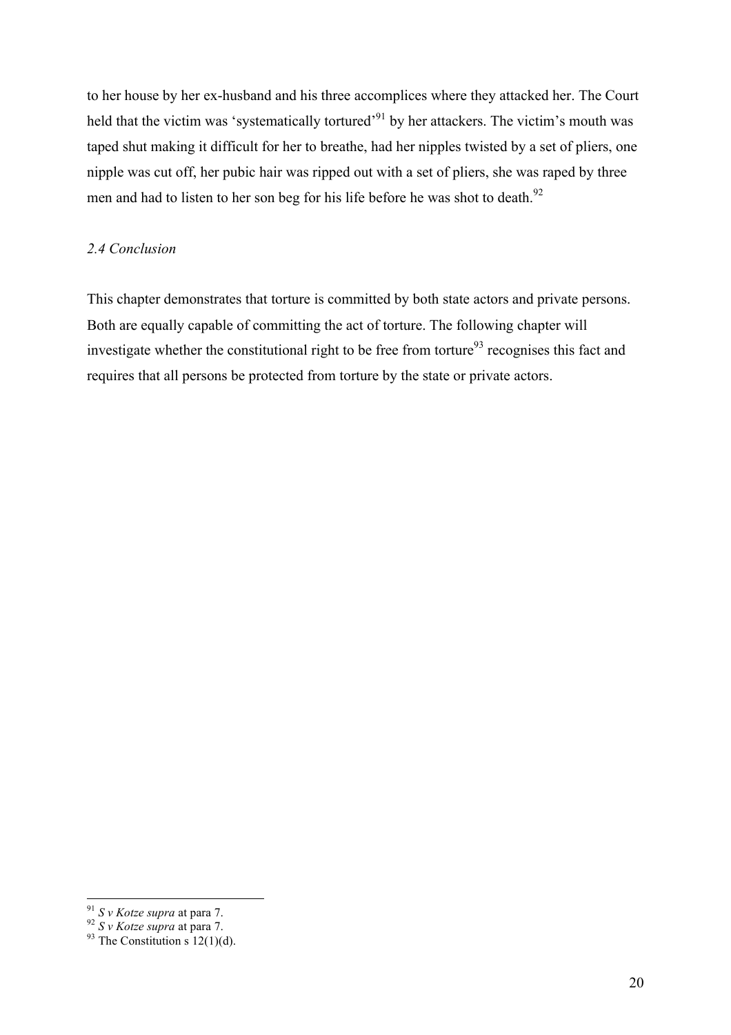to her house by her ex-husband and his three accomplices where they attacked her. The Court held that the victim was 'systematically tortured'[91] by her attackers. The victim's mouth was taped shut making it difficult for her to breathe, had her nipples twisted by a set of pliers, one nipple was cut off, her pubic hair was ripped out with a set of pliers, she was raped by three men and had to listen to her son beg for his life before he was shot to death.[92]

### *2.4 Conclusion*

This chapter demonstrates that torture is committed by both state actors and private persons. Both are equally capable of committing the act of torture. The following chapter will investigate whether the constitutional right to be free from torture[93] recognises this fact and requires that all persons be protected from torture by the state or private actors.

---

[91] *S v Kotze supra* at para 7.
[92] *S v Kotze supra* at para 7.
[93] The Constitution s 12(1)(d).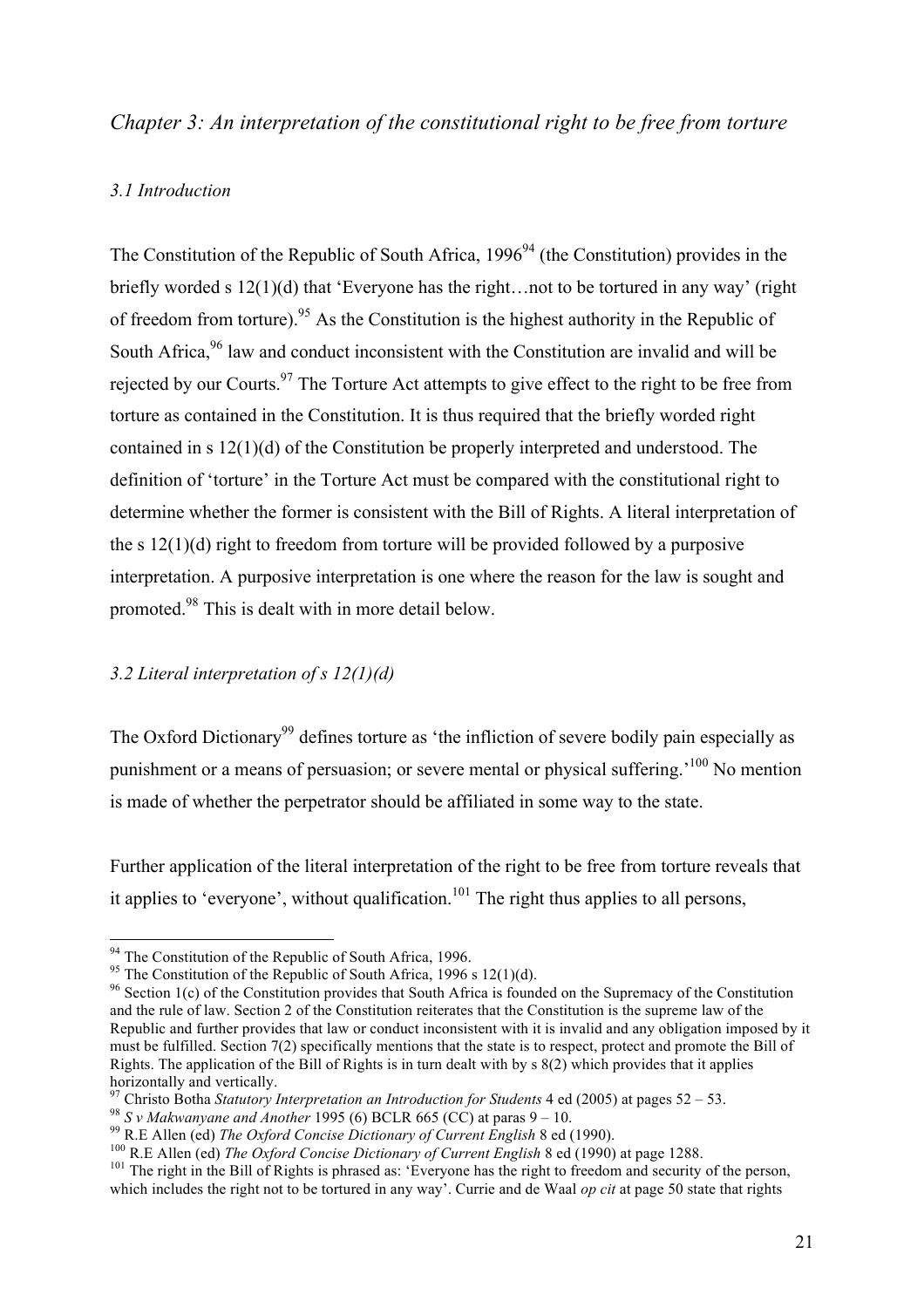## *Chapter 3: An interpretation of the constitutional right to be free from torture*

### *3.1 Introduction*

The Constitution of the Republic of South Africa, 1996[94] (the Constitution) provides in the briefly worded s 12(1)(d) that 'Everyone has the right…not to be tortured in any way' (right of freedom from torture).[95] As the Constitution is the highest authority in the Republic of South Africa,[96] law and conduct inconsistent with the Constitution are invalid and will be rejected by our Courts.[97] The Torture Act attempts to give effect to the right to be free from torture as contained in the Constitution. It is thus required that the briefly worded right contained in s 12(1)(d) of the Constitution be properly interpreted and understood. The definition of 'torture' in the Torture Act must be compared with the constitutional right to determine whether the former is consistent with the Bill of Rights. A literal interpretation of the s 12(1)(d) right to freedom from torture will be provided followed by a purposive interpretation. A purposive interpretation is one where the reason for the law is sought and promoted.[98] This is dealt with in more detail below.

### *3.2 Literal interpretation of s 12(1)(d)*

The Oxford Dictionary[99] defines torture as 'the infliction of severe bodily pain especially as punishment or a means of persuasion; or severe mental or physical suffering.'[100] No mention is made of whether the perpetrator should be affiliated in some way to the state.

Further application of the literal interpretation of the right to be free from torture reveals that it applies to 'everyone', without qualification.[101] The right thus applies to all persons,

---

[94] The Constitution of the Republic of South Africa, 1996.

[95] The Constitution of the Republic of South Africa, 1996 s 12(1)(d).

[96] Section 1(c) of the Constitution provides that South Africa is founded on the Supremacy of the Constitution and the rule of law. Section 2 of the Constitution reiterates that the Constitution is the supreme law of the Republic and further provides that law or conduct inconsistent with it is invalid and any obligation imposed by it must be fulfilled. Section 7(2) specifically mentions that the state is to respect, protect and promote the Bill of Rights. The application of the Bill of Rights is in turn dealt with by s 8(2) which provides that it applies horizontally and vertically.

[97] Christo Botha *Statutory Interpretation an Introduction for Students* 4 ed (2005) at pages 52 – 53.

[98] *S v Makwanyane and Another* 1995 (6) BCLR 665 (CC) at paras 9 – 10.

[99] R.E Allen (ed) *The Oxford Concise Dictionary of Current English* 8 ed (1990).

[100] R.E Allen (ed) *The Oxford Concise Dictionary of Current English* 8 ed (1990) at page 1288.

[101] The right in the Bill of Rights is phrased as: 'Everyone has the right to freedom and security of the person, which includes the right not to be tortured in any way'. Currie and de Waal *op cit* at page 50 state that rights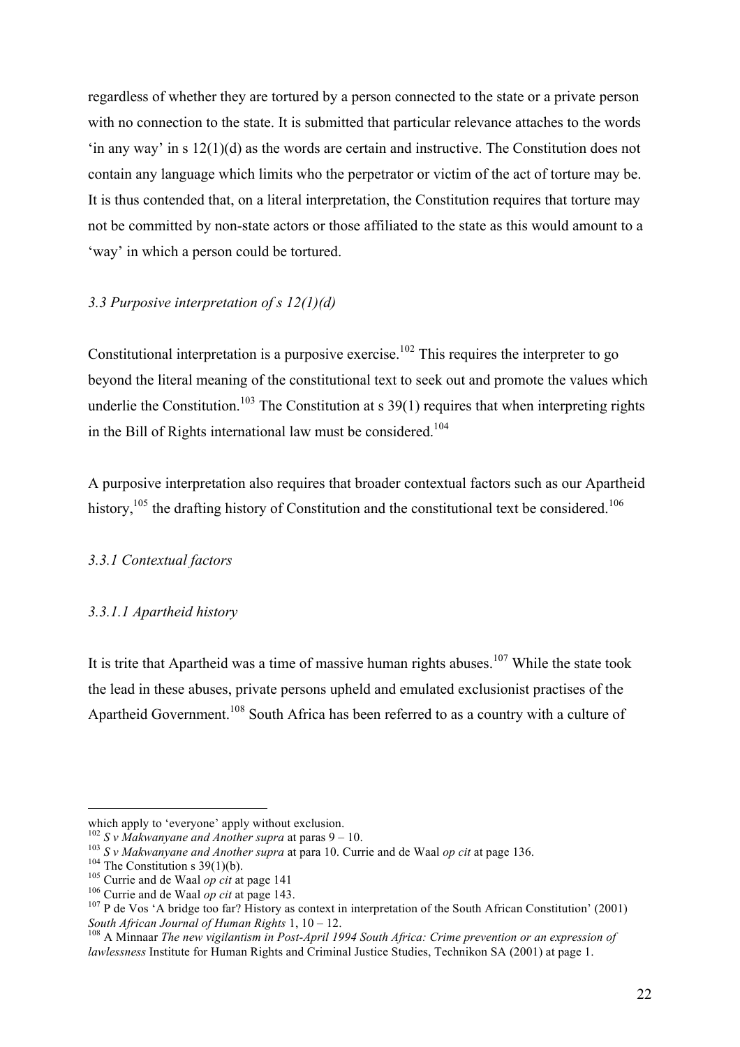regardless of whether they are tortured by a person connected to the state or a private person with no connection to the state. It is submitted that particular relevance attaches to the words 'in any way' in s 12(1)(d) as the words are certain and instructive. The Constitution does not contain any language which limits who the perpetrator or victim of the act of torture may be. It is thus contended that, on a literal interpretation, the Constitution requires that torture may not be committed by non-state actors or those affiliated to the state as this would amount to a 'way' in which a person could be tortured.

### *3.3 Purposive interpretation of s 12(1)(d)*

Constitutional interpretation is a purposive exercise.[102] This requires the interpreter to go beyond the literal meaning of the constitutional text to seek out and promote the values which underlie the Constitution.[103] The Constitution at s 39(1) requires that when interpreting rights in the Bill of Rights international law must be considered.[104]

A purposive interpretation also requires that broader contextual factors such as our Apartheid history,[105] the drafting history of Constitution and the constitutional text be considered.[106]

#### *3.3.1 Contextual factors*

##### *3.3.1.1 Apartheid history*

It is trite that Apartheid was a time of massive human rights abuses.[107] While the state took the lead in these abuses, private persons upheld and emulated exclusionist practises of the Apartheid Government.[108] South Africa has been referred to as a country with a culture of

---

which apply to 'everyone' apply without exclusion.

[102] *S v Makwanyane and Another supra* at paras 9 – 10.

[103] *S v Makwanyane and Another supra* at para 10. Currie and de Waal *op cit* at page 136.

[104] The Constitution s 39(1)(b).

[105] Currie and de Waal *op cit* at page 141

[106] Currie and de Waal *op cit* at page 143.

[107] P de Vos 'A bridge too far? History as context in interpretation of the South African Constitution' (2001) *South African Journal of Human Rights* 1, 10 – 12.

[108] A Minnaar *The new vigilantism in Post-April 1994 South Africa: Crime prevention or an expression of lawlessness* Institute for Human Rights and Criminal Justice Studies, Technikon SA (2001) at page 1.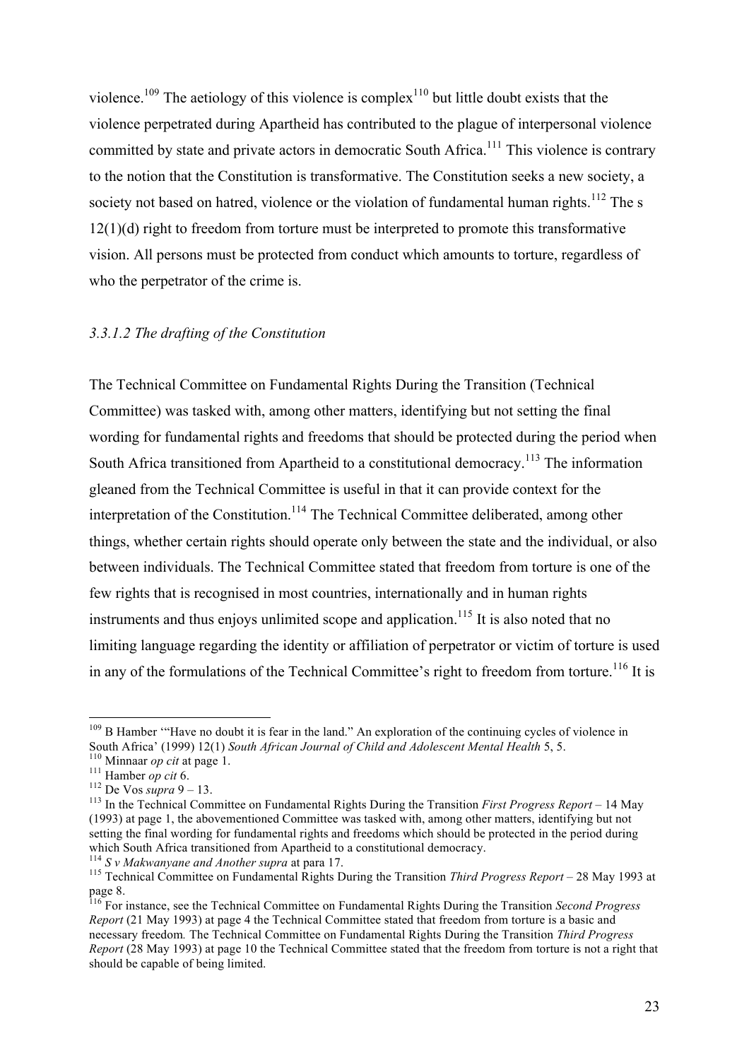violence.[109] The aetiology of this violence is complex[110] but little doubt exists that the violence perpetrated during Apartheid has contributed to the plague of interpersonal violence committed by state and private actors in democratic South Africa.[111] This violence is contrary to the notion that the Constitution is transformative. The Constitution seeks a new society, a society not based on hatred, violence or the violation of fundamental human rights.[112] The s 12(1)(d) right to freedom from torture must be interpreted to promote this transformative vision. All persons must be protected from conduct which amounts to torture, regardless of who the perpetrator of the crime is.

### *3.3.1.2 The drafting of the Constitution*

The Technical Committee on Fundamental Rights During the Transition (Technical Committee) was tasked with, among other matters, identifying but not setting the final wording for fundamental rights and freedoms that should be protected during the period when South Africa transitioned from Apartheid to a constitutional democracy.[113] The information gleaned from the Technical Committee is useful in that it can provide context for the interpretation of the Constitution.[114] The Technical Committee deliberated, among other things, whether certain rights should operate only between the state and the individual, or also between individuals. The Technical Committee stated that freedom from torture is one of the few rights that is recognised in most countries, internationally and in human rights instruments and thus enjoys unlimited scope and application.[115] It is also noted that no limiting language regarding the identity or affiliation of perpetrator or victim of torture is used in any of the formulations of the Technical Committee's right to freedom from torture.[116] It is

---

[109] B Hamber '"Have no doubt it is fear in the land." An exploration of the continuing cycles of violence in South Africa' (1999) 12(1) *South African Journal of Child and Adolescent Mental Health* 5, 5.

[110] Minnaar *op cit* at page 1.

[111] Hamber *op cit* 6.

[112] De Vos *supra* 9 – 13.

[113] In the Technical Committee on Fundamental Rights During the Transition *First Progress Report* – 14 May (1993) at page 1, the abovementioned Committee was tasked with, among other matters, identifying but not setting the final wording for fundamental rights and freedoms which should be protected in the period during which South Africa transitioned from Apartheid to a constitutional democracy.

[114] *S v Makwanyane and Another supra* at para 17.

[115] Technical Committee on Fundamental Rights During the Transition *Third Progress Report* – 28 May 1993 at page 8.

[116] For instance, see the Technical Committee on Fundamental Rights During the Transition *Second Progress Report* (21 May 1993) at page 4 the Technical Committee stated that freedom from torture is a basic and necessary freedom. The Technical Committee on Fundamental Rights During the Transition *Third Progress Report* (28 May 1993) at page 10 the Technical Committee stated that the freedom from torture is not a right that should be capable of being limited.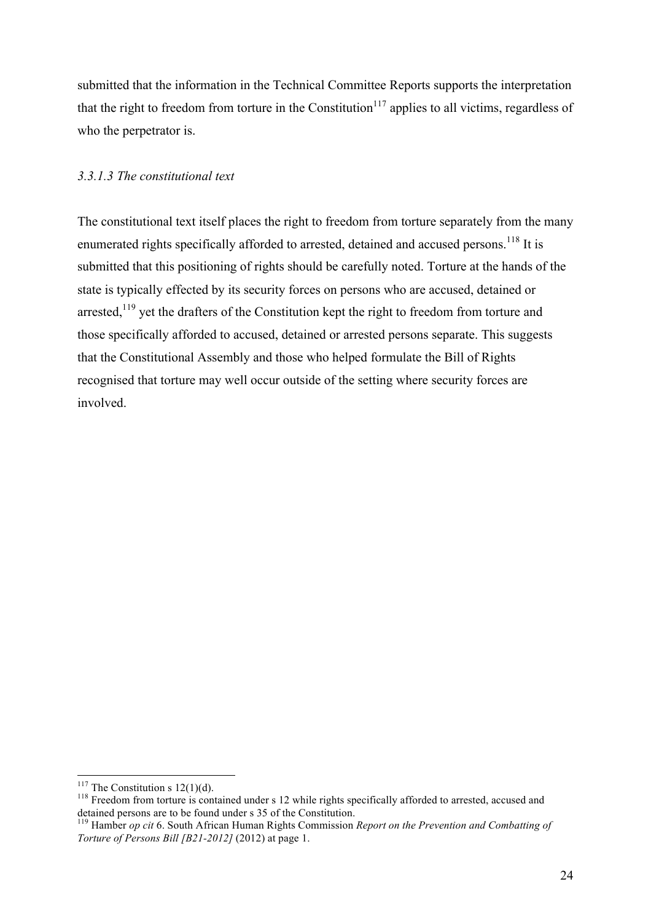submitted that the information in the Technical Committee Reports supports the interpretation that the right to freedom from torture in the Constitution[117] applies to all victims, regardless of who the perpetrator is.

#### *3.3.1.3 The constitutional text*

The constitutional text itself places the right to freedom from torture separately from the many enumerated rights specifically afforded to arrested, detained and accused persons.[118] It is submitted that this positioning of rights should be carefully noted. Torture at the hands of the state is typically effected by its security forces on persons who are accused, detained or arrested,[119] yet the drafters of the Constitution kept the right to freedom from torture and those specifically afforded to accused, detained or arrested persons separate. This suggests that the Constitutional Assembly and those who helped formulate the Bill of Rights recognised that torture may well occur outside of the setting where security forces are involved.

---

[117] The Constitution s 12(1)(d).

[118] Freedom from torture is contained under s 12 while rights specifically afforded to arrested, accused and detained persons are to be found under s 35 of the Constitution.

[119] Hamber *op cit* 6. South African Human Rights Commission *Report on the Prevention and Combatting of Torture of Persons Bill [B21-2012]* (2012) at page 1.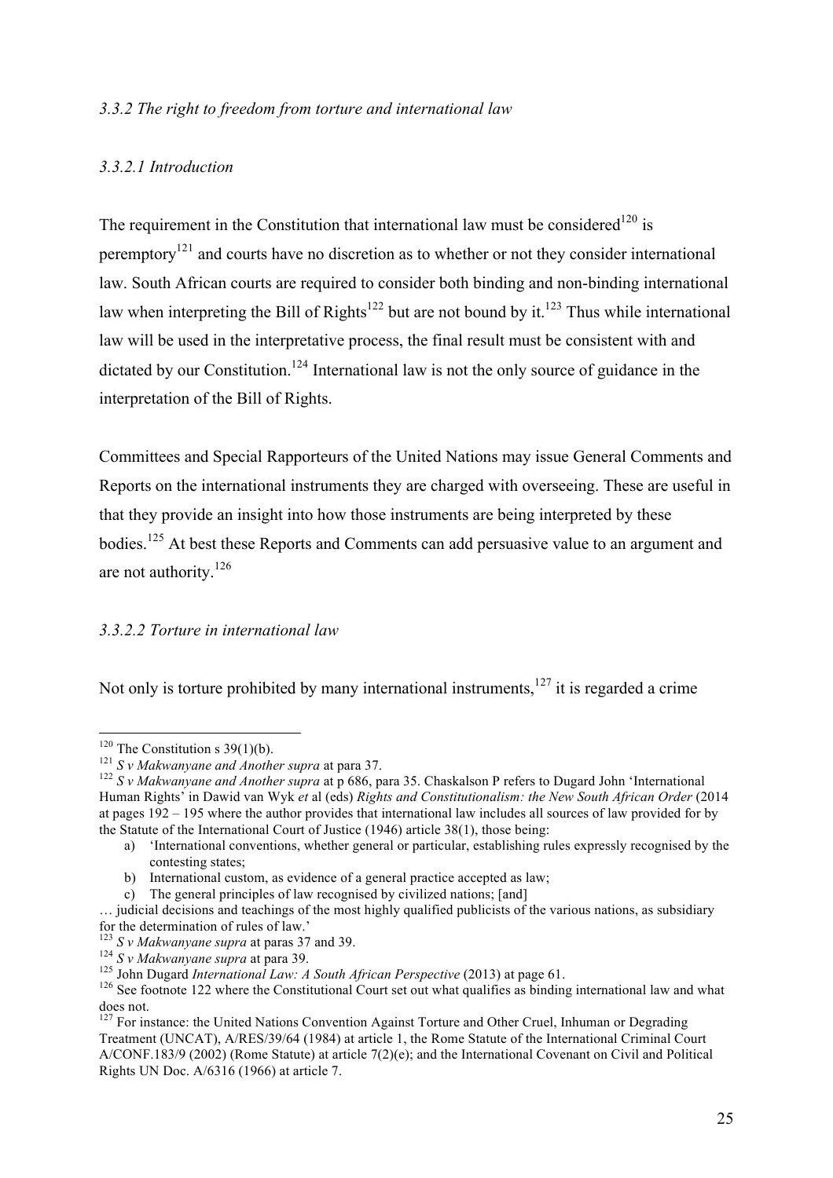### *3.3.2 The right to freedom from torture and international law*

#### *3.3.2.1 Introduction*

The requirement in the Constitution that international law must be considered[120] is peremptory[121] and courts have no discretion as to whether or not they consider international law. South African courts are required to consider both binding and non-binding international law when interpreting the Bill of Rights[122] but are not bound by it.[123] Thus while international law will be used in the interpretative process, the final result must be consistent with and dictated by our Constitution.[124] International law is not the only source of guidance in the interpretation of the Bill of Rights.

Committees and Special Rapporteurs of the United Nations may issue General Comments and Reports on the international instruments they are charged with overseeing. These are useful in that they provide an insight into how those instruments are being interpreted by these bodies.[125] At best these Reports and Comments can add persuasive value to an argument and are not authority.[126]

#### *3.3.2.2 Torture in international law*

Not only is torture prohibited by many international instruments,[127] it is regarded a crime

---

[120] The Constitution s 39(1)(b).

[121] *S v Makwanyane and Another supra* at para 37.

[122] *S v Makwanyane and Another supra* at p 686, para 35. Chaskalson P refers to Dugard John 'International Human Rights' in Dawid van Wyk *et* al (eds) *Rights and Constitutionalism: the New South African Order* (2014 at pages 192 – 195 where the author provides that international law includes all sources of law provided for by the Statute of the International Court of Justice (1946) article 38(1), those being:

a) 'International conventions, whether general or particular, establishing rules expressly recognised by the contesting states;
b) International custom, as evidence of a general practice accepted as law;
c) The general principles of law recognised by civilized nations; [and]

… judicial decisions and teachings of the most highly qualified publicists of the various nations, as subsidiary for the determination of rules of law.'

[123] *S v Makwanyane supra* at paras 37 and 39.

[124] *S v Makwanyane supra* at para 39.

[125] John Dugard *International Law: A South African Perspective* (2013) at page 61.

[126] See footnote 122 where the Constitutional Court set out what qualifies as binding international law and what does not.

[127] For instance: the United Nations Convention Against Torture and Other Cruel, Inhuman or Degrading Treatment (UNCAT), A/RES/39/64 (1984) at article 1, the Rome Statute of the International Criminal Court A/CONF.183/9 (2002) (Rome Statute) at article 7(2)(e); and the International Covenant on Civil and Political Rights UN Doc. A/6316 (1966) at article 7.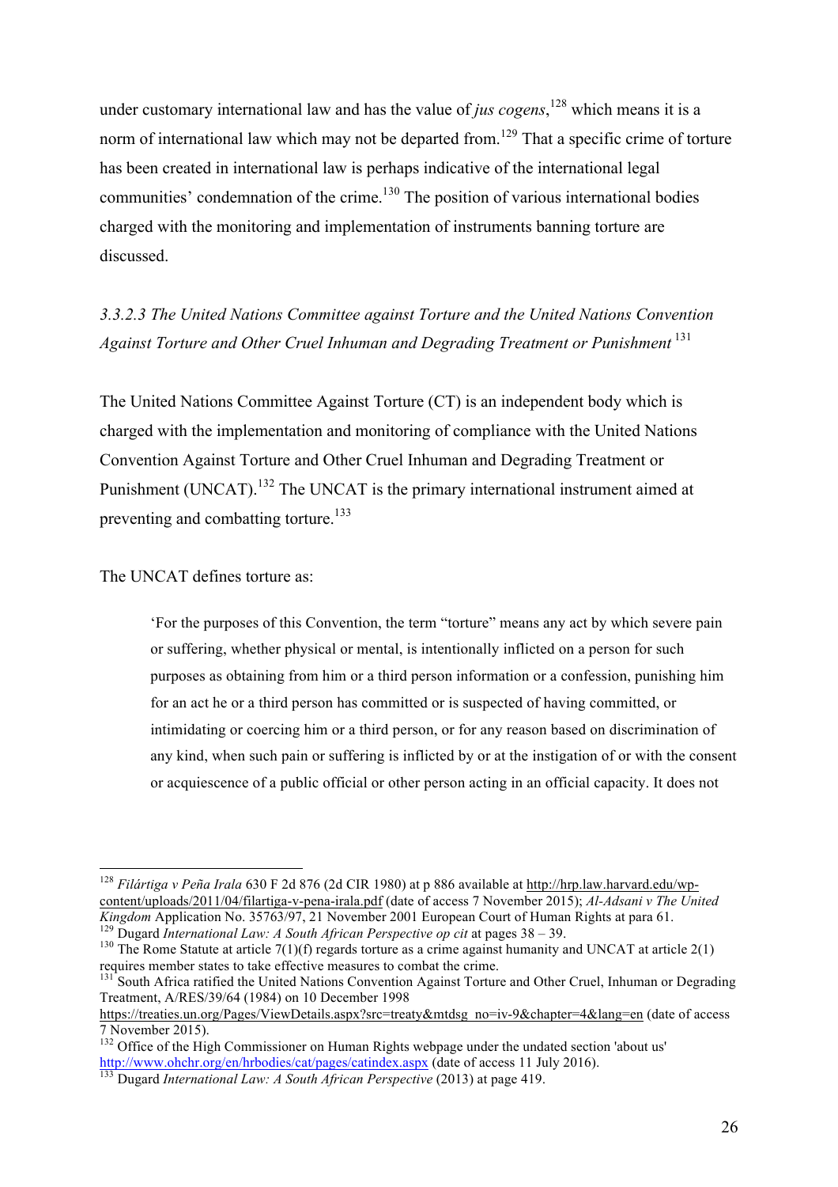under customary international law and has the value of *jus cogens*,[128] which means it is a norm of international law which may not be departed from.[129] That a specific crime of torture has been created in international law is perhaps indicative of the international legal communities' condemnation of the crime.[130] The position of various international bodies charged with the monitoring and implementation of instruments banning torture are discussed.

#### *3.3.2.3 The United Nations Committee against Torture and the United Nations Convention Against Torture and Other Cruel Inhuman and Degrading Treatment or Punishment*[131]

The United Nations Committee Against Torture (CT) is an independent body which is charged with the implementation and monitoring of compliance with the United Nations Convention Against Torture and Other Cruel Inhuman and Degrading Treatment or Punishment (UNCAT).[132] The UNCAT is the primary international instrument aimed at preventing and combatting torture.[133]

The UNCAT defines torture as:

> 'For the purposes of this Convention, the term "torture" means any act by which severe pain or suffering, whether physical or mental, is intentionally inflicted on a person for such purposes as obtaining from him or a third person information or a confession, punishing him for an act he or a third person has committed or is suspected of having committed, or intimidating or coercing him or a third person, or for any reason based on discrimination of any kind, when such pain or suffering is inflicted by or at the instigation of or with the consent or acquiescence of a public official or other person acting in an official capacity. It does not

---

[128] *Filártiga v Peña Irala* 630 F 2d 876 (2d CIR 1980) at p 886 available at http://hrp.law.harvard.edu/wp-content/uploads/2011/04/filartiga-v-pena-irala.pdf (date of access 7 November 2015); *Al-Adsani v The United Kingdom* Application No. 35763/97, 21 November 2001 European Court of Human Rights at para 61.

[129] Dugard *International Law: A South African Perspective op cit* at pages 38 – 39.

[130] The Rome Statute at article 7(1)(f) regards torture as a crime against humanity and UNCAT at article 2(1) requires member states to take effective measures to combat the crime.

[131] South Africa ratified the United Nations Convention Against Torture and Other Cruel, Inhuman or Degrading Treatment, A/RES/39/64 (1984) on 10 December 1998 https://treaties.un.org/Pages/ViewDetails.aspx?src=treaty&mtdsg_no=iv-9&chapter=4&lang=en (date of access 7 November 2015).

[132] Office of the High Commissioner on Human Rights webpage under the undated section 'about us' http://www.ohchr.org/en/hrbodies/cat/pages/catindex.aspx (date of access 11 July 2016).

[133] Dugard *International Law: A South African Perspective* (2013) at page 419.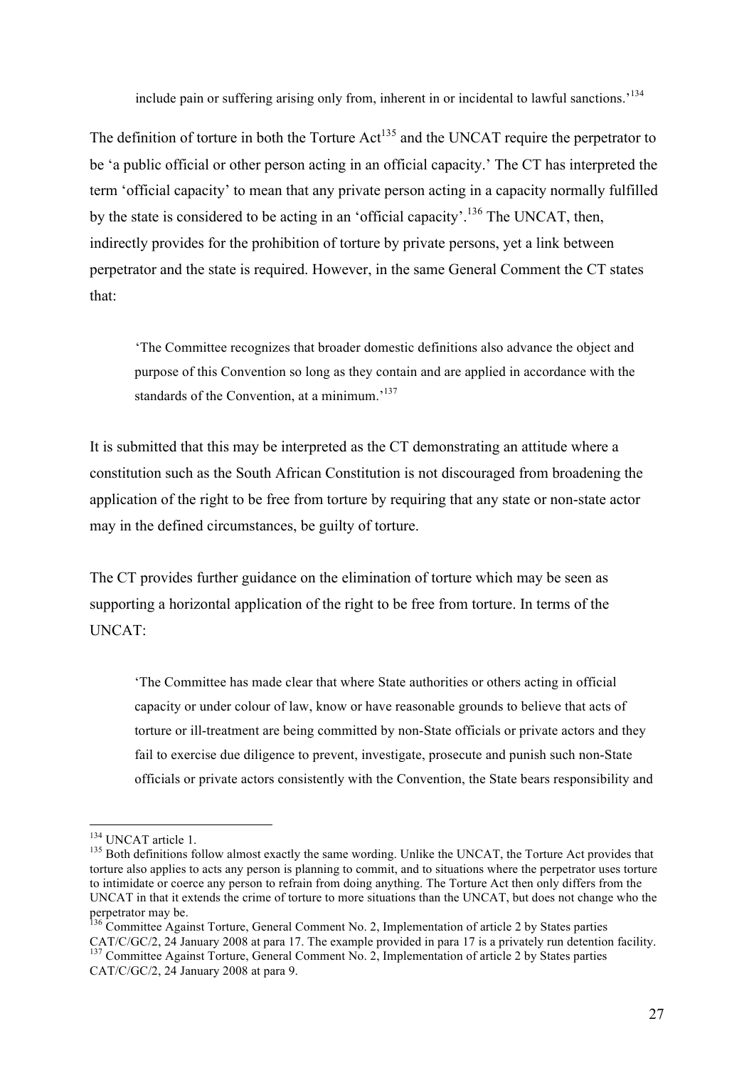> include pain or suffering arising only from, inherent in or incidental to lawful sanctions.'[134]

The definition of torture in both the Torture Act[135] and the UNCAT require the perpetrator to be 'a public official or other person acting in an official capacity.' The CT has interpreted the term 'official capacity' to mean that any private person acting in a capacity normally fulfilled by the state is considered to be acting in an 'official capacity'.[136] The UNCAT, then, indirectly provides for the prohibition of torture by private persons, yet a link between perpetrator and the state is required. However, in the same General Comment the CT states that:

> 'The Committee recognizes that broader domestic definitions also advance the object and purpose of this Convention so long as they contain and are applied in accordance with the standards of the Convention, at a minimum.'[137]

It is submitted that this may be interpreted as the CT demonstrating an attitude where a constitution such as the South African Constitution is not discouraged from broadening the application of the right to be free from torture by requiring that any state or non-state actor may in the defined circumstances, be guilty of torture.

The CT provides further guidance on the elimination of torture which may be seen as supporting a horizontal application of the right to be free from torture. In terms of the UNCAT:

> 'The Committee has made clear that where State authorities or others acting in official capacity or under colour of law, know or have reasonable grounds to believe that acts of torture or ill-treatment are being committed by non-State officials or private actors and they fail to exercise due diligence to prevent, investigate, prosecute and punish such non-State officials or private actors consistently with the Convention, the State bears responsibility and

---

[134] UNCAT article 1.

[135] Both definitions follow almost exactly the same wording. Unlike the UNCAT, the Torture Act provides that torture also applies to acts any person is planning to commit, and to situations where the perpetrator uses torture to intimidate or coerce any person to refrain from doing anything. The Torture Act then only differs from the UNCAT in that it extends the crime of torture to more situations than the UNCAT, but does not change who the perpetrator may be.

[136] Committee Against Torture, General Comment No. 2, Implementation of article 2 by States parties CAT/C/GC/2, 24 January 2008 at para 17. The example provided in para 17 is a privately run detention facility.

[137] Committee Against Torture, General Comment No. 2, Implementation of article 2 by States parties CAT/C/GC/2, 24 January 2008 at para 9.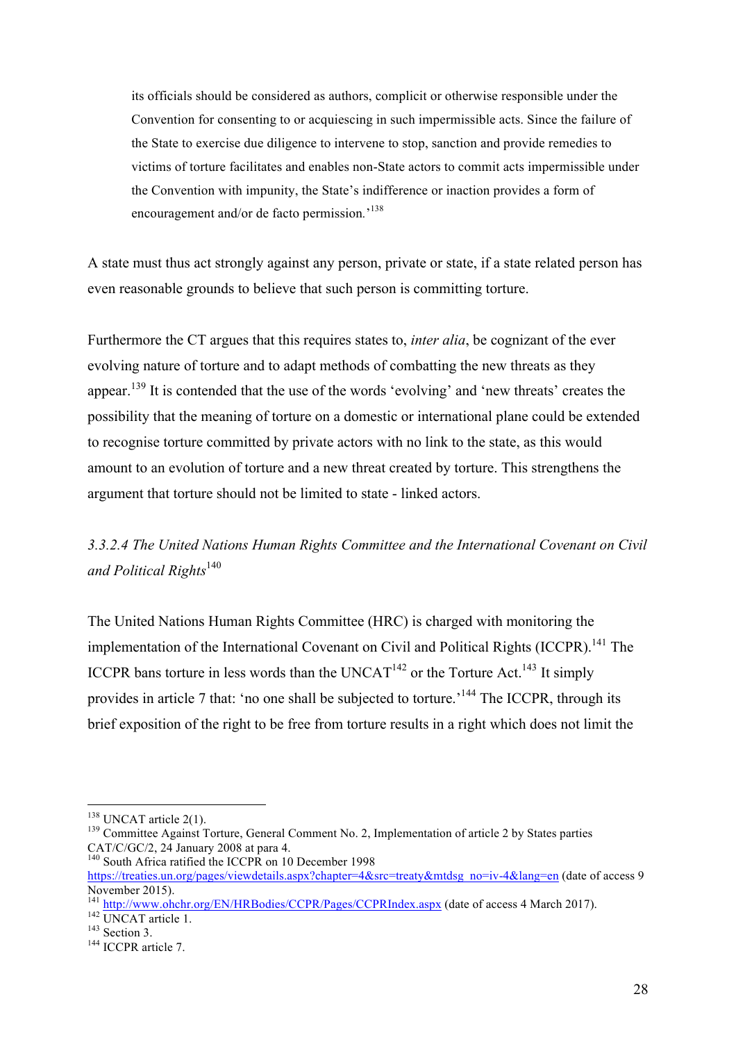> its officials should be considered as authors, complicit or otherwise responsible under the Convention for consenting to or acquiescing in such impermissible acts. Since the failure of the State to exercise due diligence to intervene to stop, sanction and provide remedies to victims of torture facilitates and enables non-State actors to commit acts impermissible under the Convention with impunity, the State's indifference or inaction provides a form of encouragement and/or de facto permission.'[138]

A state must thus act strongly against any person, private or state, if a state related person has even reasonable grounds to believe that such person is committing torture.

Furthermore the CT argues that this requires states to, *inter alia*, be cognizant of the ever evolving nature of torture and to adapt methods of combatting the new threats as they appear.[139] It is contended that the use of the words 'evolving' and 'new threats' creates the possibility that the meaning of torture on a domestic or international plane could be extended to recognise torture committed by private actors with no link to the state, as this would amount to an evolution of torture and a new threat created by torture. This strengthens the argument that torture should not be limited to state - linked actors.

### *3.3.2.4 The United Nations Human Rights Committee and the International Covenant on Civil and Political Rights*[140]

The United Nations Human Rights Committee (HRC) is charged with monitoring the implementation of the International Covenant on Civil and Political Rights (ICCPR).[141] The ICCPR bans torture in less words than the UNCAT[142] or the Torture Act.[143] It simply provides in article 7 that: 'no one shall be subjected to torture.'[144] The ICCPR, through its brief exposition of the right to be free from torture results in a right which does not limit the

---

[138] UNCAT article 2(1).

[139] Committee Against Torture, General Comment No. 2, Implementation of article 2 by States parties CAT/C/GC/2, 24 January 2008 at para 4.

[140] South Africa ratified the ICCPR on 10 December 1998 https://treaties.un.org/pages/viewdetails.aspx?chapter=4&src=treaty&mtdsg_no=iv-4&lang=en (date of access 9 November 2015).

[141] http://www.ohchr.org/EN/HRBodies/CCPR/Pages/CCPRIndex.aspx (date of access 4 March 2017).

[142] UNCAT article 1.

[143] Section 3.

[144] ICCPR article 7.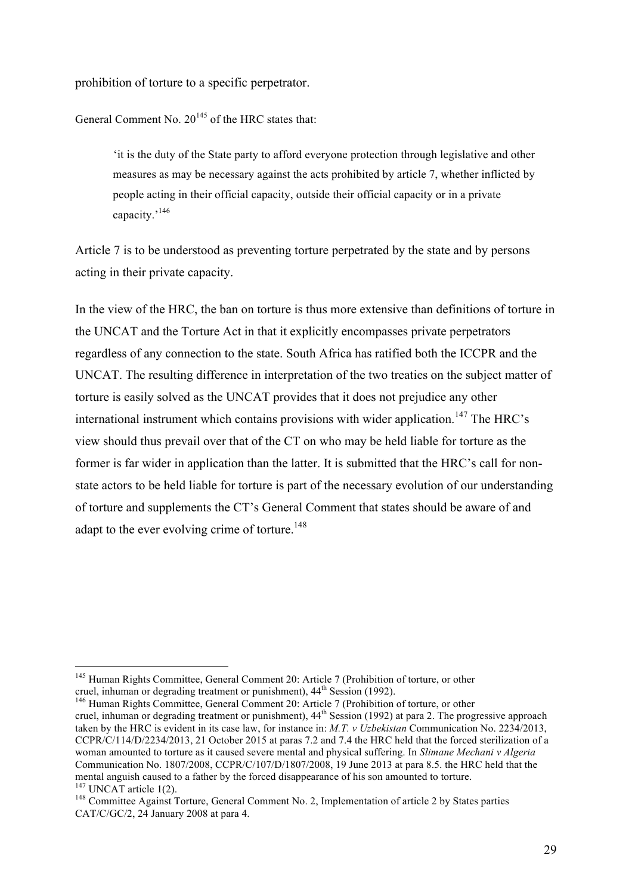prohibition of torture to a specific perpetrator.

General Comment No. 20[145] of the HRC states that:

> 'it is the duty of the State party to afford everyone protection through legislative and other measures as may be necessary against the acts prohibited by article 7, whether inflicted by people acting in their official capacity, outside their official capacity or in a private capacity.'[146]

Article 7 is to be understood as preventing torture perpetrated by the state and by persons acting in their private capacity.

In the view of the HRC, the ban on torture is thus more extensive than definitions of torture in the UNCAT and the Torture Act in that it explicitly encompasses private perpetrators regardless of any connection to the state. South Africa has ratified both the ICCPR and the UNCAT. The resulting difference in interpretation of the two treaties on the subject matter of torture is easily solved as the UNCAT provides that it does not prejudice any other international instrument which contains provisions with wider application.[147] The HRC's view should thus prevail over that of the CT on who may be held liable for torture as the former is far wider in application than the latter. It is submitted that the HRC's call for non-state actors to be held liable for torture is part of the necessary evolution of our understanding of torture and supplements the CT's General Comment that states should be aware of and adapt to the ever evolving crime of torture.[148]

---

[145] Human Rights Committee, General Comment 20: Article 7 (Prohibition of torture, or other cruel, inhuman or degrading treatment or punishment), 44th Session (1992).

[146] Human Rights Committee, General Comment 20: Article 7 (Prohibition of torture, or other cruel, inhuman or degrading treatment or punishment), 44th Session (1992) at para 2. The progressive approach taken by the HRC is evident in its case law, for instance in: *M.T. v Uzbekistan* Communication No. 2234/2013, CCPR/C/114/D/2234/2013, 21 October 2015 at paras 7.2 and 7.4 the HRC held that the forced sterilization of a woman amounted to torture as it caused severe mental and physical suffering. In *Slimane Mechani v Algeria* Communication No. 1807/2008, CCPR/C/107/D/1807/2008, 19 June 2013 at para 8.5. the HRC held that the mental anguish caused to a father by the forced disappearance of his son amounted to torture.

[147] UNCAT article 1(2).

[148] Committee Against Torture, General Comment No. 2, Implementation of article 2 by States parties CAT/C/GC/2, 24 January 2008 at para 4.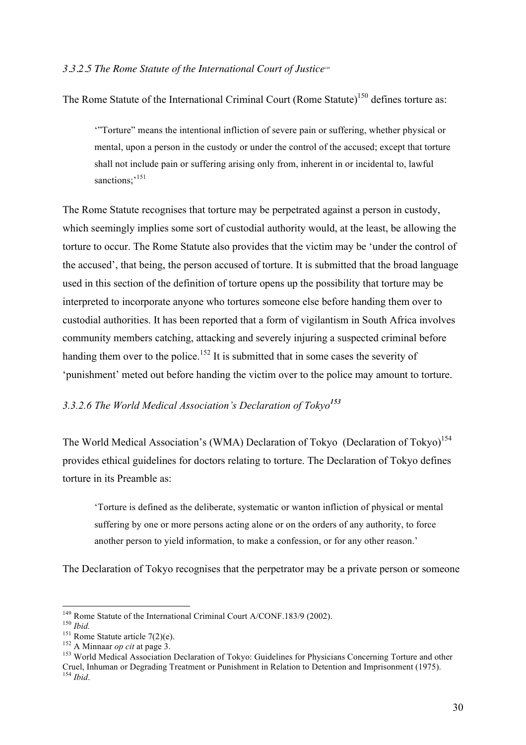### *3.3.2.5 The Rome Statute of the International Court of Justice*[149]

The Rome Statute of the International Criminal Court (Rome Statute)[150] defines torture as:

> '"Torture" means the intentional infliction of severe pain or suffering, whether physical or mental, upon a person in the custody or under the control of the accused; except that torture shall not include pain or suffering arising only from, inherent in or incidental to, lawful sanctions;'[151]

The Rome Statute recognises that torture may be perpetrated against a person in custody, which seemingly implies some sort of custodial authority would, at the least, be allowing the torture to occur. The Rome Statute also provides that the victim may be 'under the control of the accused', that being, the person accused of torture. It is submitted that the broad language used in this section of the definition of torture opens up the possibility that torture may be interpreted to incorporate anyone who tortures someone else before handing them over to custodial authorities. It has been reported that a form of vigilantism in South Africa involves community members catching, attacking and severely injuring a suspected criminal before handing them over to the police.[152] It is submitted that in some cases the severity of 'punishment' meted out before handing the victim over to the police may amount to torture.

### *3.3.2.6 The World Medical Association's Declaration of Tokyo*[153]

The World Medical Association's (WMA) Declaration of Tokyo (Declaration of Tokyo)[154] provides ethical guidelines for doctors relating to torture. The Declaration of Tokyo defines torture in its Preamble as:

> 'Torture is defined as the deliberate, systematic or wanton infliction of physical or mental suffering by one or more persons acting alone or on the orders of any authority, to force another person to yield information, to make a confession, or for any other reason.'

The Declaration of Tokyo recognises that the perpetrator may be a private person or someone

---

[149] Rome Statute of the International Criminal Court A/CONF.183/9 (2002).
[150] *Ibid.*
[151] Rome Statute article 7(2)(e).
[152] A Minnaar *op cit* at page 3.
[153] World Medical Association Declaration of Tokyo: Guidelines for Physicians Concerning Torture and other Cruel, Inhuman or Degrading Treatment or Punishment in Relation to Detention and Imprisonment (1975).
[154] *Ibid*.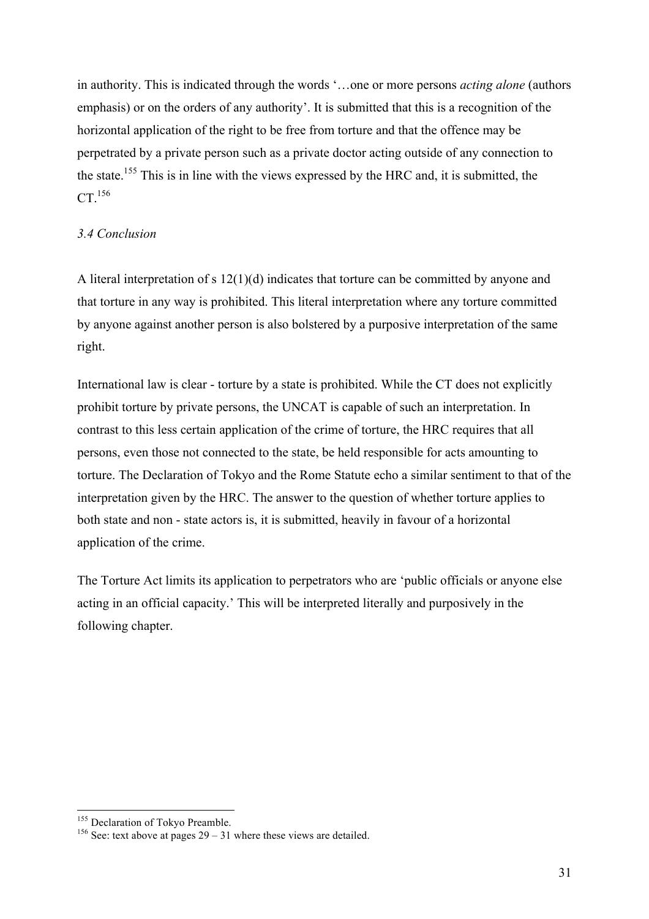in authority. This is indicated through the words '…one or more persons *acting alone* (authors emphasis) or on the orders of any authority'. It is submitted that this is a recognition of the horizontal application of the right to be free from torture and that the offence may be perpetrated by a private person such as a private doctor acting outside of any connection to the state.[155] This is in line with the views expressed by the HRC and, it is submitted, the CT.[156]

### *3.4 Conclusion*

A literal interpretation of s 12(1)(d) indicates that torture can be committed by anyone and that torture in any way is prohibited. This literal interpretation where any torture committed by anyone against another person is also bolstered by a purposive interpretation of the same right.

International law is clear - torture by a state is prohibited. While the CT does not explicitly prohibit torture by private persons, the UNCAT is capable of such an interpretation. In contrast to this less certain application of the crime of torture, the HRC requires that all persons, even those not connected to the state, be held responsible for acts amounting to torture. The Declaration of Tokyo and the Rome Statute echo a similar sentiment to that of the interpretation given by the HRC. The answer to the question of whether torture applies to both state and non - state actors is, it is submitted, heavily in favour of a horizontal application of the crime.

The Torture Act limits its application to perpetrators who are 'public officials or anyone else acting in an official capacity.' This will be interpreted literally and purposively in the following chapter.

---

[155] Declaration of Tokyo Preamble.

[156] See: text above at pages 29 – 31 where these views are detailed.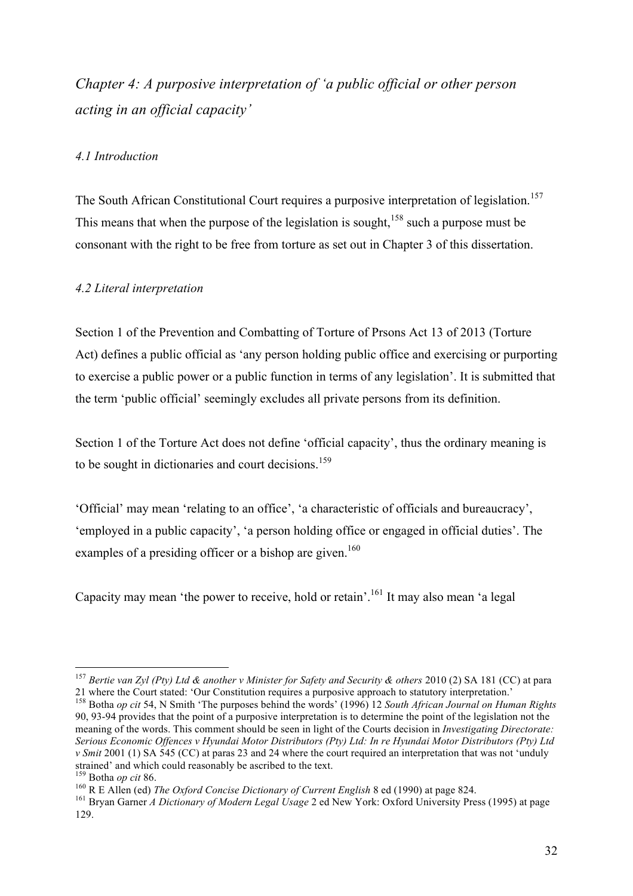## *Chapter 4: A purposive interpretation of 'a public official or other person acting in an official capacity'*

### *4.1 Introduction*

The South African Constitutional Court requires a purposive interpretation of legislation.[157] This means that when the purpose of the legislation is sought,[158] such a purpose must be consonant with the right to be free from torture as set out in Chapter 3 of this dissertation.

### *4.2 Literal interpretation*

Section 1 of the Prevention and Combatting of Torture of Prsons Act 13 of 2013 (Torture Act) defines a public official as 'any person holding public office and exercising or purporting to exercise a public power or a public function in terms of any legislation'. It is submitted that the term 'public official' seemingly excludes all private persons from its definition.

Section 1 of the Torture Act does not define 'official capacity', thus the ordinary meaning is to be sought in dictionaries and court decisions.[159]

'Official' may mean 'relating to an office', 'a characteristic of officials and bureaucracy', 'employed in a public capacity', 'a person holding office or engaged in official duties'. The examples of a presiding officer or a bishop are given.[160]

Capacity may mean 'the power to receive, hold or retain'.[161] It may also mean 'a legal

---

[157] *Bertie van Zyl (Pty) Ltd & another v Minister for Safety and Security & others* 2010 (2) SA 181 (CC) at para 21 where the Court stated: 'Our Constitution requires a purposive approach to statutory interpretation.'

[158] Botha *op cit* 54, N Smith 'The purposes behind the words' (1996) 12 *South African Journal on Human Rights* 90, 93-94 provides that the point of a purposive interpretation is to determine the point of the legislation not the meaning of the words. This comment should be seen in light of the Courts decision in *Investigating Directorate: Serious Economic Offences v Hyundai Motor Distributors (Pty) Ltd: In re Hyundai Motor Distributors (Pty) Ltd v Smit* 2001 (1) SA 545 (CC) at paras 23 and 24 where the court required an interpretation that was not 'unduly strained' and which could reasonably be ascribed to the text.

[159] Botha *op cit* 86.

[160] R E Allen (ed) *The Oxford Concise Dictionary of Current English* 8 ed (1990) at page 824.

[161] Bryan Garner *A Dictionary of Modern Legal Usage* 2 ed New York: Oxford University Press (1995) at page 129.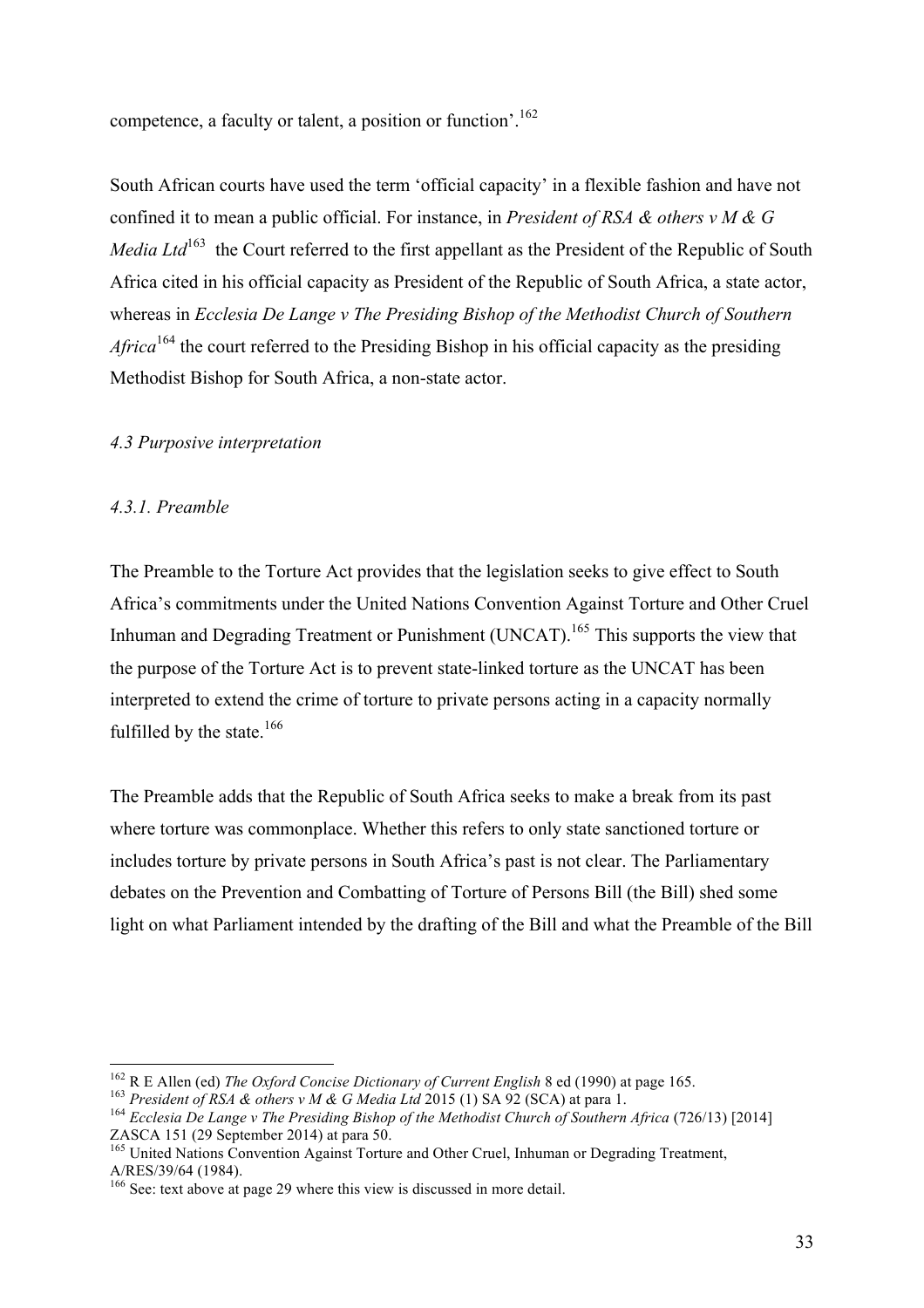competence, a faculty or talent, a position or function'.[162]

South African courts have used the term 'official capacity' in a flexible fashion and have not confined it to mean a public official. For instance, in *President of RSA & others v M & G Media Ltd*[163] the Court referred to the first appellant as the President of the Republic of South Africa cited in his official capacity as President of the Republic of South Africa, a state actor, whereas in *Ecclesia De Lange v The Presiding Bishop of the Methodist Church of Southern Africa*[164] the court referred to the Presiding Bishop in his official capacity as the presiding Methodist Bishop for South Africa, a non-state actor.

### *4.3 Purposive interpretation*

#### *4.3.1. Preamble*

The Preamble to the Torture Act provides that the legislation seeks to give effect to South Africa's commitments under the United Nations Convention Against Torture and Other Cruel Inhuman and Degrading Treatment or Punishment (UNCAT).[165] This supports the view that the purpose of the Torture Act is to prevent state-linked torture as the UNCAT has been interpreted to extend the crime of torture to private persons acting in a capacity normally fulfilled by the state.[166]

The Preamble adds that the Republic of South Africa seeks to make a break from its past where torture was commonplace. Whether this refers to only state sanctioned torture or includes torture by private persons in South Africa's past is not clear. The Parliamentary debates on the Prevention and Combatting of Torture of Persons Bill (the Bill) shed some light on what Parliament intended by the drafting of the Bill and what the Preamble of the Bill

---

[162] R E Allen (ed) *The Oxford Concise Dictionary of Current English* 8 ed (1990) at page 165.

[163] *President of RSA & others v M & G Media Ltd* 2015 (1) SA 92 (SCA) at para 1.

[164] *Ecclesia De Lange v The Presiding Bishop of the Methodist Church of Southern Africa* (726/13) [2014] ZASCA 151 (29 September 2014) at para 50.

[165] United Nations Convention Against Torture and Other Cruel, Inhuman or Degrading Treatment, A/RES/39/64 (1984).

[166] See: text above at page 29 where this view is discussed in more detail.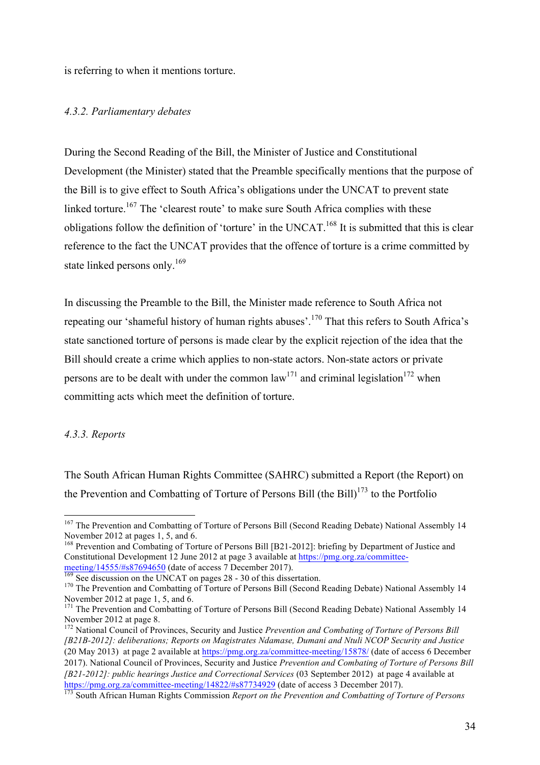is referring to when it mentions torture.

*4.3.2. Parliamentary debates*

During the Second Reading of the Bill, the Minister of Justice and Constitutional Development (the Minister) stated that the Preamble specifically mentions that the purpose of the Bill is to give effect to South Africa's obligations under the UNCAT to prevent state linked torture.[167] The 'clearest route' to make sure South Africa complies with these obligations follow the definition of 'torture' in the UNCAT.[168] It is submitted that this is clear reference to the fact the UNCAT provides that the offence of torture is a crime committed by state linked persons only.[169]

In discussing the Preamble to the Bill, the Minister made reference to South Africa not repeating our 'shameful history of human rights abuses'.[170] That this refers to South Africa's state sanctioned torture of persons is made clear by the explicit rejection of the idea that the Bill should create a crime which applies to non-state actors. Non-state actors or private persons are to be dealt with under the common law[171] and criminal legislation[172] when committing acts which meet the definition of torture.

*4.3.3. Reports*

The South African Human Rights Committee (SAHRC) submitted a Report (the Report) on the Prevention and Combatting of Torture of Persons Bill (the Bill)[173] to the Portfolio

---

[167] The Prevention and Combatting of Torture of Persons Bill (Second Reading Debate) National Assembly 14 November 2012 at pages 1, 5, and 6.

[168] Prevention and Combating of Torture of Persons Bill [B21-2012]: briefing by Department of Justice and Constitutional Development 12 June 2012 at page 3 available at https://pmg.org.za/committee-meeting/14555/#s87694650 (date of access 7 December 2017).

[169] See discussion on the UNCAT on pages 28 - 30 of this dissertation.

[170] The Prevention and Combatting of Torture of Persons Bill (Second Reading Debate) National Assembly 14 November 2012 at page 1, 5, and 6.

[171] The Prevention and Combatting of Torture of Persons Bill (Second Reading Debate) National Assembly 14 November 2012 at page 8.

[172] National Council of Provinces, Security and Justice *Prevention and Combating of Torture of Persons Bill [B21B-2012]: deliberations; Reports on Magistrates Ndamase, Dumani and Ntuli NCOP Security and Justice* (20 May 2013) at page 2 available at https://pmg.org.za/committee-meeting/15878/ (date of access 6 December 2017). National Council of Provinces, Security and Justice *Prevention and Combating of Torture of Persons Bill [B21-2012]: public hearings Justice and Correctional Services* (03 September 2012) at page 4 available at https://pmg.org.za/committee-meeting/14822/#s87734929 (date of access 3 December 2017).

[173] South African Human Rights Commission *Report on the Prevention and Combatting of Torture of Persons*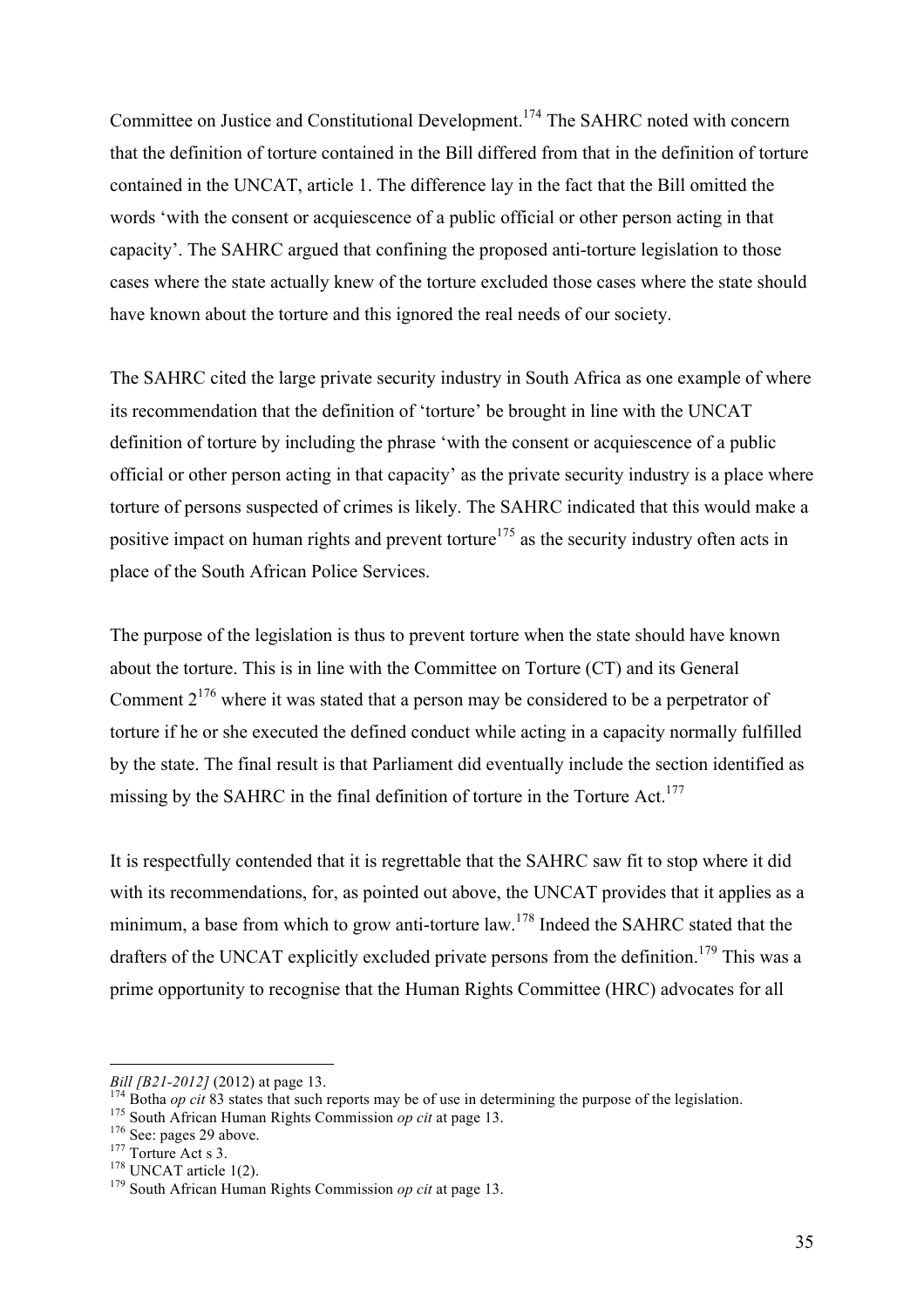Committee on Justice and Constitutional Development.[174] The SAHRC noted with concern that the definition of torture contained in the Bill differed from that in the definition of torture contained in the UNCAT, article 1. The difference lay in the fact that the Bill omitted the words 'with the consent or acquiescence of a public official or other person acting in that capacity'. The SAHRC argued that confining the proposed anti-torture legislation to those cases where the state actually knew of the torture excluded those cases where the state should have known about the torture and this ignored the real needs of our society.

The SAHRC cited the large private security industry in South Africa as one example of where its recommendation that the definition of 'torture' be brought in line with the UNCAT definition of torture by including the phrase 'with the consent or acquiescence of a public official or other person acting in that capacity' as the private security industry is a place where torture of persons suspected of crimes is likely. The SAHRC indicated that this would make a positive impact on human rights and prevent torture[175] as the security industry often acts in place of the South African Police Services.

The purpose of the legislation is thus to prevent torture when the state should have known about the torture. This is in line with the Committee on Torture (CT) and its General Comment 2[176] where it was stated that a person may be considered to be a perpetrator of torture if he or she executed the defined conduct while acting in a capacity normally fulfilled by the state. The final result is that Parliament did eventually include the section identified as missing by the SAHRC in the final definition of torture in the Torture Act.[177]

It is respectfully contended that it is regrettable that the SAHRC saw fit to stop where it did with its recommendations, for, as pointed out above, the UNCAT provides that it applies as a minimum, a base from which to grow anti-torture law.[178] Indeed the SAHRC stated that the drafters of the UNCAT explicitly excluded private persons from the definition.[179] This was a prime opportunity to recognise that the Human Rights Committee (HRC) advocates for all

---

*Bill [B21-2012]* (2012) at page 13.

[174] Botha *op cit* 83 states that such reports may be of use in determining the purpose of the legislation.

[175] South African Human Rights Commission *op cit* at page 13.

[176] See: pages 29 above.

[177] Torture Act s 3.

[178] UNCAT article 1(2).

[179] South African Human Rights Commission *op cit* at page 13.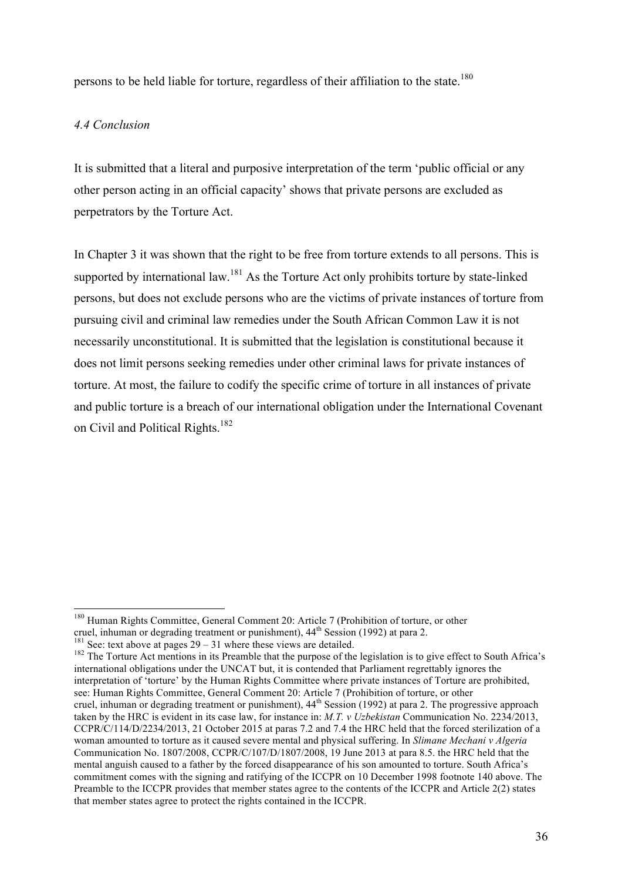persons to be held liable for torture, regardless of their affiliation to the state.[180]

*4.4 Conclusion*

It is submitted that a literal and purposive interpretation of the term 'public official or any other person acting in an official capacity' shows that private persons are excluded as perpetrators by the Torture Act.

In Chapter 3 it was shown that the right to be free from torture extends to all persons. This is supported by international law.[181] As the Torture Act only prohibits torture by state-linked persons, but does not exclude persons who are the victims of private instances of torture from pursuing civil and criminal law remedies under the South African Common Law it is not necessarily unconstitutional. It is submitted that the legislation is constitutional because it does not limit persons seeking remedies under other criminal laws for private instances of torture. At most, the failure to codify the specific crime of torture in all instances of private and public torture is a breach of our international obligation under the International Covenant on Civil and Political Rights.[182]

---

[180] Human Rights Committee, General Comment 20: Article 7 (Prohibition of torture, or other cruel, inhuman or degrading treatment or punishment), 44th Session (1992) at para 2.

[181] See: text above at pages 29 – 31 where these views are detailed.

[182] The Torture Act mentions in its Preamble that the purpose of the legislation is to give effect to South Africa's international obligations under the UNCAT but, it is contended that Parliament regrettably ignores the interpretation of 'torture' by the Human Rights Committee where private instances of Torture are prohibited, see: Human Rights Committee, General Comment 20: Article 7 (Prohibition of torture, or other cruel, inhuman or degrading treatment or punishment), 44th Session (1992) at para 2. The progressive approach taken by the HRC is evident in its case law, for instance in: *M.T. v Uzbekistan* Communication No. 2234/2013, CCPR/C/114/D/2234/2013, 21 October 2015 at paras 7.2 and 7.4 the HRC held that the forced sterilization of a woman amounted to torture as it caused severe mental and physical suffering. In *Slimane Mechani v Algeria* Communication No. 1807/2008, CCPR/C/107/D/1807/2008, 19 June 2013 at para 8.5. the HRC held that the mental anguish caused to a father by the forced disappearance of his son amounted to torture. South Africa's commitment comes with the signing and ratifying of the ICCPR on 10 December 1998 footnote 140 above. The Preamble to the ICCPR provides that member states agree to the contents of the ICCPR and Article 2(2) states that member states agree to protect the rights contained in the ICCPR.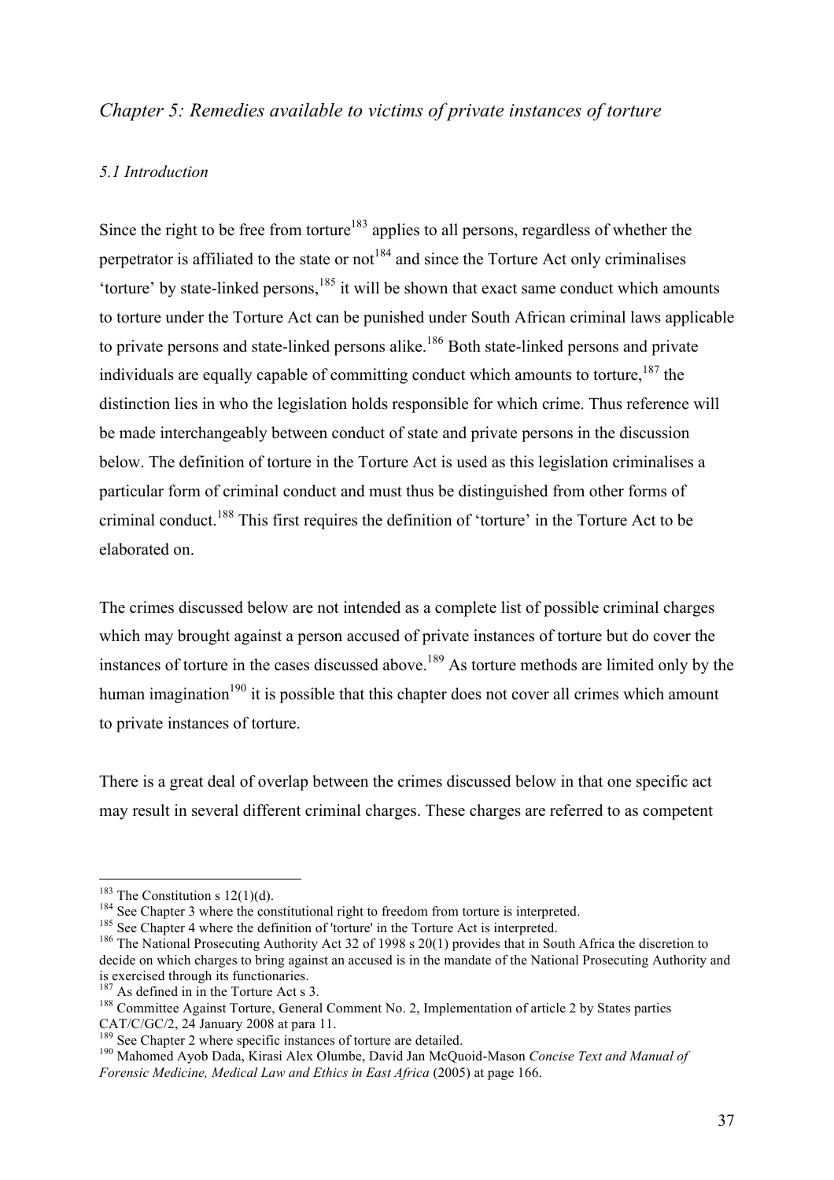## *Chapter 5: Remedies available to victims of private instances of torture*

### *5.1 Introduction*

Since the right to be free from torture[183] applies to all persons, regardless of whether the perpetrator is affiliated to the state or not[184] and since the Torture Act only criminalises 'torture' by state-linked persons,[185] it will be shown that exact same conduct which amounts to torture under the Torture Act can be punished under South African criminal laws applicable to private persons and state-linked persons alike.[186] Both state-linked persons and private individuals are equally capable of committing conduct which amounts to torture,[187] the distinction lies in who the legislation holds responsible for which crime. Thus reference will be made interchangeably between conduct of state and private persons in the discussion below. The definition of torture in the Torture Act is used as this legislation criminalises a particular form of criminal conduct and must thus be distinguished from other forms of criminal conduct.[188] This first requires the definition of 'torture' in the Torture Act to be elaborated on.

The crimes discussed below are not intended as a complete list of possible criminal charges which may brought against a person accused of private instances of torture but do cover the instances of torture in the cases discussed above.[189] As torture methods are limited only by the human imagination[190] it is possible that this chapter does not cover all crimes which amount to private instances of torture.

There is a great deal of overlap between the crimes discussed below in that one specific act may result in several different criminal charges. These charges are referred to as competent

---

[183] The Constitution s 12(1)(d).

[184] See Chapter 3 where the constitutional right to freedom from torture is interpreted.

[185] See Chapter 4 where the definition of 'torture' in the Torture Act is interpreted.

[186] The National Prosecuting Authority Act 32 of 1998 s 20(1) provides that in South Africa the discretion to decide on which charges to bring against an accused is in the mandate of the National Prosecuting Authority and is exercised through its functionaries.

[187] As defined in in the Torture Act s 3.

[188] Committee Against Torture, General Comment No. 2, Implementation of article 2 by States parties CAT/C/GC/2, 24 January 2008 at para 11.

[189] See Chapter 2 where specific instances of torture are detailed.

[190] Mahomed Ayob Dada, Kirasi Alex Olumbe, David Jan McQuoid-Mason *Concise Text and Manual of Forensic Medicine, Medical Law and Ethics in East Africa* (2005) at page 166.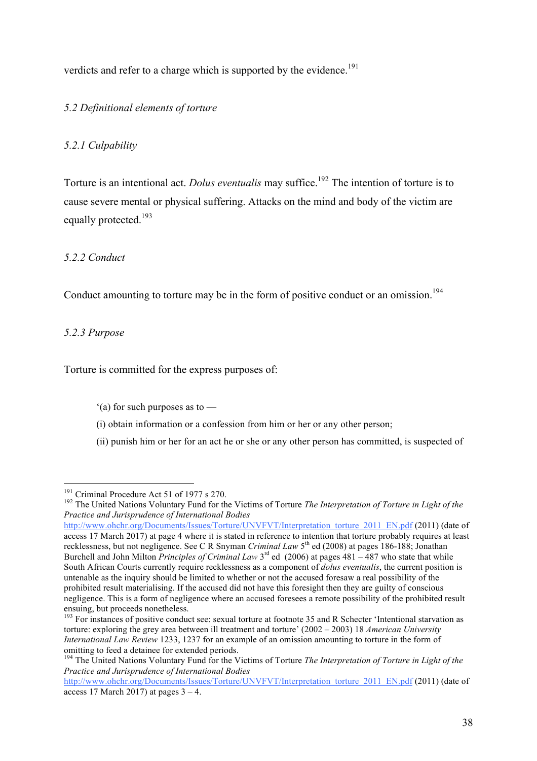verdicts and refer to a charge which is supported by the evidence.[191]

*5.2 Definitional elements of torture*

*5.2.1 Culpability*

Torture is an intentional act. *Dolus eventualis* may suffice.[192] The intention of torture is to cause severe mental or physical suffering. Attacks on the mind and body of the victim are equally protected.[193]

*5.2.2 Conduct*

Conduct amounting to torture may be in the form of positive conduct or an omission.[194]

*5.2.3 Purpose*

Torture is committed for the express purposes of:

> '(a) for such purposes as to —
>
> (i) obtain information or a confession from him or her or any other person;
>
> (ii) punish him or her for an act he or she or any other person has committed, is suspected of

---

[191] Criminal Procedure Act 51 of 1977 s 270.

[192] The United Nations Voluntary Fund for the Victims of Torture *The Interpretation of Torture in Light of the Practice and Jurisprudence of International Bodies* http://www.ohchr.org/Documents/Issues/Torture/UNVFVT/Interpretation_torture_2011_EN.pdf (2011) (date of access 17 March 2017) at page 4 where it is stated in reference to intention that torture probably requires at least recklessness, but not negligence. See C R Snyman *Criminal Law* 5th ed (2008) at pages 186-188; Jonathan Burchell and John Milton *Principles of Criminal Law* 3rd ed (2006) at pages 481 – 487 who state that while South African Courts currently require recklessness as a component of *dolus eventualis*, the current position is untenable as the inquiry should be limited to whether or not the accused foresaw a real possibility of the prohibited result materialising. If the accused did not have this foresight then they are guilty of conscious negligence. This is a form of negligence where an accused foresees a remote possibility of the prohibited result ensuing, but proceeds nonetheless.

[193] For instances of positive conduct see: sexual torture at footnote 35 and R Schecter 'Intentional starvation as torture: exploring the grey area between ill treatment and torture' (2002 – 2003) 18 *American University International Law Review* 1233, 1237 for an example of an omission amounting to torture in the form of omitting to feed a detainee for extended periods.

[194] The United Nations Voluntary Fund for the Victims of Torture *The Interpretation of Torture in Light of the Practice and Jurisprudence of International Bodies* http://www.ohchr.org/Documents/Issues/Torture/UNVFVT/Interpretation_torture_2011_EN.pdf (2011) (date of access 17 March 2017) at pages 3 – 4.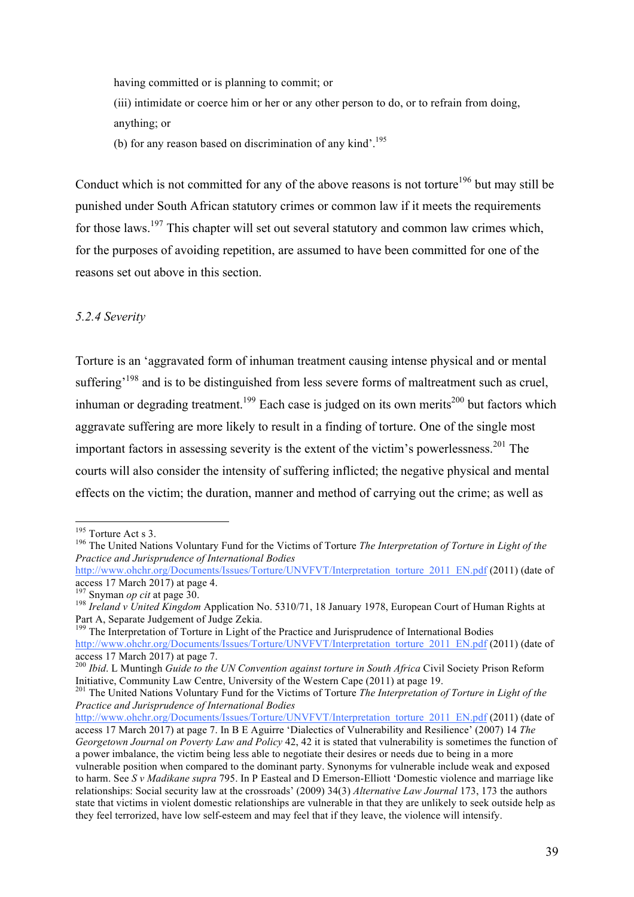having committed or is planning to commit; or

(iii) intimidate or coerce him or her or any other person to do, or to refrain from doing, anything; or

(b) for any reason based on discrimination of any kind'.[195]

Conduct which is not committed for any of the above reasons is not torture[196] but may still be punished under South African statutory crimes or common law if it meets the requirements for those laws.[197] This chapter will set out several statutory and common law crimes which, for the purposes of avoiding repetition, are assumed to have been committed for one of the reasons set out above in this section.

### *5.2.4 Severity*

Torture is an 'aggravated form of inhuman treatment causing intense physical and or mental suffering'[198] and is to be distinguished from less severe forms of maltreatment such as cruel, inhuman or degrading treatment.[199] Each case is judged on its own merits[200] but factors which aggravate suffering are more likely to result in a finding of torture. One of the single most important factors in assessing severity is the extent of the victim's powerlessness.[201] The courts will also consider the intensity of suffering inflicted; the negative physical and mental effects on the victim; the duration, manner and method of carrying out the crime; as well as

---

[195] Torture Act s 3.

[196] The United Nations Voluntary Fund for the Victims of Torture *The Interpretation of Torture in Light of the Practice and Jurisprudence of International Bodies* http://www.ohchr.org/Documents/Issues/Torture/UNVFVT/Interpretation_torture_2011_EN.pdf (2011) (date of access 17 March 2017) at page 4.

[197] Snyman *op cit* at page 30.

[198] *Ireland v United Kingdom* Application No. 5310/71, 18 January 1978, European Court of Human Rights at Part A, Separate Judgement of Judge Zekia.

[199] The Interpretation of Torture in Light of the Practice and Jurisprudence of International Bodies http://www.ohchr.org/Documents/Issues/Torture/UNVFVT/Interpretation_torture_2011_EN.pdf (2011) (date of access 17 March 2017) at page 7.

[200] *Ibid*. L Muntingh *Guide to the UN Convention against torture in South Africa* Civil Society Prison Reform Initiative, Community Law Centre, University of the Western Cape (2011) at page 19.

[201] The United Nations Voluntary Fund for the Victims of Torture *The Interpretation of Torture in Light of the Practice and Jurisprudence of International Bodies* http://www.ohchr.org/Documents/Issues/Torture/UNVFVT/Interpretation_torture_2011_EN.pdf (2011) (date of access 17 March 2017) at page 7. In B E Aguirre 'Dialectics of Vulnerability and Resilience' (2007) 14 *The Georgetown Journal on Poverty Law and Policy* 42, 42 it is stated that vulnerability is sometimes the function of a power imbalance, the victim being less able to negotiate their desires or needs due to being in a more vulnerable position when compared to the dominant party. Synonyms for vulnerable include weak and exposed to harm. See *S v Madikane supra* 795. In P Easteal and D Emerson-Elliott 'Domestic violence and marriage like relationships: Social security law at the crossroads' (2009) 34(3) *Alternative Law Journal* 173, 173 the authors state that victims in violent domestic relationships are vulnerable in that they are unlikely to seek outside help as they feel terrorized, have low self-esteem and may feel that if they leave, the violence will intensify.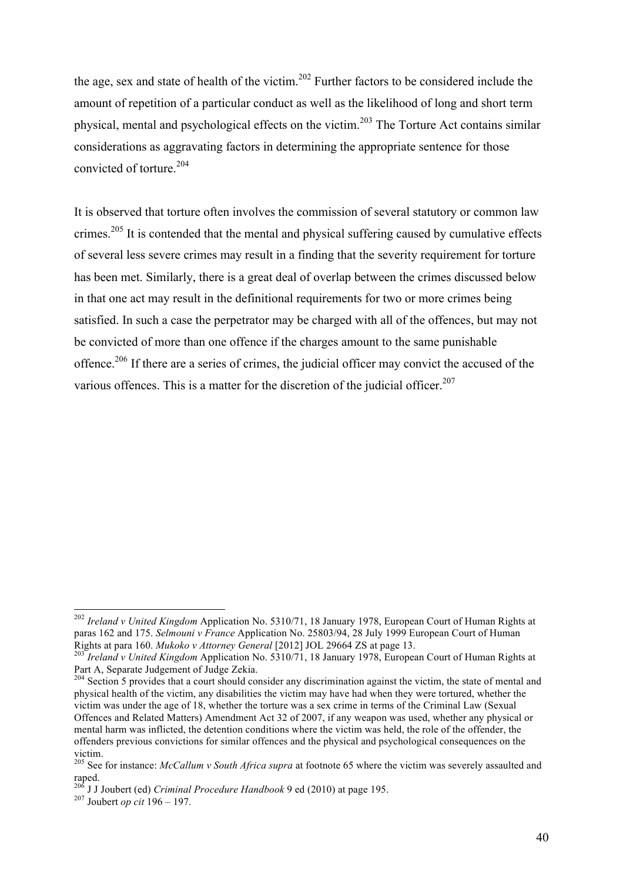the age, sex and state of health of the victim.[202] Further factors to be considered include the amount of repetition of a particular conduct as well as the likelihood of long and short term physical, mental and psychological effects on the victim.[203] The Torture Act contains similar considerations as aggravating factors in determining the appropriate sentence for those convicted of torture.[204]

It is observed that torture often involves the commission of several statutory or common law crimes.[205] It is contended that the mental and physical suffering caused by cumulative effects of several less severe crimes may result in a finding that the severity requirement for torture has been met. Similarly, there is a great deal of overlap between the crimes discussed below in that one act may result in the definitional requirements for two or more crimes being satisfied. In such a case the perpetrator may be charged with all of the offences, but may not be convicted of more than one offence if the charges amount to the same punishable offence.[206] If there are a series of crimes, the judicial officer may convict the accused of the various offences. This is a matter for the discretion of the judicial officer.[207]

---

[202] *Ireland v United Kingdom* Application No. 5310/71, 18 January 1978, European Court of Human Rights at paras 162 and 175. *Selmouni v France* Application No. 25803/94, 28 July 1999 European Court of Human Rights at para 160. *Mukoko v Attorney General* [2012] JOL 29664 ZS at page 13.

[203] *Ireland v United Kingdom* Application No. 5310/71, 18 January 1978, European Court of Human Rights at Part A, Separate Judgement of Judge Zekia.

[204] Section 5 provides that a court should consider any discrimination against the victim, the state of mental and physical health of the victim, any disabilities the victim may have had when they were tortured, whether the victim was under the age of 18, whether the torture was a sex crime in terms of the Criminal Law (Sexual Offences and Related Matters) Amendment Act 32 of 2007, if any weapon was used, whether any physical or mental harm was inflicted, the detention conditions where the victim was held, the role of the offender, the offenders previous convictions for similar offences and the physical and psychological consequences on the victim.

[205] See for instance: *McCallum v South Africa supra* at footnote 65 where the victim was severely assaulted and raped.

[206] J J Joubert (ed) *Criminal Procedure Handbook* 9 ed (2010) at page 195.

[207] Joubert *op cit* 196 – 197.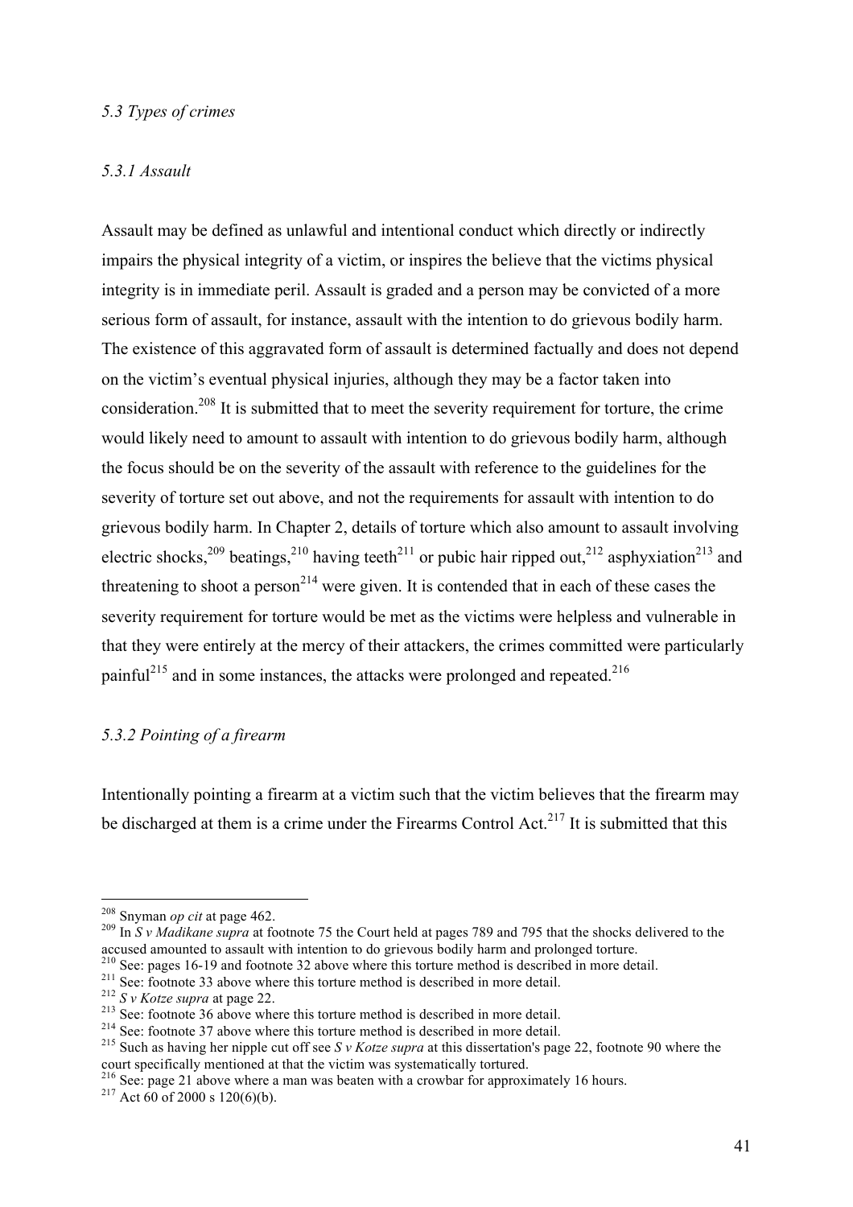### *5.3 Types of crimes*

#### *5.3.1 Assault*

Assault may be defined as unlawful and intentional conduct which directly or indirectly impairs the physical integrity of a victim, or inspires the believe that the victims physical integrity is in immediate peril. Assault is graded and a person may be convicted of a more serious form of assault, for instance, assault with the intention to do grievous bodily harm. The existence of this aggravated form of assault is determined factually and does not depend on the victim's eventual physical injuries, although they may be a factor taken into consideration.[208] It is submitted that to meet the severity requirement for torture, the crime would likely need to amount to assault with intention to do grievous bodily harm, although the focus should be on the severity of the assault with reference to the guidelines for the severity of torture set out above, and not the requirements for assault with intention to do grievous bodily harm. In Chapter 2, details of torture which also amount to assault involving electric shocks,[209] beatings,[210] having teeth[211] or pubic hair ripped out,[212] asphyxiation[213] and threatening to shoot a person[214] were given. It is contended that in each of these cases the severity requirement for torture would be met as the victims were helpless and vulnerable in that they were entirely at the mercy of their attackers, the crimes committed were particularly painful[215] and in some instances, the attacks were prolonged and repeated.[216]

#### *5.3.2 Pointing of a firearm*

Intentionally pointing a firearm at a victim such that the victim believes that the firearm may be discharged at them is a crime under the Firearms Control Act.[217] It is submitted that this

---

[208] Snyman *op cit* at page 462.

[209] In *S v Madikane supra* at footnote 75 the Court held at pages 789 and 795 that the shocks delivered to the accused amounted to assault with intention to do grievous bodily harm and prolonged torture.

[210] See: pages 16-19 and footnote 32 above where this torture method is described in more detail.

[211] See: footnote 33 above where this torture method is described in more detail.

[212] *S v Kotze supra* at page 22.

[213] See: footnote 36 above where this torture method is described in more detail.

[214] See: footnote 37 above where this torture method is described in more detail.

[215] Such as having her nipple cut off see *S v Kotze supra* at this dissertation's page 22, footnote 90 where the court specifically mentioned at that the victim was systematically tortured.

[216] See: page 21 above where a man was beaten with a crowbar for approximately 16 hours.

[217] Act 60 of 2000 s 120(6)(b).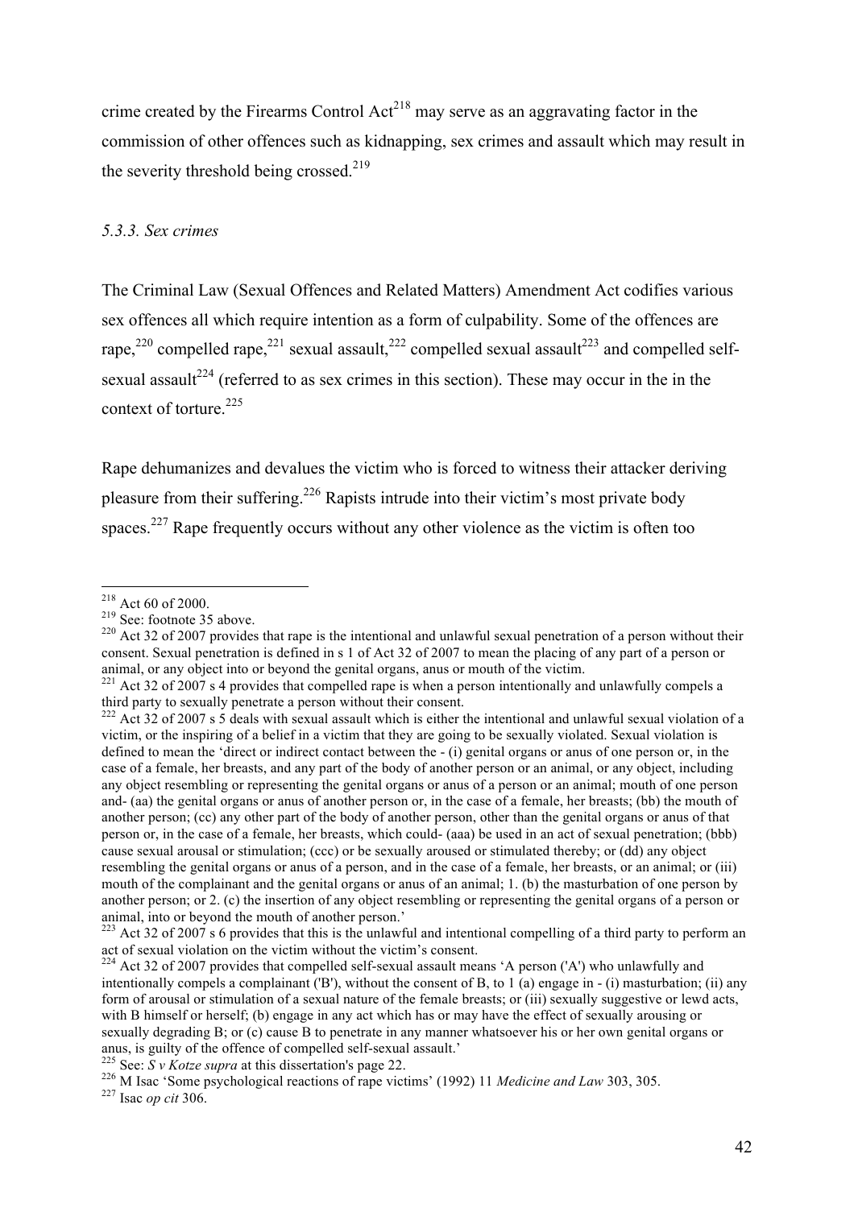crime created by the Firearms Control Act[218] may serve as an aggravating factor in the commission of other offences such as kidnapping, sex crimes and assault which may result in the severity threshold being crossed.[219]

### *5.3.3. Sex crimes*

The Criminal Law (Sexual Offences and Related Matters) Amendment Act codifies various sex offences all which require intention as a form of culpability. Some of the offences are rape,[220] compelled rape,[221] sexual assault,[222] compelled sexual assault[223] and compelled self-sexual assault[224] (referred to as sex crimes in this section). These may occur in the in the context of torture.[225]

Rape dehumanizes and devalues the victim who is forced to witness their attacker deriving pleasure from their suffering.[226] Rapists intrude into their victim's most private body spaces.[227] Rape frequently occurs without any other violence as the victim is often too

---

[218] Act 60 of 2000.

[219] See: footnote 35 above.

[220] Act 32 of 2007 provides that rape is the intentional and unlawful sexual penetration of a person without their consent. Sexual penetration is defined in s 1 of Act 32 of 2007 to mean the placing of any part of a person or animal, or any object into or beyond the genital organs, anus or mouth of the victim.

[221] Act 32 of 2007 s 4 provides that compelled rape is when a person intentionally and unlawfully compels a third party to sexually penetrate a person without their consent.

[222] Act 32 of 2007 s 5 deals with sexual assault which is either the intentional and unlawful sexual violation of a victim, or the inspiring of a belief in a victim that they are going to be sexually violated. Sexual violation is defined to mean the 'direct or indirect contact between the - (i) genital organs or anus of one person or, in the case of a female, her breasts, and any part of the body of another person or an animal, or any object, including any object resembling or representing the genital organs or anus of a person or an animal; mouth of one person and- (aa) the genital organs or anus of another person or, in the case of a female, her breasts; (bb) the mouth of another person; (cc) any other part of the body of another person, other than the genital organs or anus of that person or, in the case of a female, her breasts, which could- (aaa) be used in an act of sexual penetration; (bbb) cause sexual arousal or stimulation; (ccc) or be sexually aroused or stimulated thereby; or (dd) any object resembling the genital organs or anus of a person, and in the case of a female, her breasts, or an animal; or (iii) mouth of the complainant and the genital organs or anus of an animal; 1. (b) the masturbation of one person by another person; or 2. (c) the insertion of any object resembling or representing the genital organs of a person or animal, into or beyond the mouth of another person.'

[223] Act 32 of 2007 s 6 provides that this is the unlawful and intentional compelling of a third party to perform an act of sexual violation on the victim without the victim's consent.

[224] Act 32 of 2007 provides that compelled self-sexual assault means 'A person ('A') who unlawfully and intentionally compels a complainant ('B'), without the consent of B, to 1 (a) engage in - (i) masturbation; (ii) any form of arousal or stimulation of a sexual nature of the female breasts; or (iii) sexually suggestive or lewd acts, with B himself or herself; (b) engage in any act which has or may have the effect of sexually arousing or sexually degrading B; or (c) cause B to penetrate in any manner whatsoever his or her own genital organs or anus, is guilty of the offence of compelled self-sexual assault.'

[225] See: *S v Kotze supra* at this dissertation's page 22.

[226] M Isac 'Some psychological reactions of rape victims' (1992) 11 *Medicine and Law* 303, 305.

[227] Isac *op cit* 306.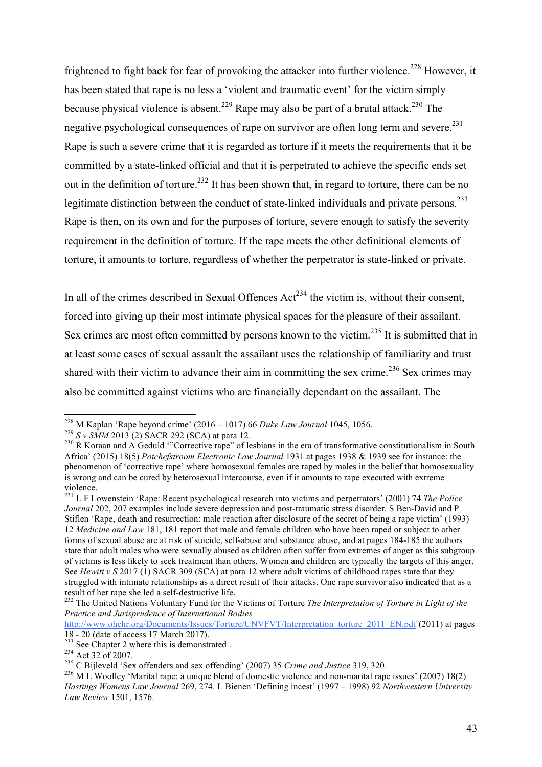frightened to fight back for fear of provoking the attacker into further violence.[228] However, it has been stated that rape is no less a 'violent and traumatic event' for the victim simply because physical violence is absent.[229] Rape may also be part of a brutal attack.[230] The negative psychological consequences of rape on survivor are often long term and severe.[231] Rape is such a severe crime that it is regarded as torture if it meets the requirements that it be committed by a state-linked official and that it is perpetrated to achieve the specific ends set out in the definition of torture.[232] It has been shown that, in regard to torture, there can be no legitimate distinction between the conduct of state-linked individuals and private persons.[233] Rape is then, on its own and for the purposes of torture, severe enough to satisfy the severity requirement in the definition of torture. If the rape meets the other definitional elements of torture, it amounts to torture, regardless of whether the perpetrator is state-linked or private.

In all of the crimes described in Sexual Offences Act[234] the victim is, without their consent, forced into giving up their most intimate physical spaces for the pleasure of their assailant. Sex crimes are most often committed by persons known to the victim.[235] It is submitted that in at least some cases of sexual assault the assailant uses the relationship of familiarity and trust shared with their victim to advance their aim in committing the sex crime.[236] Sex crimes may also be committed against victims who are financially dependant on the assailant. The

---

[228] M Kaplan 'Rape beyond crime' (2016 – 1017) 66 *Duke Law Journal* 1045, 1056.

[229] *S v SMM* 2013 (2) SACR 292 (SCA) at para 12.

[230] R Koraan and A Geduld '"Corrective rape" of lesbians in the era of transformative constitutionalism in South Africa' (2015) 18(5) *Potchefstroom Electronic Law Journal* 1931 at pages 1938 & 1939 see for instance: the phenomenon of 'corrective rape' where homosexual females are raped by males in the belief that homosexuality is wrong and can be cured by heterosexual intercourse, even if it amounts to rape executed with extreme violence.

[231] L F Lowenstein 'Rape: Recent psychological research into victims and perpetrators' (2001) 74 *The Police Journal* 202, 207 examples include severe depression and post-traumatic stress disorder. S Ben-David and P Stiflen 'Rape, death and resurrection: male reaction after disclosure of the secret of being a rape victim' (1993) 12 *Medicine and Law* 181, 181 report that male and female children who have been raped or subject to other forms of sexual abuse are at risk of suicide, self-abuse and substance abuse, and at pages 184-185 the authors state that adult males who were sexually abused as children often suffer from extremes of anger as this subgroup of victims is less likely to seek treatment than others. Women and children are typically the targets of this anger. See *Hewitt v S* 2017 (1) SACR 309 (SCA) at para 12 where adult victims of childhood rapes state that they struggled with intimate relationships as a direct result of their attacks. One rape survivor also indicated that as a result of her rape she led a self-destructive life.

[232] The United Nations Voluntary Fund for the Victims of Torture *The Interpretation of Torture in Light of the Practice and Jurisprudence of International Bodies* http://www.ohchr.org/Documents/Issues/Torture/UNVFVT/Interpretation_torture_2011_EN.pdf (2011) at pages 18 - 20 (date of access 17 March 2017).

[233] See Chapter 2 where this is demonstrated .

[234] Act 32 of 2007.

[235] C Bijleveld 'Sex offenders and sex offending' (2007) 35 *Crime and Justice* 319, 320.

[236] M L Woolley 'Marital rape: a unique blend of domestic violence and non-marital rape issues' (2007) 18(2) *Hastings Womens Law Journal* 269, 274. L Bienen 'Defining incest' (1997 – 1998) 92 *Northwestern University Law Review* 1501, 1576.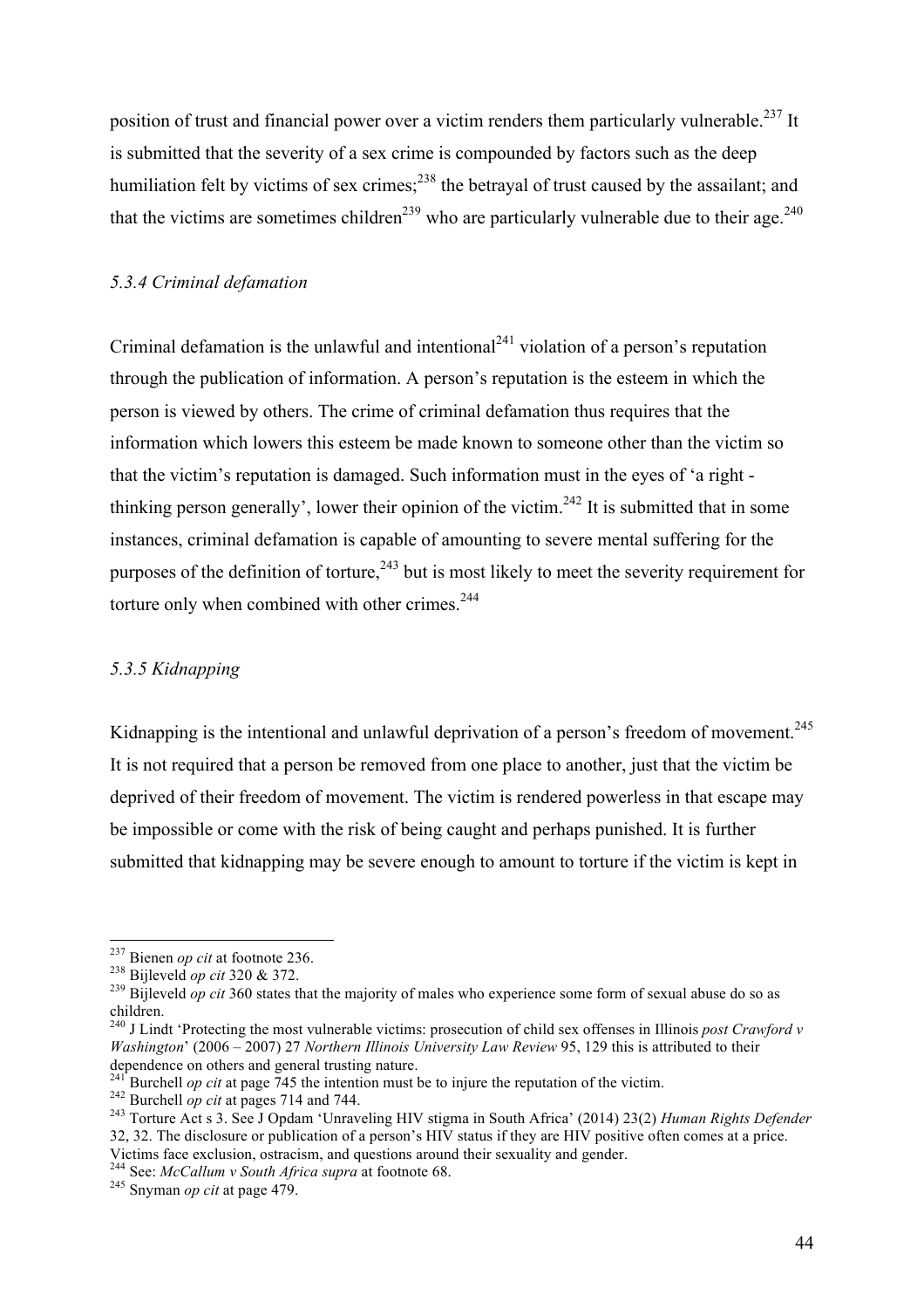position of trust and financial power over a victim renders them particularly vulnerable.[237] It is submitted that the severity of a sex crime is compounded by factors such as the deep humiliation felt by victims of sex crimes;[238] the betrayal of trust caused by the assailant; and that the victims are sometimes children[239] who are particularly vulnerable due to their age.[240]

### *5.3.4 Criminal defamation*

Criminal defamation is the unlawful and intentional[241] violation of a person's reputation through the publication of information. A person's reputation is the esteem in which the person is viewed by others. The crime of criminal defamation thus requires that the information which lowers this esteem be made known to someone other than the victim so that the victim's reputation is damaged. Such information must in the eyes of 'a right - thinking person generally', lower their opinion of the victim.[242] It is submitted that in some instances, criminal defamation is capable of amounting to severe mental suffering for the purposes of the definition of torture,[243] but is most likely to meet the severity requirement for torture only when combined with other crimes.[244]

### *5.3.5 Kidnapping*

Kidnapping is the intentional and unlawful deprivation of a person's freedom of movement.[245] It is not required that a person be removed from one place to another, just that the victim be deprived of their freedom of movement. The victim is rendered powerless in that escape may be impossible or come with the risk of being caught and perhaps punished. It is further submitted that kidnapping may be severe enough to amount to torture if the victim is kept in

---

[237] Bienen *op cit* at footnote 236.

[238] Bijleveld *op cit* 320 & 372.

[239] Bijleveld *op cit* 360 states that the majority of males who experience some form of sexual abuse do so as children.

[240] J Lindt 'Protecting the most vulnerable victims: prosecution of child sex offenses in Illinois *post Crawford v Washington*' (2006 – 2007) 27 *Northern Illinois University Law Review* 95, 129 this is attributed to their dependence on others and general trusting nature.

[241] Burchell *op cit* at page 745 the intention must be to injure the reputation of the victim.

[242] Burchell *op cit* at pages 714 and 744.

[243] Torture Act s 3. See J Opdam 'Unraveling HIV stigma in South Africa' (2014) 23(2) *Human Rights Defender* 32, 32. The disclosure or publication of a person's HIV status if they are HIV positive often comes at a price. Victims face exclusion, ostracism, and questions around their sexuality and gender.

[244] See: *McCallum v South Africa supra* at footnote 68.

[245] Snyman *op cit* at page 479.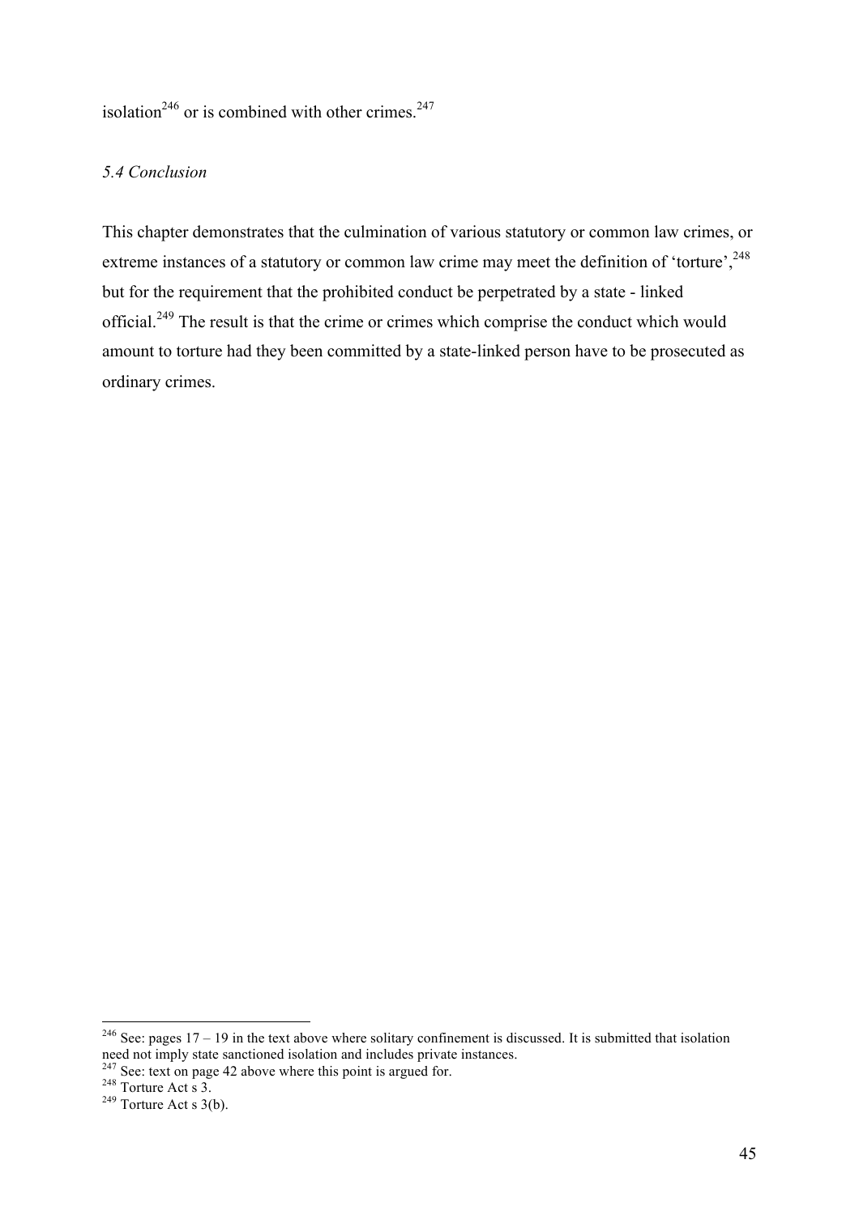isolation[246] or is combined with other crimes.[247]

### *5.4 Conclusion*

This chapter demonstrates that the culmination of various statutory or common law crimes, or extreme instances of a statutory or common law crime may meet the definition of 'torture',[248] but for the requirement that the prohibited conduct be perpetrated by a state - linked official.[249] The result is that the crime or crimes which comprise the conduct which would amount to torture had they been committed by a state-linked person have to be prosecuted as ordinary crimes.

---

[246] See: pages 17 – 19 in the text above where solitary confinement is discussed. It is submitted that isolation need not imply state sanctioned isolation and includes private instances.

[247] See: text on page 42 above where this point is argued for.

[248] Torture Act s 3.

[249] Torture Act s 3(b).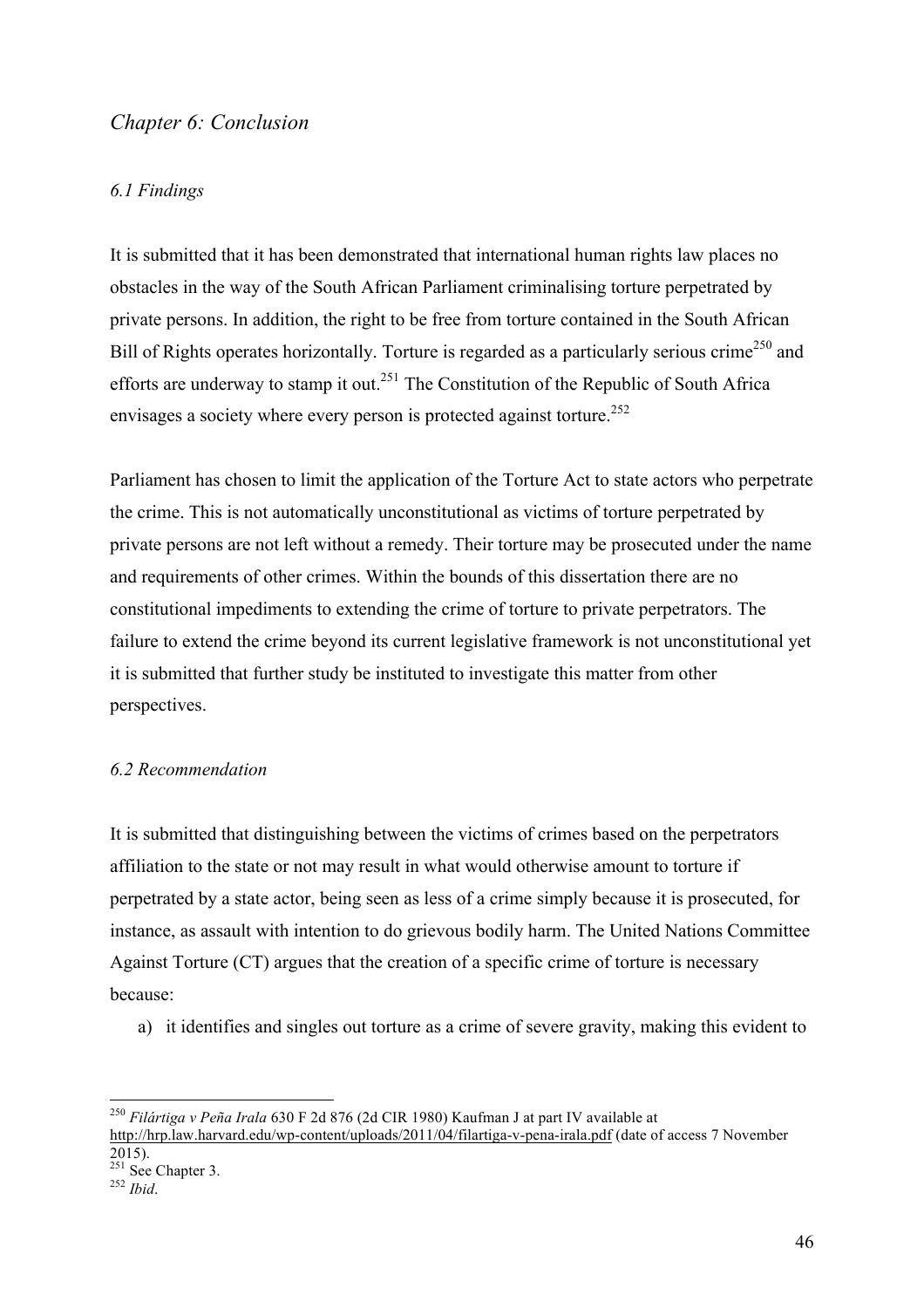## *Chapter 6: Conclusion*

### *6.1 Findings*

It is submitted that it has been demonstrated that international human rights law places no obstacles in the way of the South African Parliament criminalising torture perpetrated by private persons. In addition, the right to be free from torture contained in the South African Bill of Rights operates horizontally. Torture is regarded as a particularly serious crime[250] and efforts are underway to stamp it out.[251] The Constitution of the Republic of South Africa envisages a society where every person is protected against torture.[252]

Parliament has chosen to limit the application of the Torture Act to state actors who perpetrate the crime. This is not automatically unconstitutional as victims of torture perpetrated by private persons are not left without a remedy. Their torture may be prosecuted under the name and requirements of other crimes. Within the bounds of this dissertation there are no constitutional impediments to extending the crime of torture to private perpetrators. The failure to extend the crime beyond its current legislative framework is not unconstitutional yet it is submitted that further study be instituted to investigate this matter from other perspectives.

### *6.2 Recommendation*

It is submitted that distinguishing between the victims of crimes based on the perpetrators affiliation to the state or not may result in what would otherwise amount to torture if perpetrated by a state actor, being seen as less of a crime simply because it is prosecuted, for instance, as assault with intention to do grievous bodily harm. The United Nations Committee Against Torture (CT) argues that the creation of a specific crime of torture is necessary because:

a) it identifies and singles out torture as a crime of severe gravity, making this evident to

---

[250] *Filártiga v Peña Irala* 630 F 2d 876 (2d CIR 1980) Kaufman J at part IV available at http://hrp.law.harvard.edu/wp-content/uploads/2011/04/filartiga-v-pena-irala.pdf (date of access 7 November 2015).

[251] See Chapter 3.

[252] *Ibid*.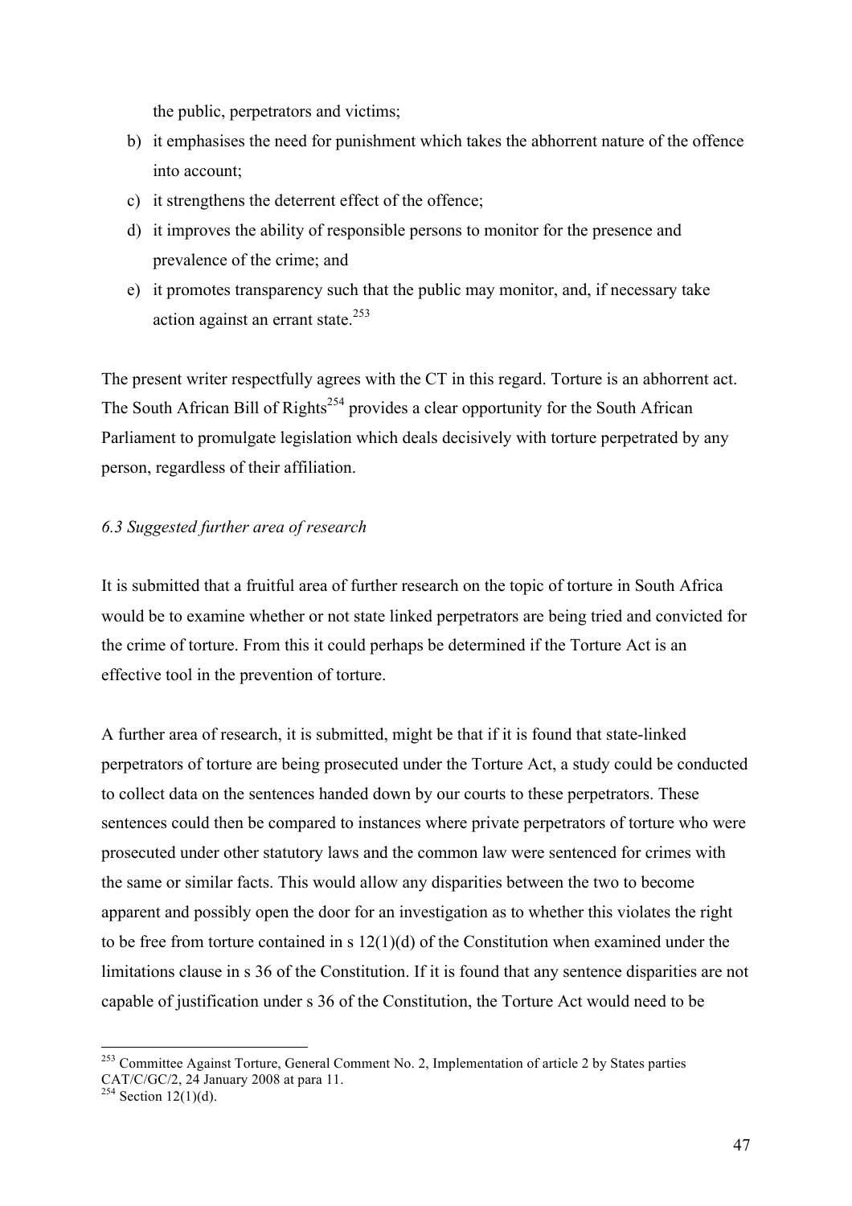the public, perpetrators and victims;

b) it emphasises the need for punishment which takes the abhorrent nature of the offence into account;
c) it strengthens the deterrent effect of the offence;
d) it improves the ability of responsible persons to monitor for the presence and prevalence of the crime; and
e) it promotes transparency such that the public may monitor, and, if necessary take action against an errant state.[253]

The present writer respectfully agrees with the CT in this regard. Torture is an abhorrent act. The South African Bill of Rights[254] provides a clear opportunity for the South African Parliament to promulgate legislation which deals decisively with torture perpetrated by any person, regardless of their affiliation.

### *6.3 Suggested further area of research*

It is submitted that a fruitful area of further research on the topic of torture in South Africa would be to examine whether or not state linked perpetrators are being tried and convicted for the crime of torture. From this it could perhaps be determined if the Torture Act is an effective tool in the prevention of torture.

A further area of research, it is submitted, might be that if it is found that state-linked perpetrators of torture are being prosecuted under the Torture Act, a study could be conducted to collect data on the sentences handed down by our courts to these perpetrators. These sentences could then be compared to instances where private perpetrators of torture who were prosecuted under other statutory laws and the common law were sentenced for crimes with the same or similar facts. This would allow any disparities between the two to become apparent and possibly open the door for an investigation as to whether this violates the right to be free from torture contained in s 12(1)(d) of the Constitution when examined under the limitations clause in s 36 of the Constitution. If it is found that any sentence disparities are not capable of justification under s 36 of the Constitution, the Torture Act would need to be

[253] Committee Against Torture, General Comment No. 2, Implementation of article 2 by States parties CAT/C/GC/2, 24 January 2008 at para 11.

[254] Section 12(1)(d).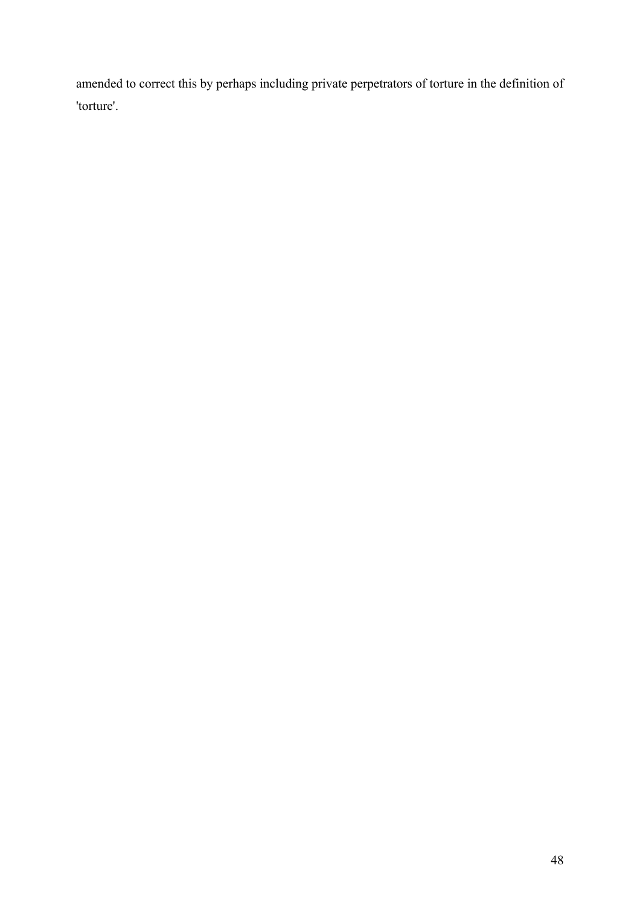amended to correct this by perhaps including private perpetrators of torture in the definition of 'torture'.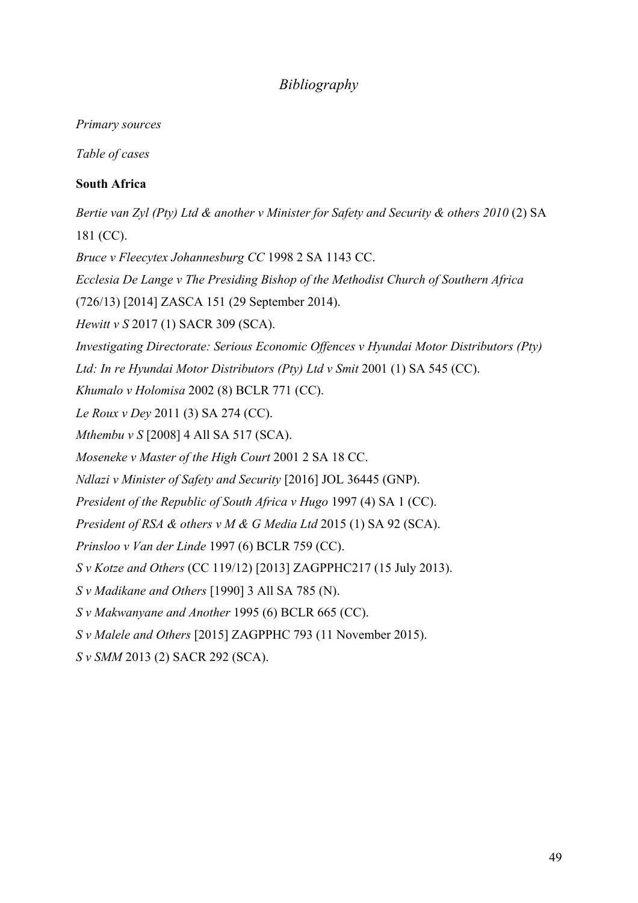# *Bibliography*

*Primary sources*

*Table of cases*

**South Africa**

*Bertie van Zyl (Pty) Ltd & another v Minister for Safety and Security & others 2010* (2) SA 181 (CC).

*Bruce v Fleecytex Johannesburg CC* 1998 2 SA 1143 CC.

*Ecclesia De Lange v The Presiding Bishop of the Methodist Church of Southern Africa* (726/13) [2014] ZASCA 151 (29 September 2014).

*Hewitt v S* 2017 (1) SACR 309 (SCA).

*Investigating Directorate: Serious Economic Offences v Hyundai Motor Distributors (Pty) Ltd: In re Hyundai Motor Distributors (Pty) Ltd v Smit* 2001 (1) SA 545 (CC).

*Khumalo v Holomisa* 2002 (8) BCLR 771 (CC).

*Le Roux v Dey* 2011 (3) SA 274 (CC).

*Mthembu v S* [2008] 4 All SA 517 (SCA).

*Moseneke v Master of the High Court* 2001 2 SA 18 CC.

*Ndlazi v Minister of Safety and Security* [2016] JOL 36445 (GNP).

*President of the Republic of South Africa v Hugo* 1997 (4) SA 1 (CC).

*President of RSA & others v M & G Media Ltd* 2015 (1) SA 92 (SCA).

*Prinsloo v Van der Linde* 1997 (6) BCLR 759 (CC).

*S v Kotze and Others* (CC 119/12) [2013] ZAGPPHC217 (15 July 2013).

*S v Madikane and Others* [1990] 3 All SA 785 (N).

*S v Makwanyane and Another* 1995 (6) BCLR 665 (CC).

*S v Malele and Others* [2015] ZAGPPHC 793 (11 November 2015).

*S v SMM* 2013 (2) SACR 292 (SCA).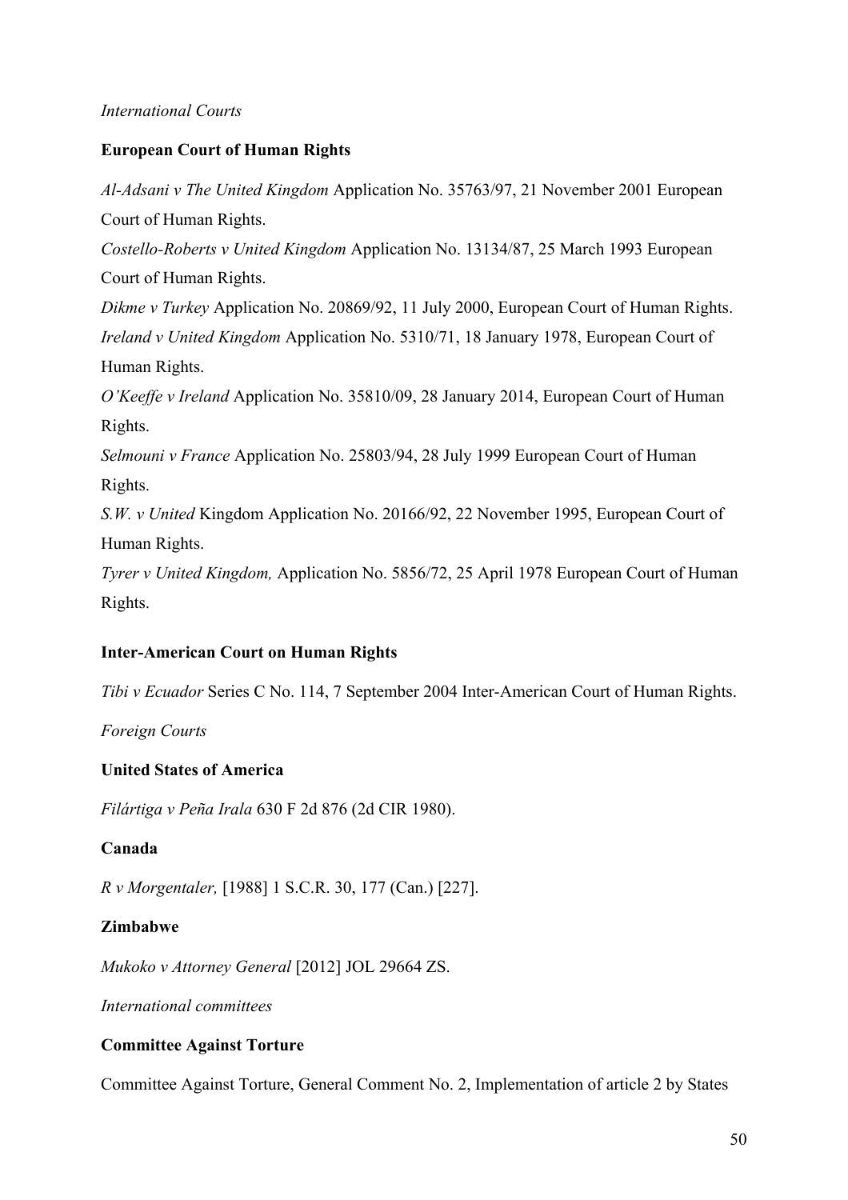*International Courts*

**European Court of Human Rights**

*Al-Adsani v The United Kingdom* Application No. 35763/97, 21 November 2001 European Court of Human Rights.

*Costello-Roberts v United Kingdom* Application No. 13134/87, 25 March 1993 European Court of Human Rights.

*Dikme v Turkey* Application No. 20869/92, 11 July 2000, European Court of Human Rights.

*Ireland v United Kingdom* Application No. 5310/71, 18 January 1978, European Court of Human Rights.

*O'Keeffe v Ireland* Application No. 35810/09, 28 January 2014, European Court of Human Rights.

*Selmouni v France* Application No. 25803/94, 28 July 1999 European Court of Human Rights.

*S.W. v United* Kingdom Application No. 20166/92, 22 November 1995, European Court of Human Rights.

*Tyrer v United Kingdom,* Application No. 5856/72, 25 April 1978 European Court of Human Rights.

**Inter-American Court on Human Rights**

*Tibi v Ecuador* Series C No. 114, 7 September 2004 Inter-American Court of Human Rights.

*Foreign Courts*

**United States of America**

*Filártiga v Peña Irala* 630 F 2d 876 (2d CIR 1980).

**Canada**

*R v Morgentaler,* [1988] 1 S.C.R. 30, 177 (Can.) [227].

**Zimbabwe**

*Mukoko v Attorney General* [2012] JOL 29664 ZS.

*International committees*

**Committee Against Torture**

Committee Against Torture, General Comment No. 2, Implementation of article 2 by States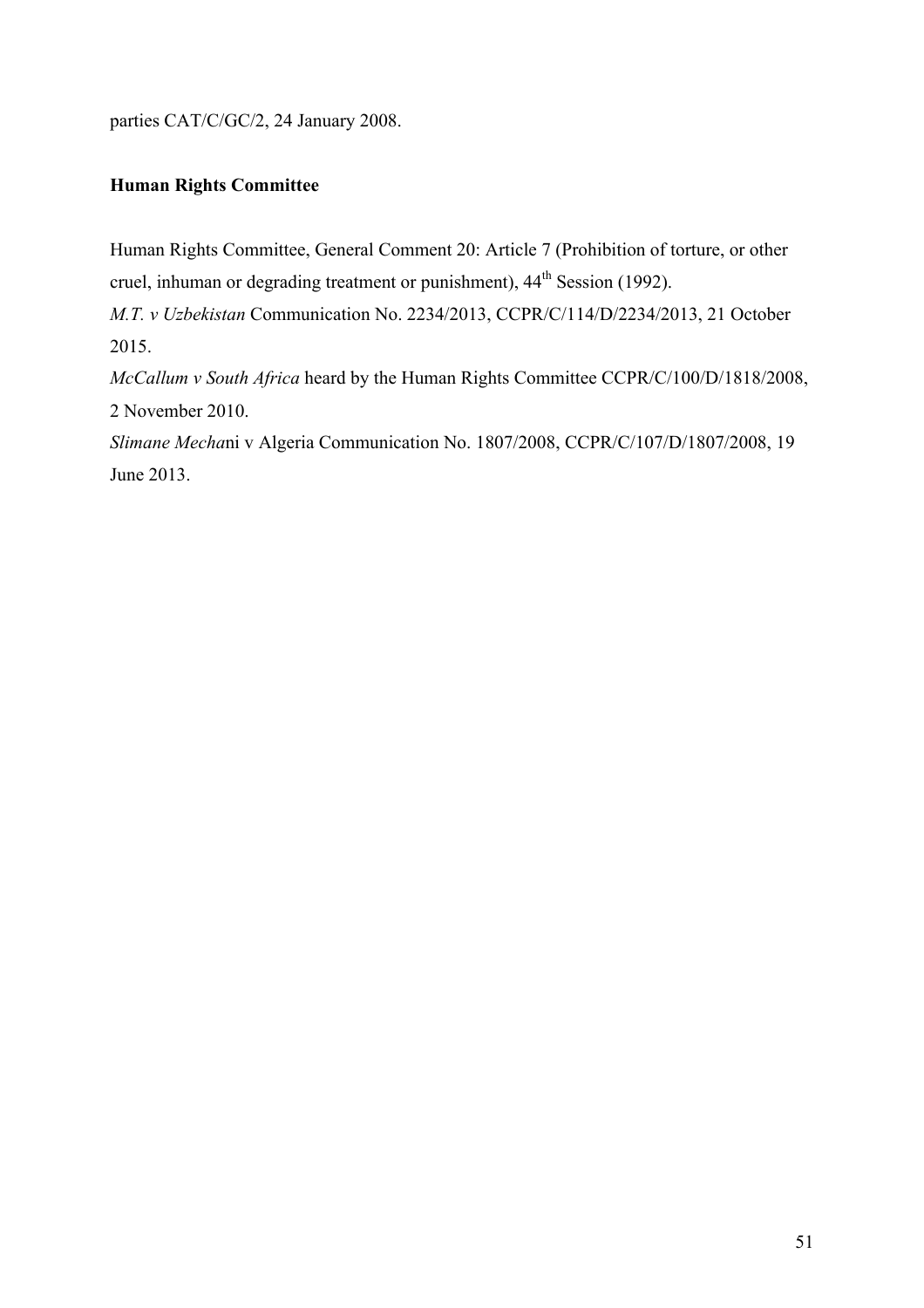parties CAT/C/GC/2, 24 January 2008.

**Human Rights Committee**

Human Rights Committee, General Comment 20: Article 7 (Prohibition of torture, or other cruel, inhuman or degrading treatment or punishment), 44th Session (1992).

*M.T. v Uzbekistan* Communication No. 2234/2013, CCPR/C/114/D/2234/2013, 21 October 2015.

*McCallum v South Africa* heard by the Human Rights Committee CCPR/C/100/D/1818/2008, 2 November 2010.

*Slimane Mecha*ni v Algeria Communication No. 1807/2008, CCPR/C/107/D/1807/2008, 19 June 2013.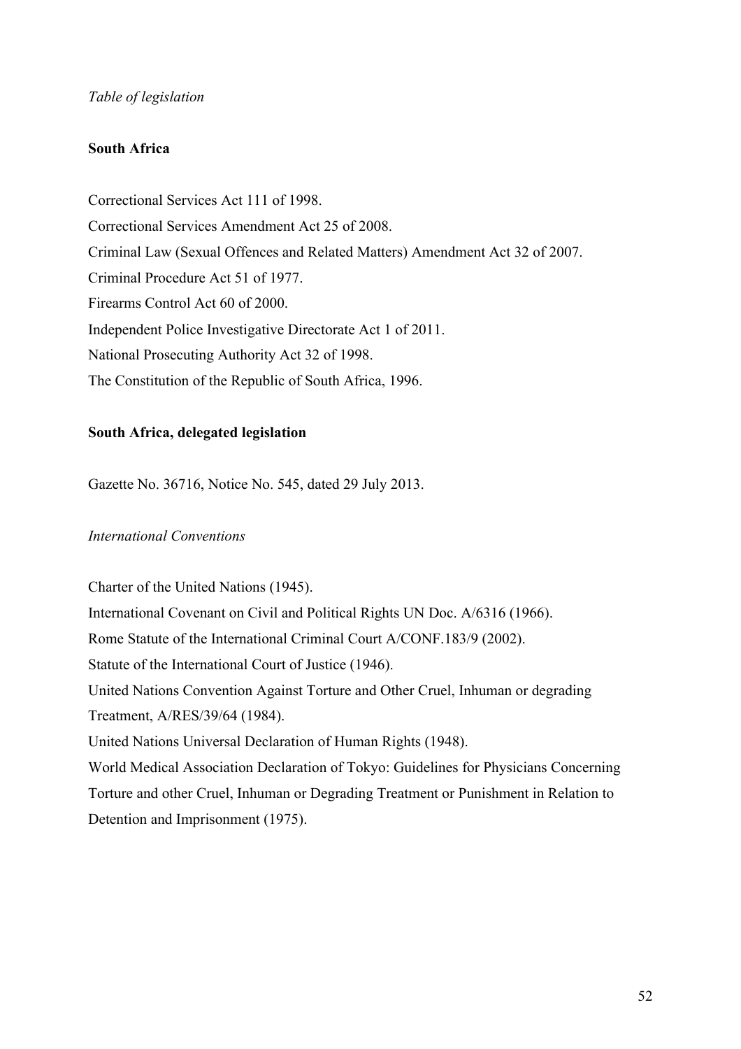*Table of legislation*

**South Africa**

Correctional Services Act 111 of 1998.

Correctional Services Amendment Act 25 of 2008.

Criminal Law (Sexual Offences and Related Matters) Amendment Act 32 of 2007.

Criminal Procedure Act 51 of 1977.

Firearms Control Act 60 of 2000.

Independent Police Investigative Directorate Act 1 of 2011.

National Prosecuting Authority Act 32 of 1998.

The Constitution of the Republic of South Africa, 1996.

**South Africa, delegated legislation**

Gazette No. 36716, Notice No. 545, dated 29 July 2013.

*International Conventions*

Charter of the United Nations (1945).

International Covenant on Civil and Political Rights UN Doc. A/6316 (1966).

Rome Statute of the International Criminal Court A/CONF.183/9 (2002).

Statute of the International Court of Justice (1946).

United Nations Convention Against Torture and Other Cruel, Inhuman or degrading Treatment, A/RES/39/64 (1984).

United Nations Universal Declaration of Human Rights (1948).

World Medical Association Declaration of Tokyo: Guidelines for Physicians Concerning Torture and other Cruel, Inhuman or Degrading Treatment or Punishment in Relation to Detention and Imprisonment (1975).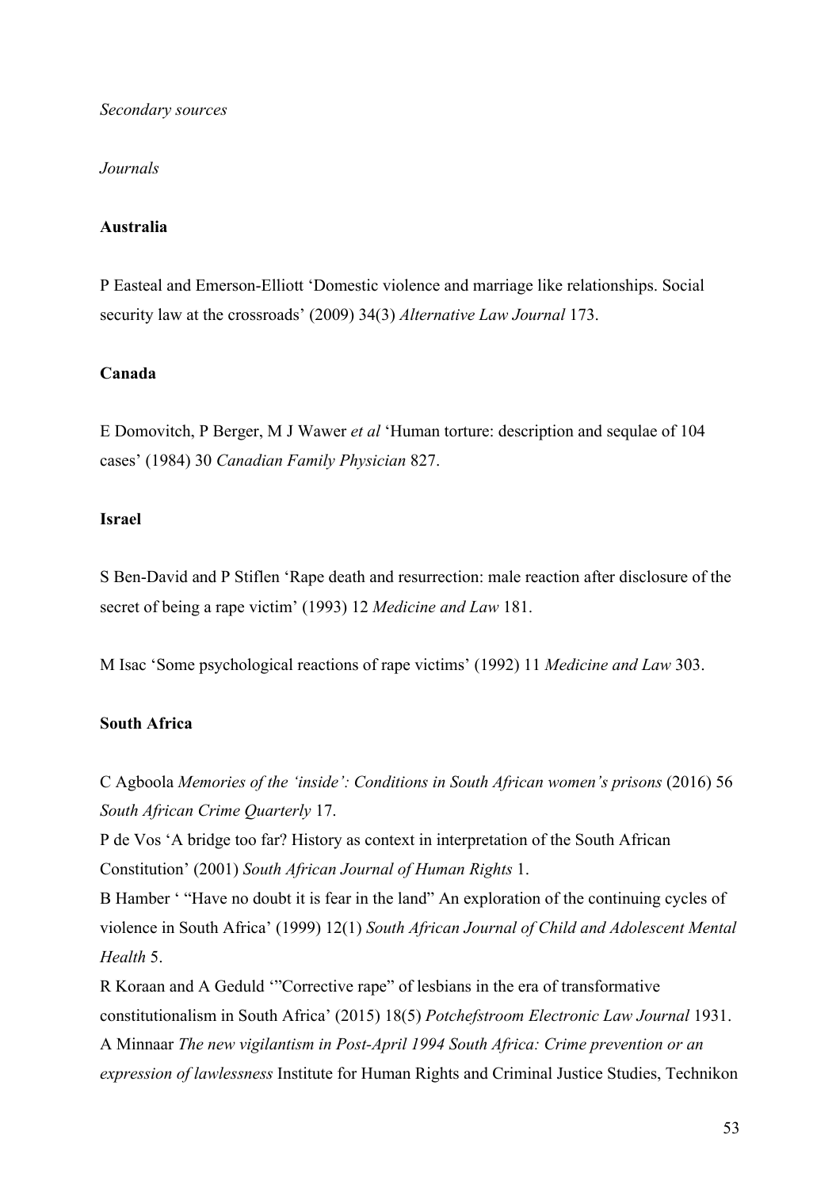*Secondary sources*

*Journals*

**Australia**

P Easteal and Emerson-Elliott 'Domestic violence and marriage like relationships. Social security law at the crossroads' (2009) 34(3) *Alternative Law Journal* 173.

**Canada**

E Domovitch, P Berger, M J Wawer *et al* 'Human torture: description and sequlae of 104 cases' (1984) 30 *Canadian Family Physician* 827.

**Israel**

S Ben-David and P Stiflen 'Rape death and resurrection: male reaction after disclosure of the secret of being a rape victim' (1993) 12 *Medicine and Law* 181.

M Isac 'Some psychological reactions of rape victims' (1992) 11 *Medicine and Law* 303.

**South Africa**

C Agboola *Memories of the 'inside': Conditions in South African women's prisons* (2016) 56 *South African Crime Quarterly* 17.

P de Vos 'A bridge too far? History as context in interpretation of the South African Constitution' (2001) *South African Journal of Human Rights* 1.

B Hamber ' "Have no doubt it is fear in the land" An exploration of the continuing cycles of violence in South Africa' (1999) 12(1) *South African Journal of Child and Adolescent Mental Health* 5.

R Koraan and A Geduld '"Corrective rape" of lesbians in the era of transformative constitutionalism in South Africa' (2015) 18(5) *Potchefstroom Electronic Law Journal* 1931.

A Minnaar *The new vigilantism in Post-April 1994 South Africa: Crime prevention or an expression of lawlessness* Institute for Human Rights and Criminal Justice Studies, Technikon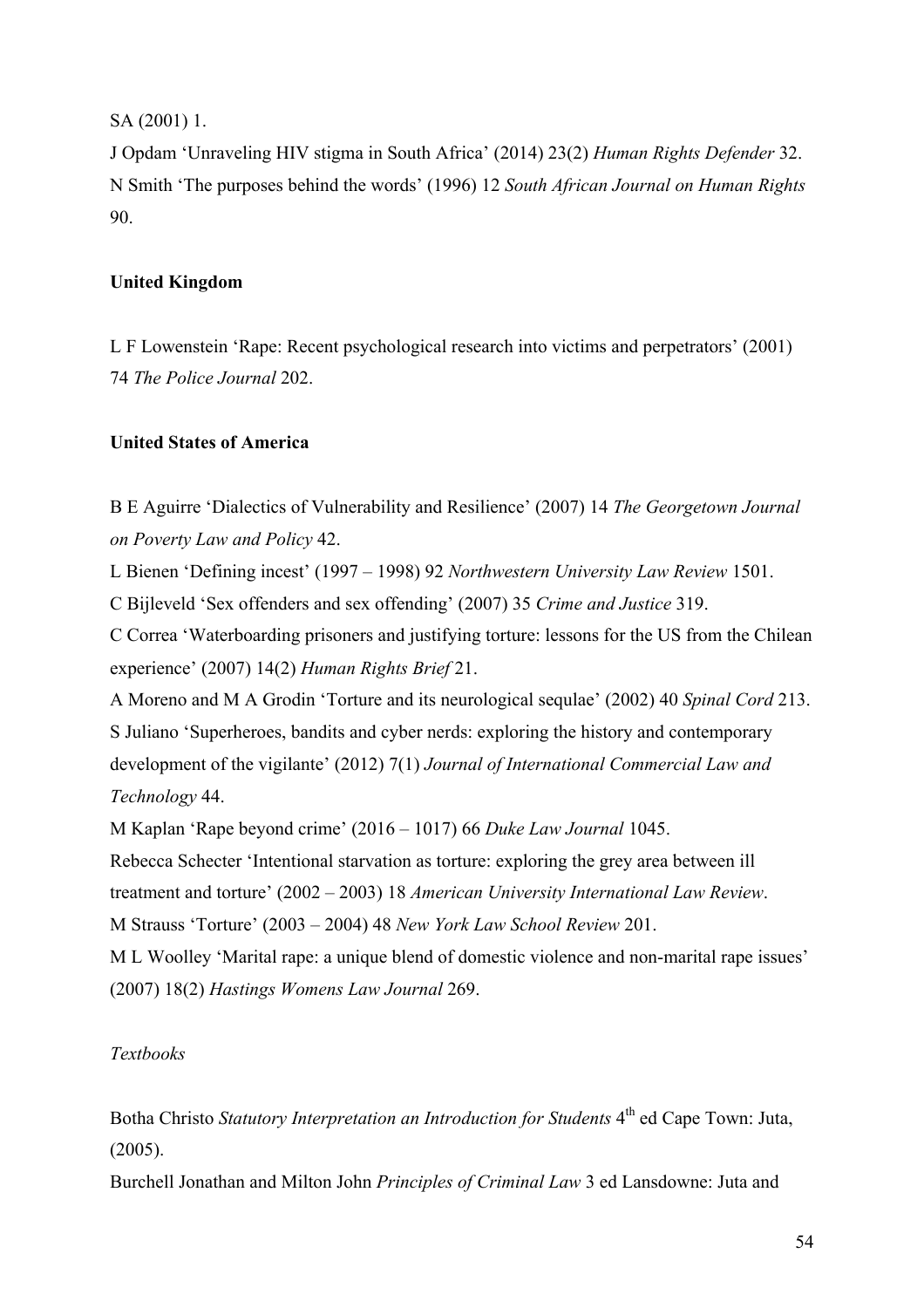SA (2001) 1.

J Opdam 'Unraveling HIV stigma in South Africa' (2014) 23(2) *Human Rights Defender* 32.

N Smith 'The purposes behind the words' (1996) 12 *South African Journal on Human Rights* 90.

**United Kingdom**

L F Lowenstein 'Rape: Recent psychological research into victims and perpetrators' (2001) 74 *The Police Journal* 202.

**United States of America**

B E Aguirre 'Dialectics of Vulnerability and Resilience' (2007) 14 *The Georgetown Journal on Poverty Law and Policy* 42.

L Bienen 'Defining incest' (1997 – 1998) 92 *Northwestern University Law Review* 1501.

C Bijleveld 'Sex offenders and sex offending' (2007) 35 *Crime and Justice* 319.

C Correa 'Waterboarding prisoners and justifying torture: lessons for the US from the Chilean experience' (2007) 14(2) *Human Rights Brief* 21.

A Moreno and M A Grodin 'Torture and its neurological sequlae' (2002) 40 *Spinal Cord* 213.

S Juliano 'Superheroes, bandits and cyber nerds: exploring the history and contemporary development of the vigilante' (2012) 7(1) *Journal of International Commercial Law and Technology* 44.

M Kaplan 'Rape beyond crime' (2016 – 1017) 66 *Duke Law Journal* 1045.

Rebecca Schecter 'Intentional starvation as torture: exploring the grey area between ill treatment and torture' (2002 – 2003) 18 *American University International Law Review*.

M Strauss 'Torture' (2003 – 2004) 48 *New York Law School Review* 201.

M L Woolley 'Marital rape: a unique blend of domestic violence and non-marital rape issues' (2007) 18(2) *Hastings Womens Law Journal* 269.

*Textbooks*

Botha Christo *Statutory Interpretation an Introduction for Students* 4th ed Cape Town: Juta, (2005).

Burchell Jonathan and Milton John *Principles of Criminal Law* 3 ed Lansdowne: Juta and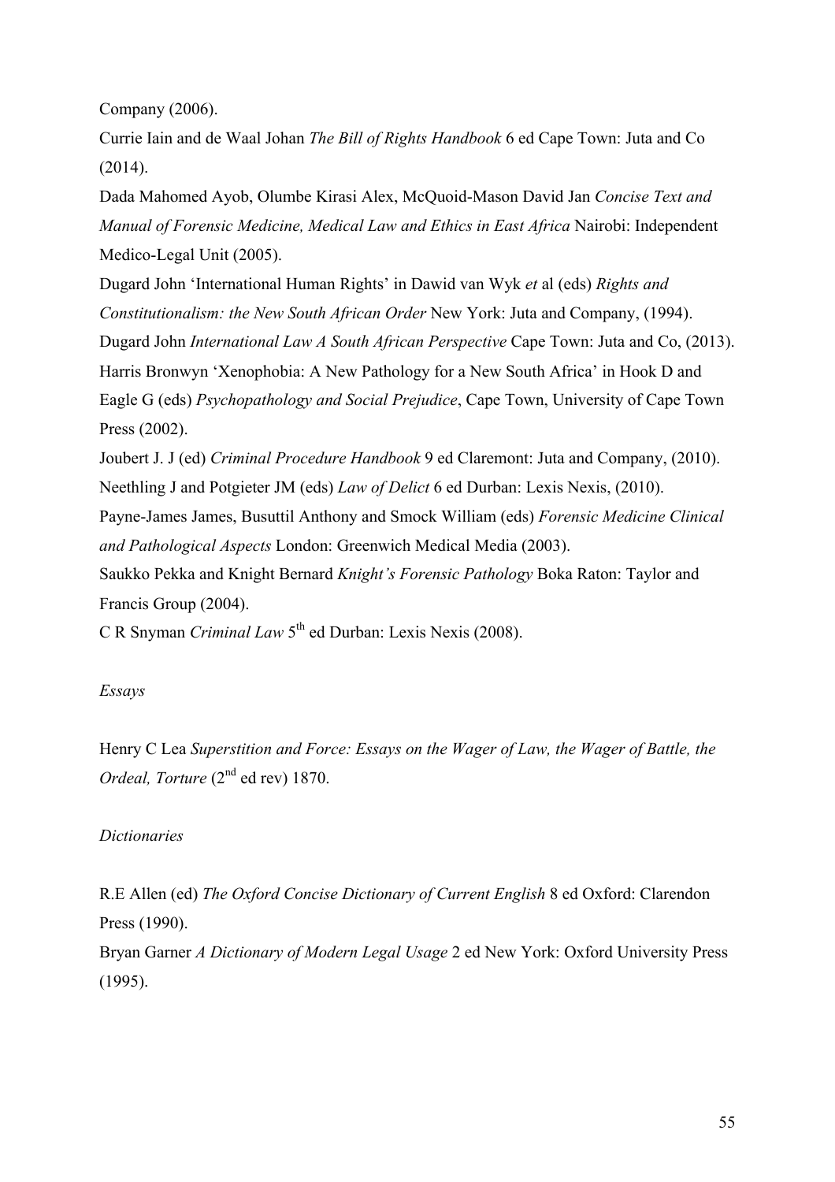Company (2006).

Currie Iain and de Waal Johan *The Bill of Rights Handbook* 6 ed Cape Town: Juta and Co (2014).

Dada Mahomed Ayob, Olumbe Kirasi Alex, McQuoid-Mason David Jan *Concise Text and Manual of Forensic Medicine, Medical Law and Ethics in East Africa* Nairobi: Independent Medico-Legal Unit (2005).

Dugard John 'International Human Rights' in Dawid van Wyk *et* al (eds) *Rights and Constitutionalism: the New South African Order* New York: Juta and Company, (1994).

Dugard John *International Law A South African Perspective* Cape Town: Juta and Co, (2013).

Harris Bronwyn 'Xenophobia: A New Pathology for a New South Africa' in Hook D and Eagle G (eds) *Psychopathology and Social Prejudice*, Cape Town, University of Cape Town Press (2002).

Joubert J. J (ed) *Criminal Procedure Handbook* 9 ed Claremont: Juta and Company, (2010).

Neethling J and Potgieter JM (eds) *Law of Delict* 6 ed Durban: Lexis Nexis, (2010).

Payne-James James, Busuttil Anthony and Smock William (eds) *Forensic Medicine Clinical and Pathological Aspects* London: Greenwich Medical Media (2003).

Saukko Pekka and Knight Bernard *Knight's Forensic Pathology* Boka Raton: Taylor and Francis Group (2004).

C R Snyman *Criminal Law* 5th ed Durban: Lexis Nexis (2008).

*Essays*

Henry C Lea *Superstition and Force: Essays on the Wager of Law, the Wager of Battle, the Ordeal, Torture* (2nd ed rev) 1870.

*Dictionaries*

R.E Allen (ed) *The Oxford Concise Dictionary of Current English* 8 ed Oxford: Clarendon Press (1990).

Bryan Garner *A Dictionary of Modern Legal Usage* 2 ed New York: Oxford University Press (1995).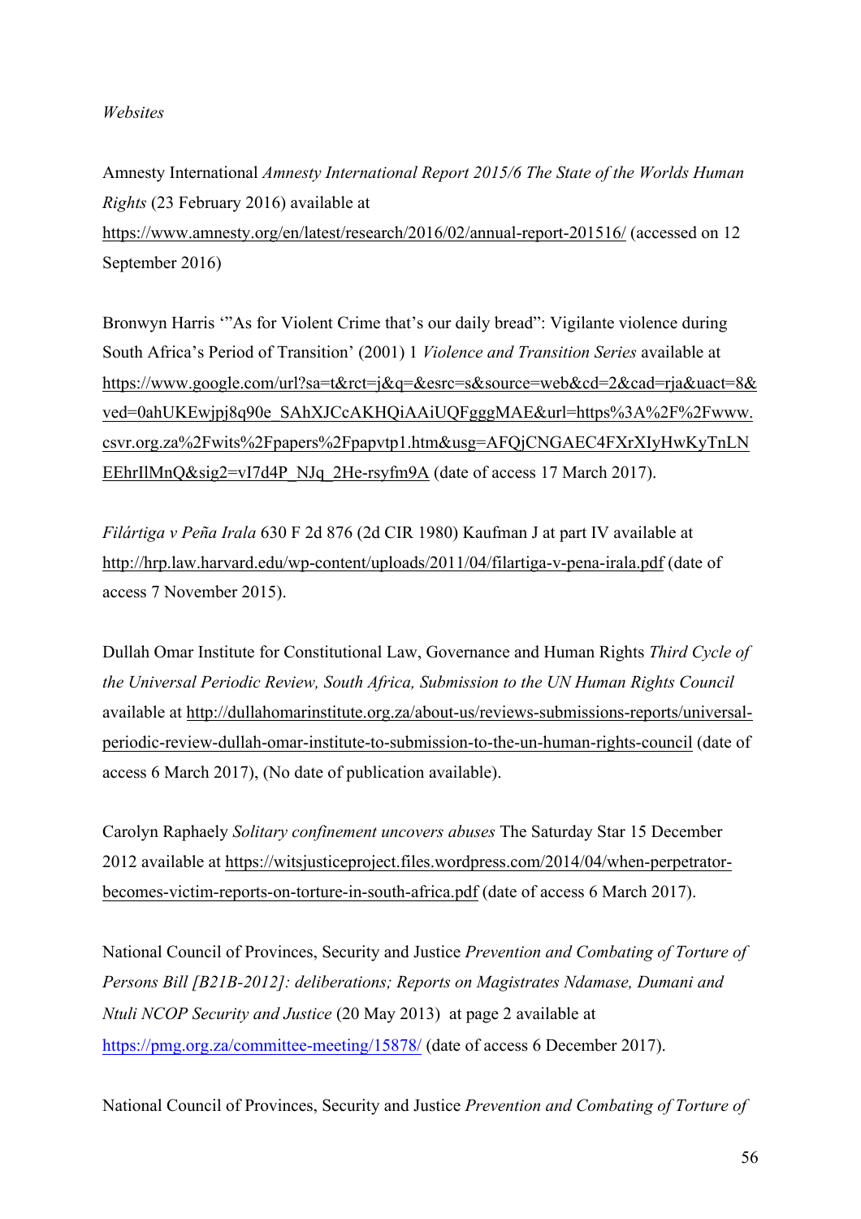*Websites*

Amnesty International *Amnesty International Report 2015/6 The State of the Worlds Human Rights* (23 February 2016) available at https://www.amnesty.org/en/latest/research/2016/02/annual-report-201516/ (accessed on 12 September 2016)

Bronwyn Harris '"As for Violent Crime that's our daily bread": Vigilante violence during South Africa's Period of Transition' (2001) 1 *Violence and Transition Series* available at https://www.google.com/url?sa=t&rct=j&q=&esrc=s&source=web&cd=2&cad=rja&uact=8&ved=0ahUKEwjpj8q90e_SAhXJCcAKHQiAAiUQFgggMAE&url=https%3A%2F%2Fwww.csvr.org.za%2Fwits%2Fpapers%2Fpapvtp1.htm&usg=AFQjCNGAEC4FXrXIyHwKyTnLNEEhrIlMnQ&sig2=vI7d4P_NJq_2He-rsyfm9A (date of access 17 March 2017).

*Filártiga v Peña Irala* 630 F 2d 876 (2d CIR 1980) Kaufman J at part IV available at http://hrp.law.harvard.edu/wp-content/uploads/2011/04/filartiga-v-pena-irala.pdf (date of access 7 November 2015).

Dullah Omar Institute for Constitutional Law, Governance and Human Rights *Third Cycle of the Universal Periodic Review, South Africa, Submission to the UN Human Rights Council* available at http://dullahomarinstitute.org.za/about-us/reviews-submissions-reports/universal-periodic-review-dullah-omar-institute-to-submission-to-the-un-human-rights-council (date of access 6 March 2017), (No date of publication available).

Carolyn Raphaely *Solitary confinement uncovers abuses* The Saturday Star 15 December 2012 available at https://witsjusticeproject.files.wordpress.com/2014/04/when-perpetrator-becomes-victim-reports-on-torture-in-south-africa.pdf (date of access 6 March 2017).

National Council of Provinces, Security and Justice *Prevention and Combating of Torture of Persons Bill [B21B-2012]: deliberations; Reports on Magistrates Ndamase, Dumani and Ntuli NCOP Security and Justice* (20 May 2013) at page 2 available at https://pmg.org.za/committee-meeting/15878/ (date of access 6 December 2017).

National Council of Provinces, Security and Justice *Prevention and Combating of Torture of*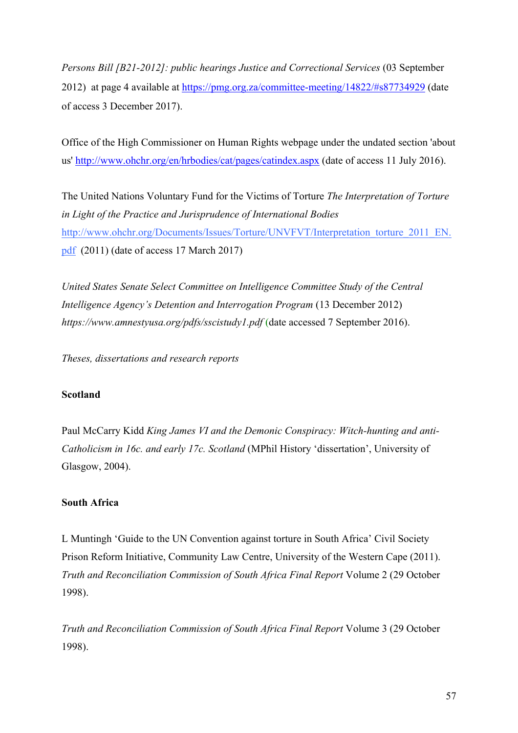*Persons Bill [B21-2012]: public hearings Justice and Correctional Services* (03 September 2012) at page 4 available at https://pmg.org.za/committee-meeting/14822/#s87734929 (date of access 3 December 2017).

Office of the High Commissioner on Human Rights webpage under the undated section 'about us' http://www.ohchr.org/en/hrbodies/cat/pages/catindex.aspx (date of access 11 July 2016).

The United Nations Voluntary Fund for the Victims of Torture *The Interpretation of Torture in Light of the Practice and Jurisprudence of International Bodies* http://www.ohchr.org/Documents/Issues/Torture/UNVFVT/Interpretation_torture_2011_EN.pdf (2011) (date of access 17 March 2017)

*United States Senate Select Committee on Intelligence Committee Study of the Central Intelligence Agency's Detention and Interrogation Program* (13 December 2012) *https://www.amnestyusa.org/pdfs/sscistudy1.pdf* (date accessed 7 September 2016).

*Theses, dissertations and research reports*

**Scotland**

Paul McCarry Kidd *King James VI and the Demonic Conspiracy: Witch-hunting and anti-Catholicism in 16c. and early 17c. Scotland* (MPhil History 'dissertation', University of Glasgow, 2004).

**South Africa**

L Muntingh 'Guide to the UN Convention against torture in South Africa' Civil Society Prison Reform Initiative, Community Law Centre, University of the Western Cape (2011).
*Truth and Reconciliation Commission of South Africa Final Report* Volume 2 (29 October 1998).

*Truth and Reconciliation Commission of South Africa Final Report* Volume 3 (29 October 1998).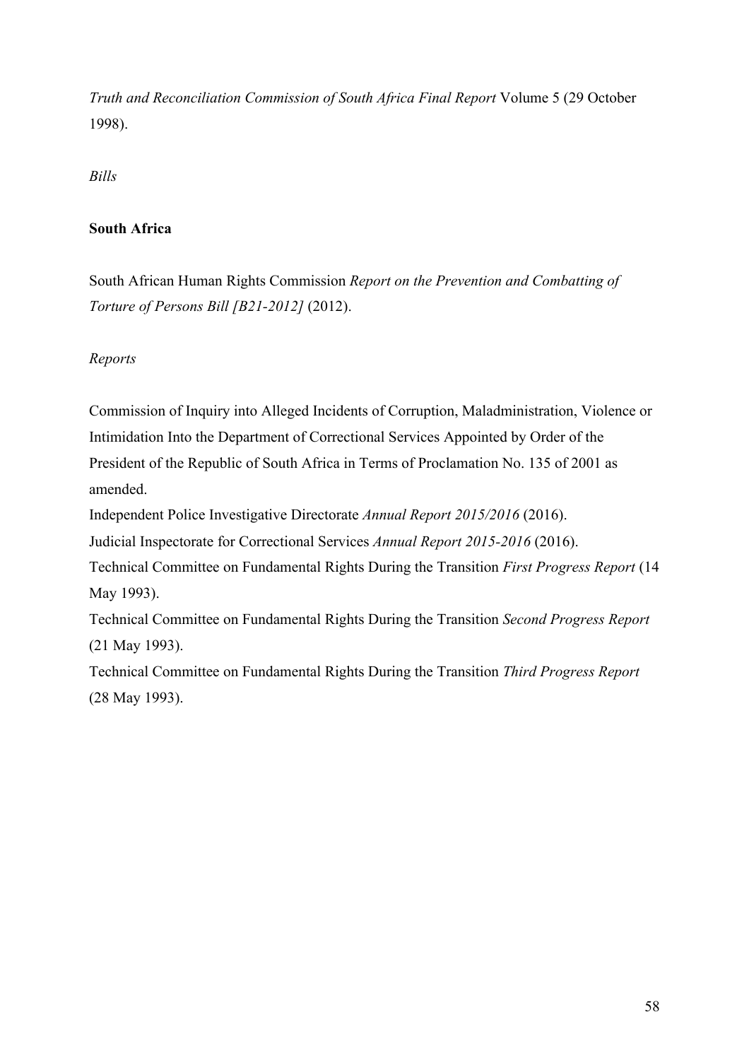*Truth and Reconciliation Commission of South Africa Final Report* Volume 5 (29 October 1998).

*Bills*

**South Africa**

South African Human Rights Commission *Report on the Prevention and Combatting of Torture of Persons Bill [B21-2012]* (2012).

*Reports*

Commission of Inquiry into Alleged Incidents of Corruption, Maladministration, Violence or Intimidation Into the Department of Correctional Services Appointed by Order of the President of the Republic of South Africa in Terms of Proclamation No. 135 of 2001 as amended.

Independent Police Investigative Directorate *Annual Report 2015/2016* (2016).

Judicial Inspectorate for Correctional Services *Annual Report 2015-2016* (2016).

Technical Committee on Fundamental Rights During the Transition *First Progress Report* (14 May 1993).

Technical Committee on Fundamental Rights During the Transition *Second Progress Report* (21 May 1993).

Technical Committee on Fundamental Rights During the Transition *Third Progress Report* (28 May 1993).